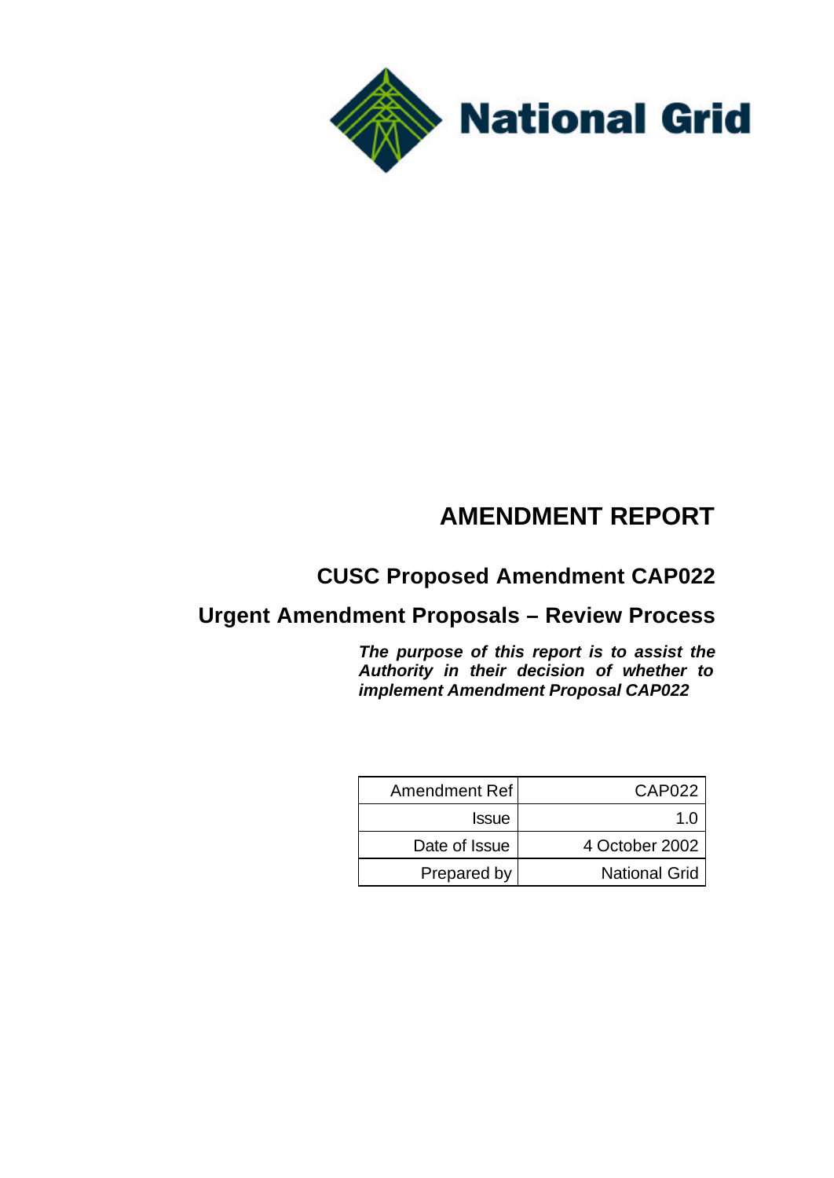National Grid

# AMENDMENT REPORT

## CUSC Proposed Amendment CAP022

## Urgent Amendment Proposals – Review Process

***The purpose of this report is to assist the Authority in their decision of whether to implement Amendment Proposal CAP022***

| | |
|---|---|
| Amendment Ref | CAP022 |
| Issue | 1.0 |
| Date of Issue | 4 October 2002 |
| Prepared by | National Grid |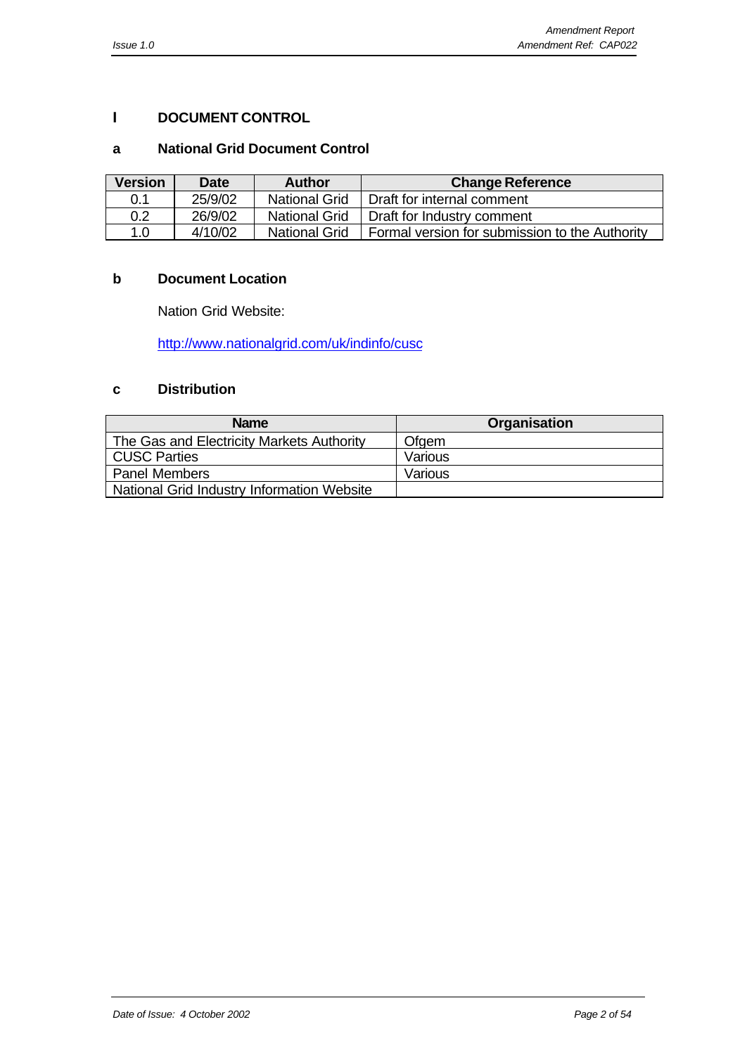# I DOCUMENT CONTROL

## a National Grid Document Control

| Version | Date | Author | Change Reference |
|---|---|---|---|
| 0.1 | 25/9/02 | National Grid | Draft for internal comment |
| 0.2 | 26/9/02 | National Grid | Draft for Industry comment |
| 1.0 | 4/10/02 | National Grid | Formal version for submission to the Authority |

## b Document Location

Nation Grid Website:

http://www.nationalgrid.com/uk/indinfo/cusc

## c Distribution

| Name | Organisation |
|---|---|
| The Gas and Electricity Markets Authority | Ofgem |
| CUSC Parties | Various |
| Panel Members | Various |
| National Grid Industry Information Website | |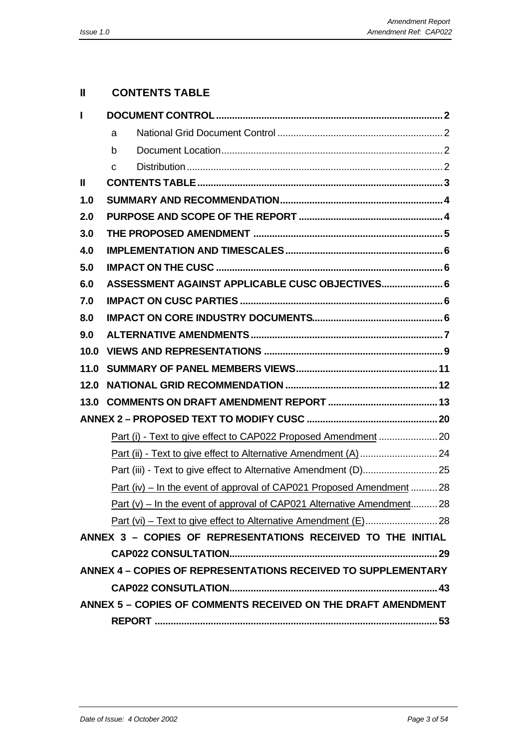## II CONTENTS TABLE

| | | |
|---|---|---|
| **I** | **DOCUMENT CONTROL** | **2** |
| | a National Grid Document Control | 2 |
| | b Document Location | 2 |
| | c Distribution | 2 |
| **II** | **CONTENTS TABLE** | **3** |
| **1.0** | **SUMMARY AND RECOMMENDATION** | **4** |
| **2.0** | **PURPOSE AND SCOPE OF THE REPORT** | **4** |
| **3.0** | **THE PROPOSED AMENDMENT** | **5** |
| **4.0** | **IMPLEMENTATION AND TIMESCALES** | **6** |
| **5.0** | **IMPACT ON THE CUSC** | **6** |
| **6.0** | **ASSESSMENT AGAINST APPLICABLE CUSC OBJECTIVES** | **6** |
| **7.0** | **IMPACT ON CUSC PARTIES** | **6** |
| **8.0** | **IMPACT ON CORE INDUSTRY DOCUMENTS** | **6** |
| **9.0** | **ALTERNATIVE AMENDMENTS** | **7** |
| **10.0** | **VIEWS AND REPRESENTATIONS** | **9** |
| **11.0** | **SUMMARY OF PANEL MEMBERS VIEWS** | **11** |
| **12.0** | **NATIONAL GRID RECOMMENDATION** | **12** |
| **13.0** | **COMMENTS ON DRAFT AMENDMENT REPORT** | **13** |
| | **ANNEX 2 – PROPOSED TEXT TO MODIFY CUSC** | **20** |
| | Part (i) - Text to give effect to CAP022 Proposed Amendment | 20 |
| | Part (ii) - Text to give effect to Alternative Amendment (A) | 24 |
| | Part (iii) - Text to give effect to Alternative Amendment (D) | 25 |
| | Part (iv) – In the event of approval of CAP021 Proposed Amendment | 28 |
| | Part (v) – In the event of approval of CAP021 Alternative Amendment | 28 |
| | Part (vi) – Text to give effect to Alternative Amendment (E) | 28 |
| | **ANNEX 3 – COPIES OF REPRESENTATIONS RECEIVED TO THE INITIAL CAP022 CONSULTATION** | **29** |
| | **ANNEX 4 – COPIES OF REPRESENTATIONS RECEIVED TO SUPPLEMENTARY CAP022 CONSUTLATION** | **43** |
| | **ANNEX 5 – COPIES OF COMMENTS RECEIVED ON THE DRAFT AMENDMENT REPORT** | **53** |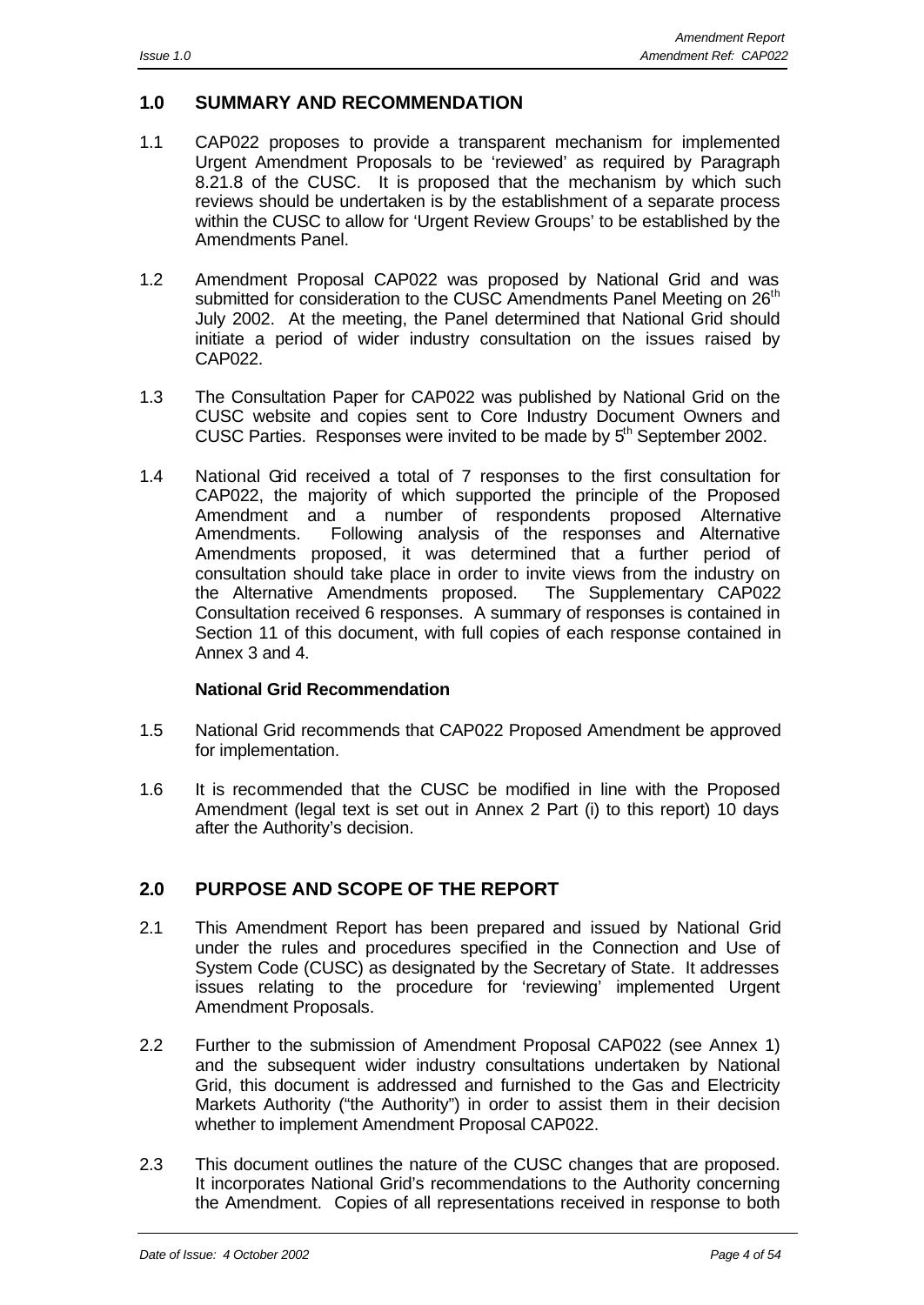## 1.0 SUMMARY AND RECOMMENDATION

1.1 CAP022 proposes to provide a transparent mechanism for implemented Urgent Amendment Proposals to be 'reviewed' as required by Paragraph 8.21.8 of the CUSC. It is proposed that the mechanism by which such reviews should be undertaken is by the establishment of a separate process within the CUSC to allow for 'Urgent Review Groups' to be established by the Amendments Panel.

1.2 Amendment Proposal CAP022 was proposed by National Grid and was submitted for consideration to the CUSC Amendments Panel Meeting on 26th July 2002. At the meeting, the Panel determined that National Grid should initiate a period of wider industry consultation on the issues raised by CAP022.

1.3 The Consultation Paper for CAP022 was published by National Grid on the CUSC website and copies sent to Core Industry Document Owners and CUSC Parties. Responses were invited to be made by 5th September 2002.

1.4 National Grid received a total of 7 responses to the first consultation for CAP022, the majority of which supported the principle of the Proposed Amendment and a number of respondents proposed Alternative Amendments. Following analysis of the responses and Alternative Amendments proposed, it was determined that a further period of consultation should take place in order to invite views from the industry on the Alternative Amendments proposed. The Supplementary CAP022 Consultation received 6 responses. A summary of responses is contained in Section 11 of this document, with full copies of each response contained in Annex 3 and 4.

**National Grid Recommendation**

1.5 National Grid recommends that CAP022 Proposed Amendment be approved for implementation.

1.6 It is recommended that the CUSC be modified in line with the Proposed Amendment (legal text is set out in Annex 2 Part (i) to this report) 10 days after the Authority's decision.

## 2.0 PURPOSE AND SCOPE OF THE REPORT

2.1 This Amendment Report has been prepared and issued by National Grid under the rules and procedures specified in the Connection and Use of System Code (CUSC) as designated by the Secretary of State. It addresses issues relating to the procedure for 'reviewing' implemented Urgent Amendment Proposals.

2.2 Further to the submission of Amendment Proposal CAP022 (see Annex 1) and the subsequent wider industry consultations undertaken by National Grid, this document is addressed and furnished to the Gas and Electricity Markets Authority ("the Authority") in order to assist them in their decision whether to implement Amendment Proposal CAP022.

2.3 This document outlines the nature of the CUSC changes that are proposed. It incorporates National Grid's recommendations to the Authority concerning the Amendment. Copies of all representations received in response to both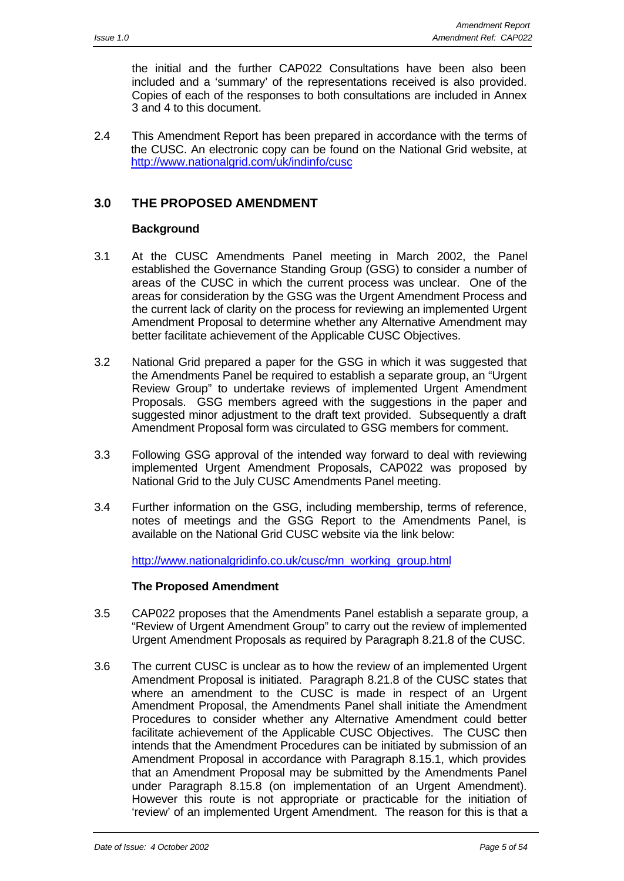the initial and the further CAP022 Consultations have been also been included and a 'summary' of the representations received is also provided. Copies of each of the responses to both consultations are included in Annex 3 and 4 to this document.

2.4 This Amendment Report has been prepared in accordance with the terms of the CUSC. An electronic copy can be found on the National Grid website, at http://www.nationalgrid.com/uk/indinfo/cusc

## 3.0 THE PROPOSED AMENDMENT

### Background

3.1 At the CUSC Amendments Panel meeting in March 2002, the Panel established the Governance Standing Group (GSG) to consider a number of areas of the CUSC in which the current process was unclear. One of the areas for consideration by the GSG was the Urgent Amendment Process and the current lack of clarity on the process for reviewing an implemented Urgent Amendment Proposal to determine whether any Alternative Amendment may better facilitate achievement of the Applicable CUSC Objectives.

3.2 National Grid prepared a paper for the GSG in which it was suggested that the Amendments Panel be required to establish a separate group, an "Urgent Review Group" to undertake reviews of implemented Urgent Amendment Proposals. GSG members agreed with the suggestions in the paper and suggested minor adjustment to the draft text provided. Subsequently a draft Amendment Proposal form was circulated to GSG members for comment.

3.3 Following GSG approval of the intended way forward to deal with reviewing implemented Urgent Amendment Proposals, CAP022 was proposed by National Grid to the July CUSC Amendments Panel meeting.

3.4 Further information on the GSG, including membership, terms of reference, notes of meetings and the GSG Report to the Amendments Panel, is available on the National Grid CUSC website via the link below:

http://www.nationalgridinfo.co.uk/cusc/mn_working_group.html

### The Proposed Amendment

3.5 CAP022 proposes that the Amendments Panel establish a separate group, a "Review of Urgent Amendment Group" to carry out the review of implemented Urgent Amendment Proposals as required by Paragraph 8.21.8 of the CUSC.

3.6 The current CUSC is unclear as to how the review of an implemented Urgent Amendment Proposal is initiated. Paragraph 8.21.8 of the CUSC states that where an amendment to the CUSC is made in respect of an Urgent Amendment Proposal, the Amendments Panel shall initiate the Amendment Procedures to consider whether any Alternative Amendment could better facilitate achievement of the Applicable CUSC Objectives. The CUSC then intends that the Amendment Procedures can be initiated by submission of an Amendment Proposal in accordance with Paragraph 8.15.1, which provides that an Amendment Proposal may be submitted by the Amendments Panel under Paragraph 8.15.8 (on implementation of an Urgent Amendment). However this route is not appropriate or practicable for the initiation of 'review' of an implemented Urgent Amendment. The reason for this is that a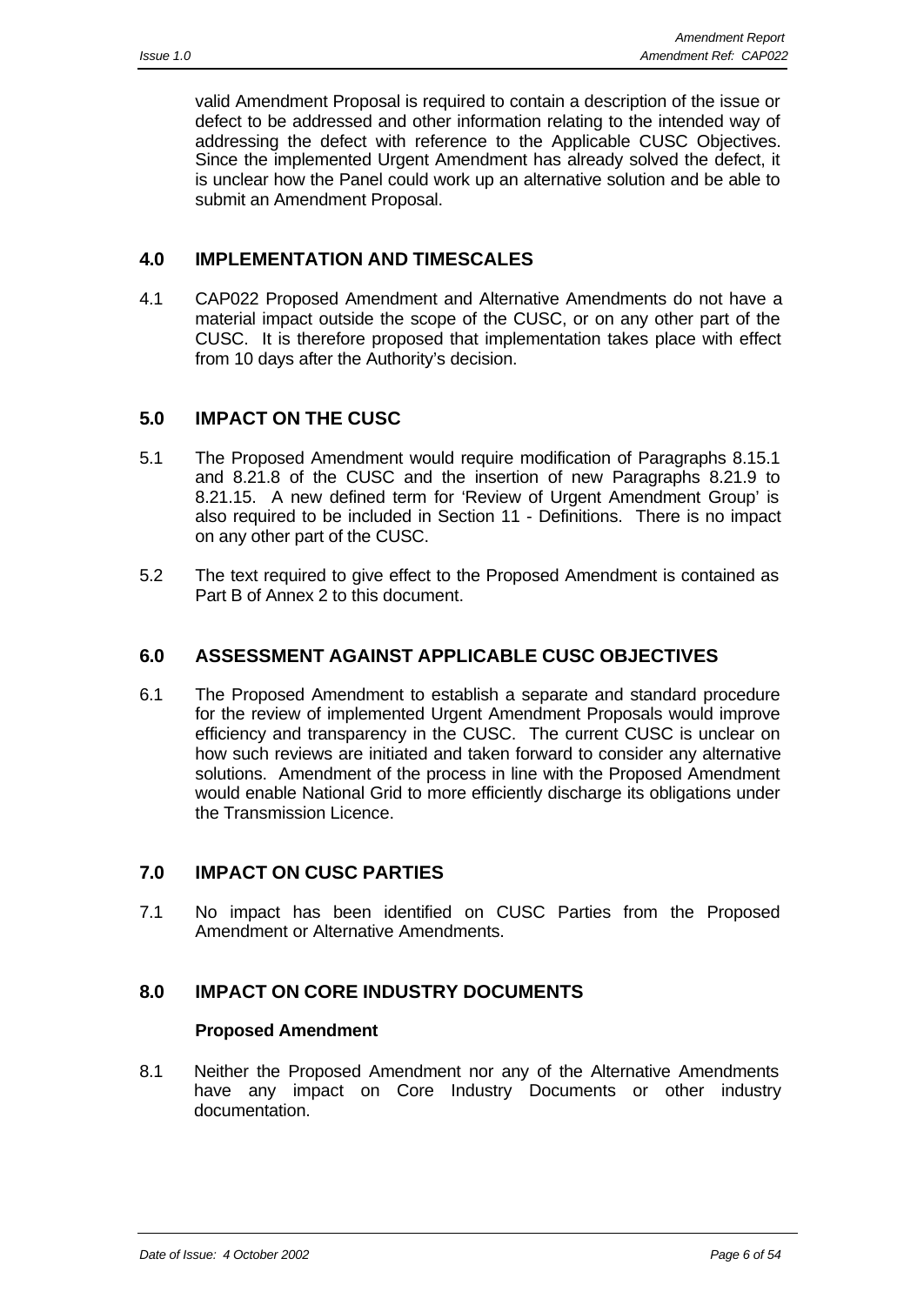valid Amendment Proposal is required to contain a description of the issue or defect to be addressed and other information relating to the intended way of addressing the defect with reference to the Applicable CUSC Objectives. Since the implemented Urgent Amendment has already solved the defect, it is unclear how the Panel could work up an alternative solution and be able to submit an Amendment Proposal.

## 4.0 IMPLEMENTATION AND TIMESCALES

4.1 CAP022 Proposed Amendment and Alternative Amendments do not have a material impact outside the scope of the CUSC, or on any other part of the CUSC. It is therefore proposed that implementation takes place with effect from 10 days after the Authority's decision.

## 5.0 IMPACT ON THE CUSC

5.1 The Proposed Amendment would require modification of Paragraphs 8.15.1 and 8.21.8 of the CUSC and the insertion of new Paragraphs 8.21.9 to 8.21.15. A new defined term for 'Review of Urgent Amendment Group' is also required to be included in Section 11 - Definitions. There is no impact on any other part of the CUSC.

5.2 The text required to give effect to the Proposed Amendment is contained as Part B of Annex 2 to this document.

## 6.0 ASSESSMENT AGAINST APPLICABLE CUSC OBJECTIVES

6.1 The Proposed Amendment to establish a separate and standard procedure for the review of implemented Urgent Amendment Proposals would improve efficiency and transparency in the CUSC. The current CUSC is unclear on how such reviews are initiated and taken forward to consider any alternative solutions. Amendment of the process in line with the Proposed Amendment would enable National Grid to more efficiently discharge its obligations under the Transmission Licence.

## 7.0 IMPACT ON CUSC PARTIES

7.1 No impact has been identified on CUSC Parties from the Proposed Amendment or Alternative Amendments.

## 8.0 IMPACT ON CORE INDUSTRY DOCUMENTS

**Proposed Amendment**

8.1 Neither the Proposed Amendment nor any of the Alternative Amendments have any impact on Core Industry Documents or other industry documentation.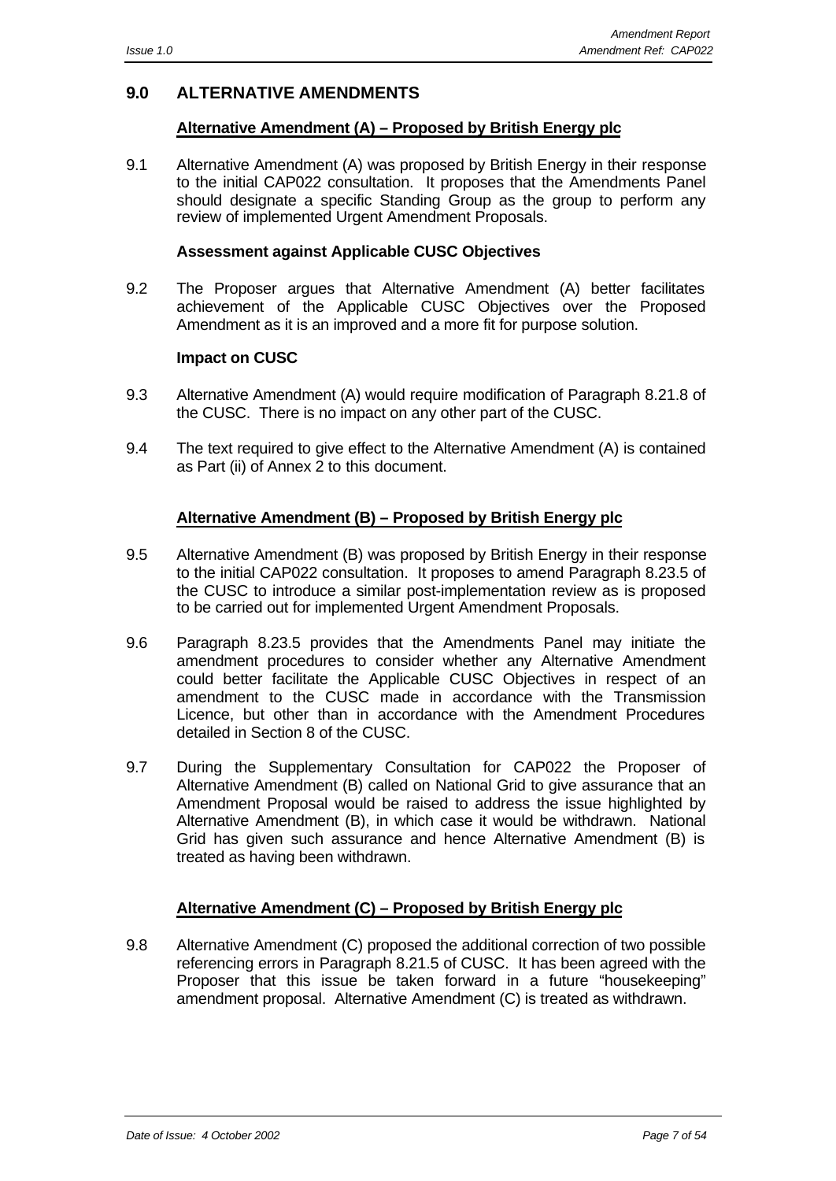## 9.0 ALTERNATIVE AMENDMENTS

### Alternative Amendment (A) – Proposed by British Energy plc

9.1 Alternative Amendment (A) was proposed by British Energy in their response to the initial CAP022 consultation. It proposes that the Amendments Panel should designate a specific Standing Group as the group to perform any review of implemented Urgent Amendment Proposals.

**Assessment against Applicable CUSC Objectives**

9.2 The Proposer argues that Alternative Amendment (A) better facilitates achievement of the Applicable CUSC Objectives over the Proposed Amendment as it is an improved and a more fit for purpose solution.

**Impact on CUSC**

9.3 Alternative Amendment (A) would require modification of Paragraph 8.21.8 of the CUSC. There is no impact on any other part of the CUSC.

9.4 The text required to give effect to the Alternative Amendment (A) is contained as Part (ii) of Annex 2 to this document.

### Alternative Amendment (B) – Proposed by British Energy plc

9.5 Alternative Amendment (B) was proposed by British Energy in their response to the initial CAP022 consultation. It proposes to amend Paragraph 8.23.5 of the CUSC to introduce a similar post-implementation review as is proposed to be carried out for implemented Urgent Amendment Proposals.

9.6 Paragraph 8.23.5 provides that the Amendments Panel may initiate the amendment procedures to consider whether any Alternative Amendment could better facilitate the Applicable CUSC Objectives in respect of an amendment to the CUSC made in accordance with the Transmission Licence, but other than in accordance with the Amendment Procedures detailed in Section 8 of the CUSC.

9.7 During the Supplementary Consultation for CAP022 the Proposer of Alternative Amendment (B) called on National Grid to give assurance that an Amendment Proposal would be raised to address the issue highlighted by Alternative Amendment (B), in which case it would be withdrawn. National Grid has given such assurance and hence Alternative Amendment (B) is treated as having been withdrawn.

### Alternative Amendment (C) – Proposed by British Energy plc

9.8 Alternative Amendment (C) proposed the additional correction of two possible referencing errors in Paragraph 8.21.5 of CUSC. It has been agreed with the Proposer that this issue be taken forward in a future "housekeeping" amendment proposal. Alternative Amendment (C) is treated as withdrawn.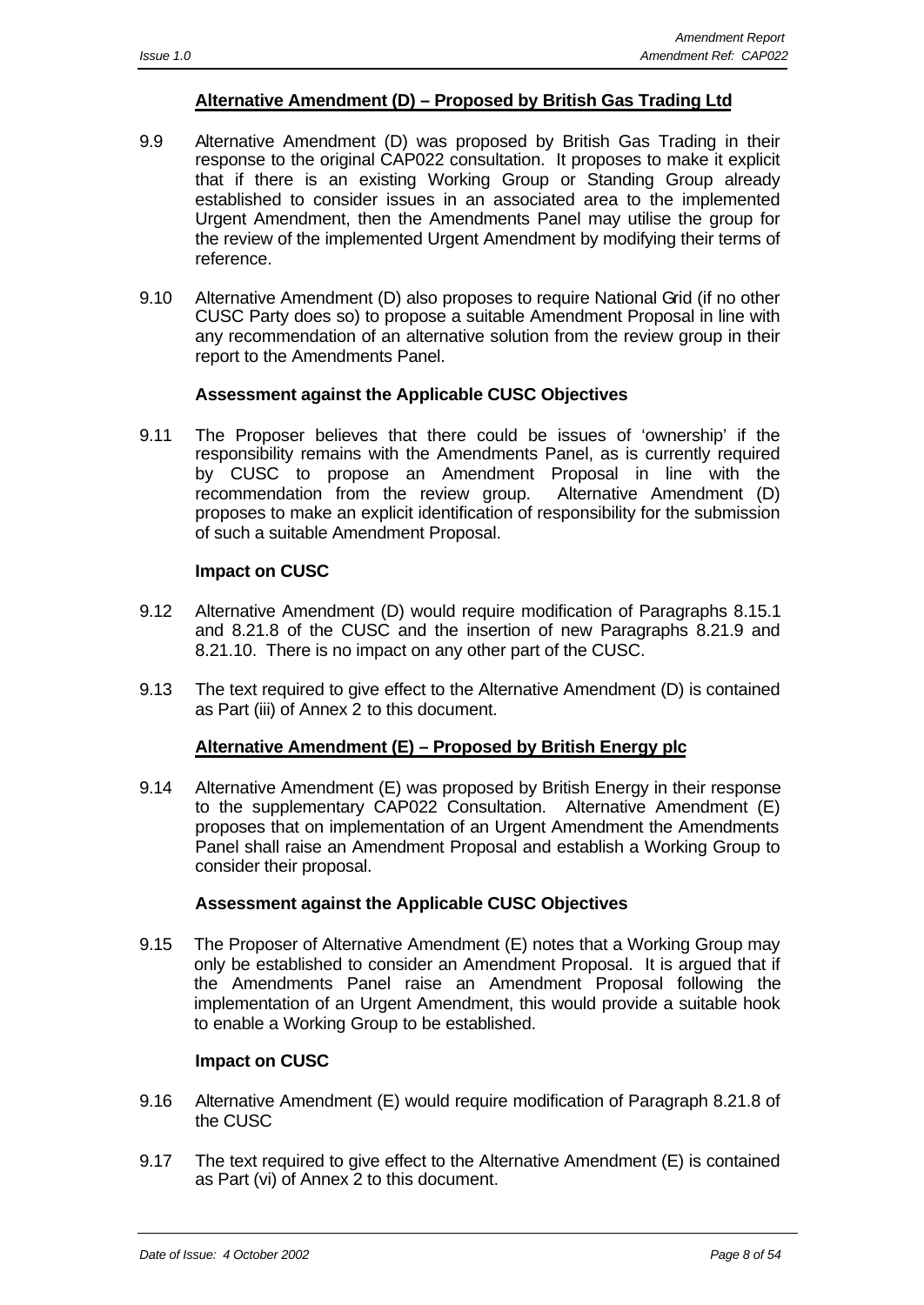### Alternative Amendment (D) – Proposed by British Gas Trading Ltd

9.9 Alternative Amendment (D) was proposed by British Gas Trading in their response to the original CAP022 consultation. It proposes to make it explicit that if there is an existing Working Group or Standing Group already established to consider issues in an associated area to the implemented Urgent Amendment, then the Amendments Panel may utilise the group for the review of the implemented Urgent Amendment by modifying their terms of reference.

9.10 Alternative Amendment (D) also proposes to require National Grid (if no other CUSC Party does so) to propose a suitable Amendment Proposal in line with any recommendation of an alternative solution from the review group in their report to the Amendments Panel.

**Assessment against the Applicable CUSC Objectives**

9.11 The Proposer believes that there could be issues of 'ownership' if the responsibility remains with the Amendments Panel, as is currently required by CUSC to propose an Amendment Proposal in line with the recommendation from the review group. Alternative Amendment (D) proposes to make an explicit identification of responsibility for the submission of such a suitable Amendment Proposal.

**Impact on CUSC**

9.12 Alternative Amendment (D) would require modification of Paragraphs 8.15.1 and 8.21.8 of the CUSC and the insertion of new Paragraphs 8.21.9 and 8.21.10. There is no impact on any other part of the CUSC.

9.13 The text required to give effect to the Alternative Amendment (D) is contained as Part (iii) of Annex 2 to this document.

### Alternative Amendment (E) – Proposed by British Energy plc

9.14 Alternative Amendment (E) was proposed by British Energy in their response to the supplementary CAP022 Consultation. Alternative Amendment (E) proposes that on implementation of an Urgent Amendment the Amendments Panel shall raise an Amendment Proposal and establish a Working Group to consider their proposal.

**Assessment against the Applicable CUSC Objectives**

9.15 The Proposer of Alternative Amendment (E) notes that a Working Group may only be established to consider an Amendment Proposal. It is argued that if the Amendments Panel raise an Amendment Proposal following the implementation of an Urgent Amendment, this would provide a suitable hook to enable a Working Group to be established.

**Impact on CUSC**

9.16 Alternative Amendment (E) would require modification of Paragraph 8.21.8 of the CUSC

9.17 The text required to give effect to the Alternative Amendment (E) is contained as Part (vi) of Annex 2 to this document.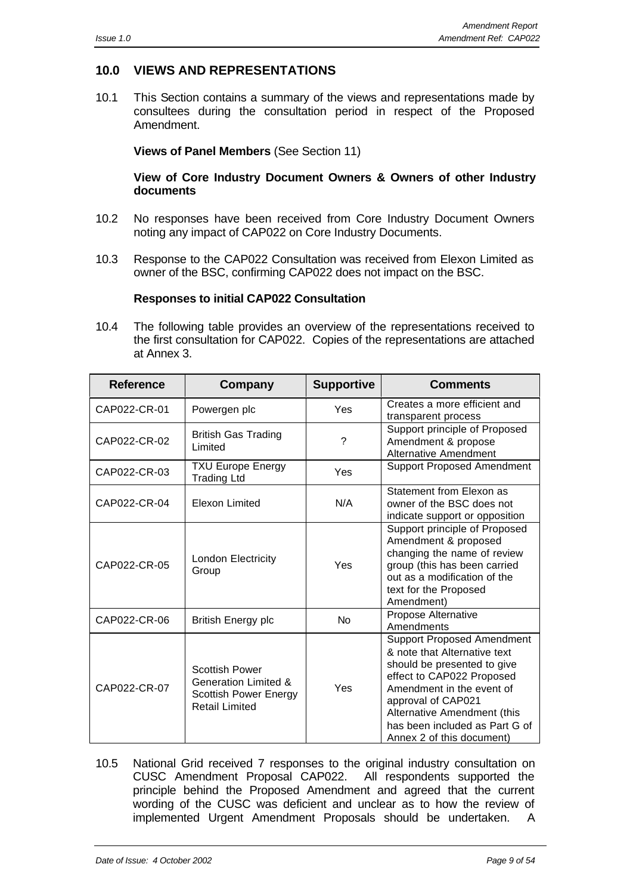## 10.0 VIEWS AND REPRESENTATIONS

10.1 This Section contains a summary of the views and representations made by consultees during the consultation period in respect of the Proposed Amendment.

**Views of Panel Members** (See Section 11)

**View of Core Industry Document Owners & Owners of other Industry documents**

10.2 No responses have been received from Core Industry Document Owners noting any impact of CAP022 on Core Industry Documents.

10.3 Response to the CAP022 Consultation was received from Elexon Limited as owner of the BSC, confirming CAP022 does not impact on the BSC.

**Responses to initial CAP022 Consultation**

10.4 The following table provides an overview of the representations received to the first consultation for CAP022. Copies of the representations are attached at Annex 3.

| Reference | Company | Supportive | Comments |
|---|---|---|---|
| CAP022-CR-01 | Powergen plc | Yes | Creates a more efficient and transparent process |
| CAP022-CR-02 | British Gas Trading Limited | ? | Support principle of Proposed Amendment & propose Alternative Amendment |
| CAP022-CR-03 | TXU Europe Energy Trading Ltd | Yes | Support Proposed Amendment |
| CAP022-CR-04 | Elexon Limited | N/A | Statement from Elexon as owner of the BSC does not indicate support or opposition |
| CAP022-CR-05 | London Electricity Group | Yes | Support principle of Proposed Amendment & proposed changing the name of review group (this has been carried out as a modification of the text for the Proposed Amendment) |
| CAP022-CR-06 | British Energy plc | No | Propose Alternative Amendments |
| CAP022-CR-07 | Scottish Power Generation Limited & Scottish Power Energy Retail Limited | Yes | Support Proposed Amendment & note that Alternative text should be presented to give effect to CAP022 Proposed Amendment in the event of approval of CAP021 Alternative Amendment (this has been included as Part G of Annex 2 of this document) |

10.5 National Grid received 7 responses to the original industry consultation on CUSC Amendment Proposal CAP022. All respondents supported the principle behind the Proposed Amendment and agreed that the current wording of the CUSC was deficient and unclear as to how the review of implemented Urgent Amendment Proposals should be undertaken. A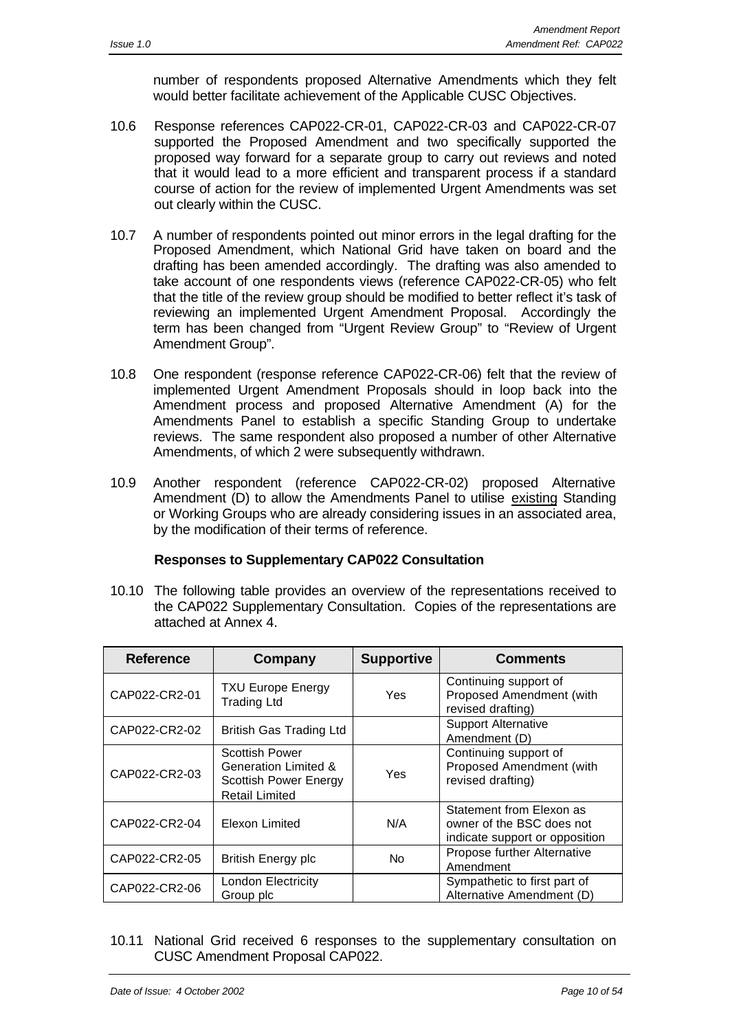number of respondents proposed Alternative Amendments which they felt would better facilitate achievement of the Applicable CUSC Objectives.

10.6 Response references CAP022-CR-01, CAP022-CR-03 and CAP022-CR-07 supported the Proposed Amendment and two specifically supported the proposed way forward for a separate group to carry out reviews and noted that it would lead to a more efficient and transparent process if a standard course of action for the review of implemented Urgent Amendments was set out clearly within the CUSC.

10.7 A number of respondents pointed out minor errors in the legal drafting for the Proposed Amendment, which National Grid have taken on board and the drafting has been amended accordingly. The drafting was also amended to take account of one respondents views (reference CAP022-CR-05) who felt that the title of the review group should be modified to better reflect it's task of reviewing an implemented Urgent Amendment Proposal. Accordingly the term has been changed from "Urgent Review Group" to "Review of Urgent Amendment Group".

10.8 One respondent (response reference CAP022-CR-06) felt that the review of implemented Urgent Amendment Proposals should in loop back into the Amendment process and proposed Alternative Amendment (A) for the Amendments Panel to establish a specific Standing Group to undertake reviews. The same respondent also proposed a number of other Alternative Amendments, of which 2 were subsequently withdrawn.

10.9 Another respondent (reference CAP022-CR-02) proposed Alternative Amendment (D) to allow the Amendments Panel to utilise existing Standing or Working Groups who are already considering issues in an associated area, by the modification of their terms of reference.

**Responses to Supplementary CAP022 Consultation**

10.10 The following table provides an overview of the representations received to the CAP022 Supplementary Consultation. Copies of the representations are attached at Annex 4.

| Reference | Company | Supportive | Comments |
|---|---|---|---|
| CAP022-CR2-01 | TXU Europe Energy Trading Ltd | Yes | Continuing support of Proposed Amendment (with revised drafting) |
| CAP022-CR2-02 | British Gas Trading Ltd | | Support Alternative Amendment (D) |
| CAP022-CR2-03 | Scottish Power Generation Limited & Scottish Power Energy Retail Limited | Yes | Continuing support of Proposed Amendment (with revised drafting) |
| CAP022-CR2-04 | Elexon Limited | N/A | Statement from Elexon as owner of the BSC does not indicate support or opposition |
| CAP022-CR2-05 | British Energy plc | No | Propose further Alternative Amendment |
| CAP022-CR2-06 | London Electricity Group plc | | Sympathetic to first part of Alternative Amendment (D) |

10.11 National Grid received 6 responses to the supplementary consultation on CUSC Amendment Proposal CAP022.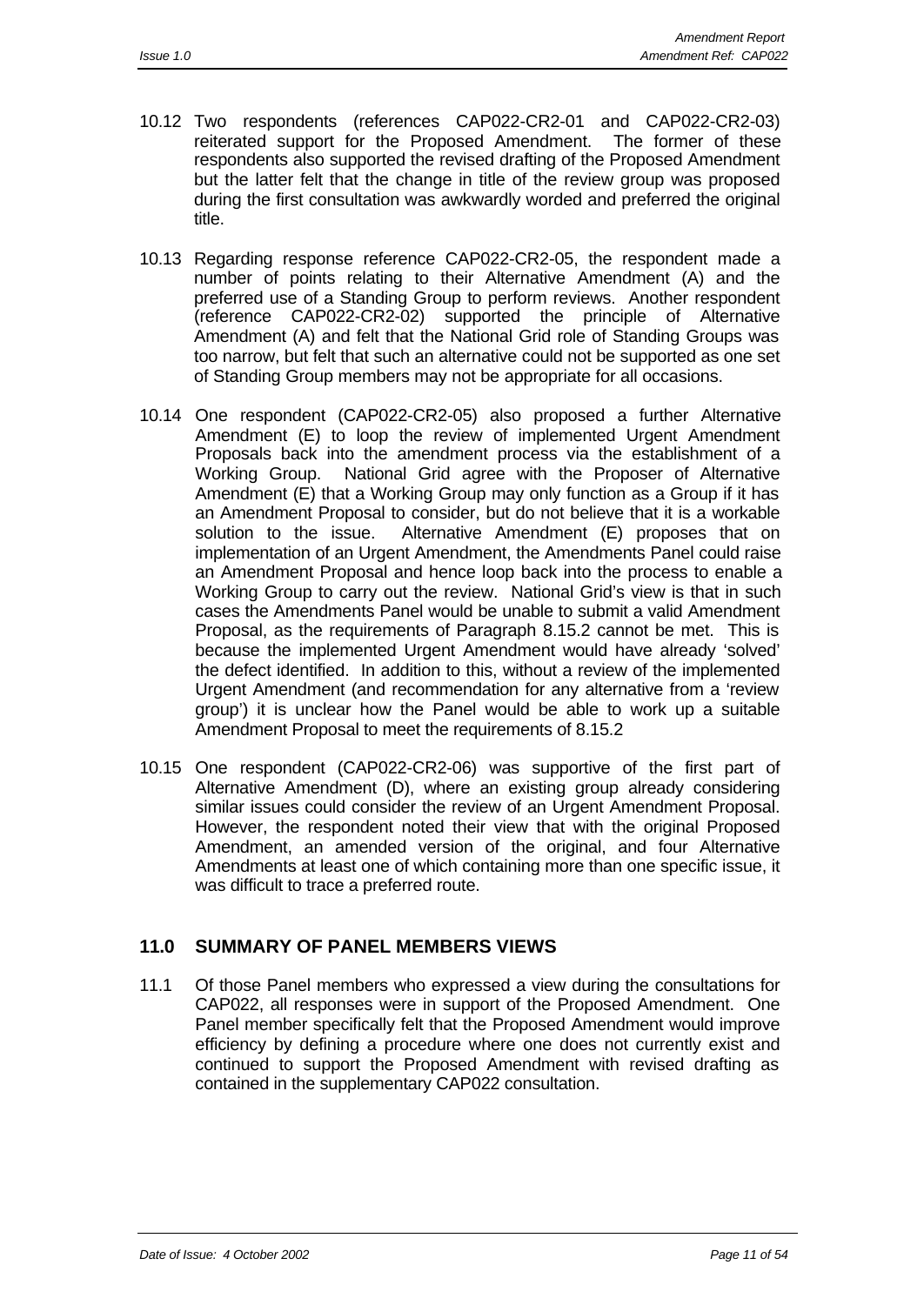10.12 Two respondents (references CAP022-CR2-01 and CAP022-CR2-03) reiterated support for the Proposed Amendment. The former of these respondents also supported the revised drafting of the Proposed Amendment but the latter felt that the change in title of the review group was proposed during the first consultation was awkwardly worded and preferred the original title.

10.13 Regarding response reference CAP022-CR2-05, the respondent made a number of points relating to their Alternative Amendment (A) and the preferred use of a Standing Group to perform reviews. Another respondent (reference CAP022-CR2-02) supported the principle of Alternative Amendment (A) and felt that the National Grid role of Standing Groups was too narrow, but felt that such an alternative could not be supported as one set of Standing Group members may not be appropriate for all occasions.

10.14 One respondent (CAP022-CR2-05) also proposed a further Alternative Amendment (E) to loop the review of implemented Urgent Amendment Proposals back into the amendment process via the establishment of a Working Group. National Grid agree with the Proposer of Alternative Amendment (E) that a Working Group may only function as a Group if it has an Amendment Proposal to consider, but do not believe that it is a workable solution to the issue. Alternative Amendment (E) proposes that on implementation of an Urgent Amendment, the Amendments Panel could raise an Amendment Proposal and hence loop back into the process to enable a Working Group to carry out the review. National Grid's view is that in such cases the Amendments Panel would be unable to submit a valid Amendment Proposal, as the requirements of Paragraph 8.15.2 cannot be met. This is because the implemented Urgent Amendment would have already 'solved' the defect identified. In addition to this, without a review of the implemented Urgent Amendment (and recommendation for any alternative from a 'review group') it is unclear how the Panel would be able to work up a suitable Amendment Proposal to meet the requirements of 8.15.2

10.15 One respondent (CAP022-CR2-06) was supportive of the first part of Alternative Amendment (D), where an existing group already considering similar issues could consider the review of an Urgent Amendment Proposal. However, the respondent noted their view that with the original Proposed Amendment, an amended version of the original, and four Alternative Amendments at least one of which containing more than one specific issue, it was difficult to trace a preferred route.

## 11.0 SUMMARY OF PANEL MEMBERS VIEWS

11.1 Of those Panel members who expressed a view during the consultations for CAP022, all responses were in support of the Proposed Amendment. One Panel member specifically felt that the Proposed Amendment would improve efficiency by defining a procedure where one does not currently exist and continued to support the Proposed Amendment with revised drafting as contained in the supplementary CAP022 consultation.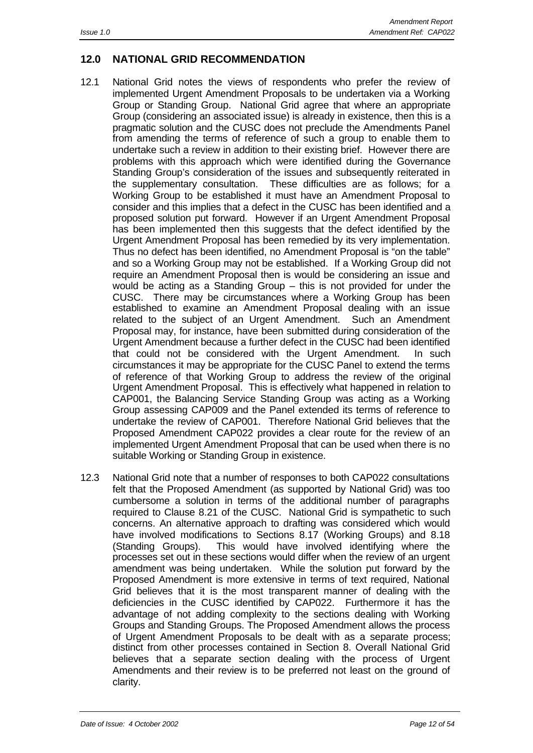## 12.0 NATIONAL GRID RECOMMENDATION

12.1 National Grid notes the views of respondents who prefer the review of implemented Urgent Amendment Proposals to be undertaken via a Working Group or Standing Group. National Grid agree that where an appropriate Group (considering an associated issue) is already in existence, then this is a pragmatic solution and the CUSC does not preclude the Amendments Panel from amending the terms of reference of such a group to enable them to undertake such a review in addition to their existing brief. However there are problems with this approach which were identified during the Governance Standing Group's consideration of the issues and subsequently reiterated in the supplementary consultation. These difficulties are as follows; for a Working Group to be established it must have an Amendment Proposal to consider and this implies that a defect in the CUSC has been identified and a proposed solution put forward. However if an Urgent Amendment Proposal has been implemented then this suggests that the defect identified by the Urgent Amendment Proposal has been remedied by its very implementation. Thus no defect has been identified, no Amendment Proposal is "on the table" and so a Working Group may not be established. If a Working Group did not require an Amendment Proposal then is would be considering an issue and would be acting as a Standing Group – this is not provided for under the CUSC. There may be circumstances where a Working Group has been established to examine an Amendment Proposal dealing with an issue related to the subject of an Urgent Amendment. Such an Amendment Proposal may, for instance, have been submitted during consideration of the Urgent Amendment because a further defect in the CUSC had been identified that could not be considered with the Urgent Amendment. In such circumstances it may be appropriate for the CUSC Panel to extend the terms of reference of that Working Group to address the review of the original Urgent Amendment Proposal. This is effectively what happened in relation to CAP001, the Balancing Service Standing Group was acting as a Working Group assessing CAP009 and the Panel extended its terms of reference to undertake the review of CAP001. Therefore National Grid believes that the Proposed Amendment CAP022 provides a clear route for the review of an implemented Urgent Amendment Proposal that can be used when there is no suitable Working or Standing Group in existence.

12.3 National Grid note that a number of responses to both CAP022 consultations felt that the Proposed Amendment (as supported by National Grid) was too cumbersome a solution in terms of the additional number of paragraphs required to Clause 8.21 of the CUSC. National Grid is sympathetic to such concerns. An alternative approach to drafting was considered which would have involved modifications to Sections 8.17 (Working Groups) and 8.18 (Standing Groups). This would have involved identifying where the processes set out in these sections would differ when the review of an urgent amendment was being undertaken. While the solution put forward by the Proposed Amendment is more extensive in terms of text required, National Grid believes that it is the most transparent manner of dealing with the deficiencies in the CUSC identified by CAP022. Furthermore it has the advantage of not adding complexity to the sections dealing with Working Groups and Standing Groups. The Proposed Amendment allows the process of Urgent Amendment Proposals to be dealt with as a separate process; distinct from other processes contained in Section 8. Overall National Grid believes that a separate section dealing with the process of Urgent Amendments and their review is to be preferred not least on the ground of clarity.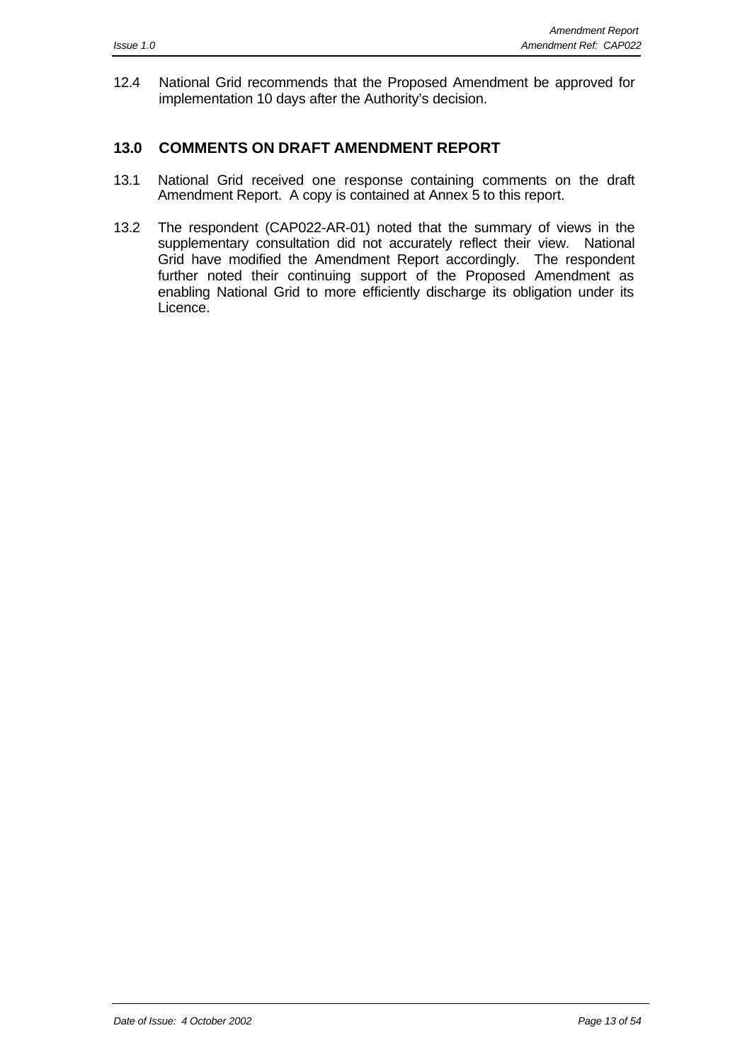12.4 National Grid recommends that the Proposed Amendment be approved for implementation 10 days after the Authority's decision.

## 13.0 COMMENTS ON DRAFT AMENDMENT REPORT

13.1 National Grid received one response containing comments on the draft Amendment Report. A copy is contained at Annex 5 to this report.

13.2 The respondent (CAP022-AR-01) noted that the summary of views in the supplementary consultation did not accurately reflect their view. National Grid have modified the Amendment Report accordingly. The respondent further noted their continuing support of the Proposed Amendment as enabling National Grid to more efficiently discharge its obligation under its Licence.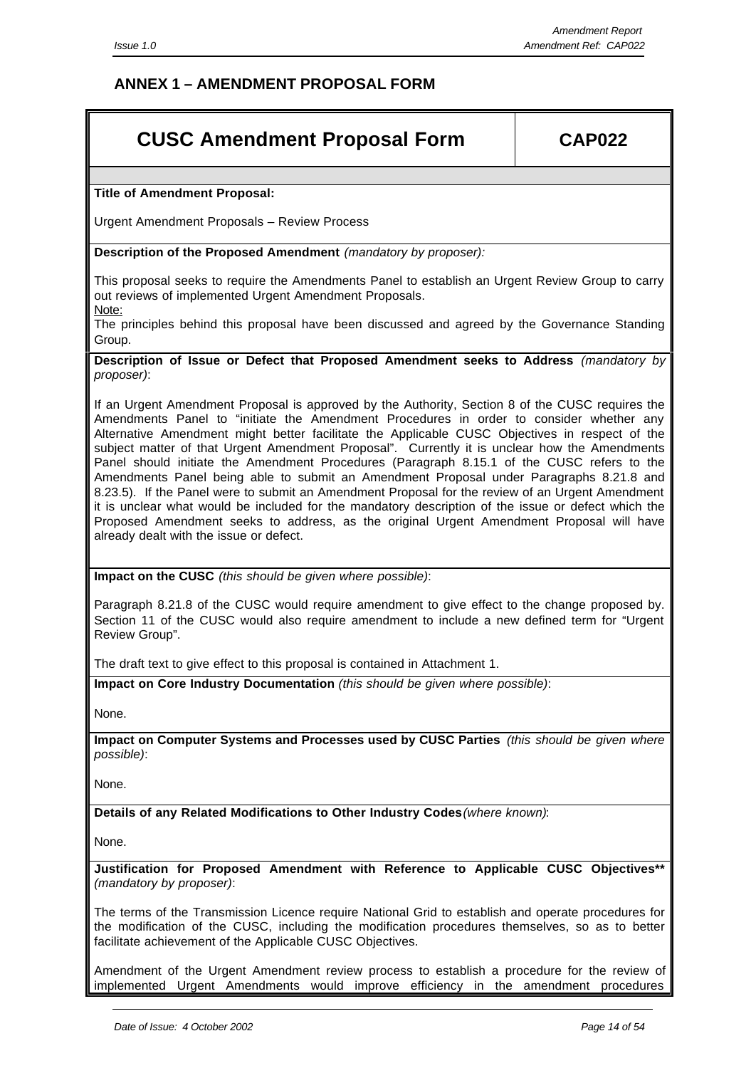## ANNEX 1 – AMENDMENT PROPOSAL FORM

| CUSC Amendment Proposal Form | CAP022 |
|---|---|

**Title of Amendment Proposal:**

Urgent Amendment Proposals – Review Process

**Description of the Proposed Amendment** *(mandatory by proposer):*

This proposal seeks to require the Amendments Panel to establish an Urgent Review Group to carry out reviews of implemented Urgent Amendment Proposals.

Note:

The principles behind this proposal have been discussed and agreed by the Governance Standing Group.

**Description of Issue or Defect that Proposed Amendment seeks to Address** *(mandatory by proposer)*:

If an Urgent Amendment Proposal is approved by the Authority, Section 8 of the CUSC requires the Amendments Panel to "initiate the Amendment Procedures in order to consider whether any Alternative Amendment might better facilitate the Applicable CUSC Objectives in respect of the subject matter of that Urgent Amendment Proposal". Currently it is unclear how the Amendments Panel should initiate the Amendment Procedures (Paragraph 8.15.1 of the CUSC refers to the Amendments Panel being able to submit an Amendment Proposal under Paragraphs 8.21.8 and 8.23.5). If the Panel were to submit an Amendment Proposal for the review of an Urgent Amendment it is unclear what would be included for the mandatory description of the issue or defect which the Proposed Amendment seeks to address, as the original Urgent Amendment Proposal will have already dealt with the issue or defect.

**Impact on the CUSC** *(this should be given where possible)*:

Paragraph 8.21.8 of the CUSC would require amendment to give effect to the change proposed by. Section 11 of the CUSC would also require amendment to include a new defined term for "Urgent Review Group".

The draft text to give effect to this proposal is contained in Attachment 1.

**Impact on Core Industry Documentation** *(this should be given where possible)*:

None.

**Impact on Computer Systems and Processes used by CUSC Parties** *(this should be given where possible)*:

None.

**Details of any Related Modifications to Other Industry Codes** *(where known)*:

None.

**Justification for Proposed Amendment with Reference to Applicable CUSC Objectives**** *(mandatory by proposer)*:

The terms of the Transmission Licence require National Grid to establish and operate procedures for the modification of the CUSC, including the modification procedures themselves, so as to better facilitate achievement of the Applicable CUSC Objectives.

Amendment of the Urgent Amendment review process to establish a procedure for the review of implemented Urgent Amendments would improve efficiency in the amendment procedures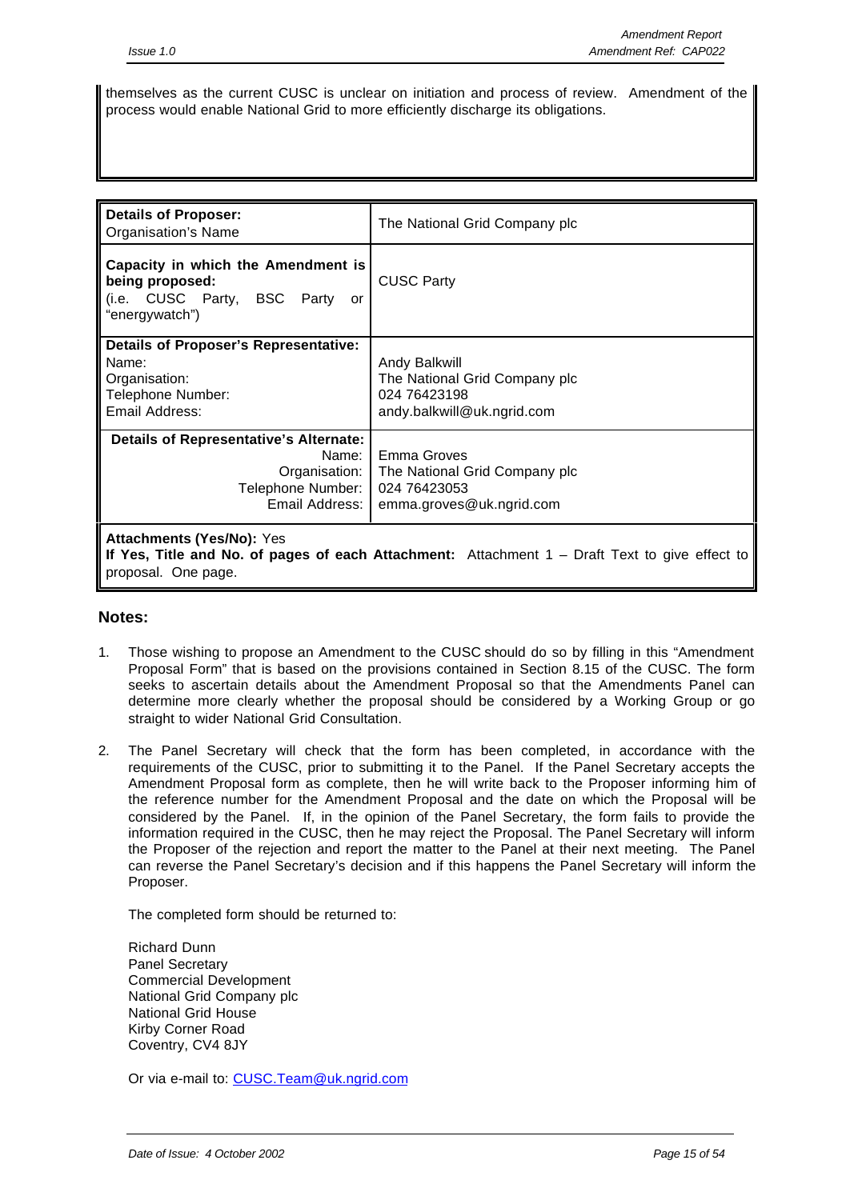themselves as the current CUSC is unclear on initiation and process of review. Amendment of the process would enable National Grid to more efficiently discharge its obligations.

| | |
|---|---|
| **Details of Proposer:**<br>Organisation's Name | The National Grid Company plc |
| **Capacity in which the Amendment is being proposed:**<br>(i.e. CUSC Party, BSC Party or "energywatch") | CUSC Party |
| **Details of Proposer's Representative:**<br>Name:<br>Organisation:<br>Telephone Number:<br>Email Address: | Andy Balkwill<br>The National Grid Company plc<br>024 76423198<br>andy.balkwill@uk.ngrid.com |
| **Details of Representative's Alternate:**<br>Name:<br>Organisation:<br>Telephone Number:<br>Email Address: | Emma Groves<br>The National Grid Company plc<br>024 76423053<br>emma.groves@uk.ngrid.com |
| **Attachments (Yes/No):** Yes<br>**If Yes, Title and No. of pages of each Attachment:** Attachment 1 – Draft Text to give effect to proposal. One page. | |

**Notes:**

1. Those wishing to propose an Amendment to the CUSC should do so by filling in this "Amendment Proposal Form" that is based on the provisions contained in Section 8.15 of the CUSC. The form seeks to ascertain details about the Amendment Proposal so that the Amendments Panel can determine more clearly whether the proposal should be considered by a Working Group or go straight to wider National Grid Consultation.

2. The Panel Secretary will check that the form has been completed, in accordance with the requirements of the CUSC, prior to submitting it to the Panel. If the Panel Secretary accepts the Amendment Proposal form as complete, then he will write back to the Proposer informing him of the reference number for the Amendment Proposal and the date on which the Proposal will be considered by the Panel. If, in the opinion of the Panel Secretary, the form fails to provide the information required in the CUSC, then he may reject the Proposal. The Panel Secretary will inform the Proposer of the rejection and report the matter to the Panel at their next meeting. The Panel can reverse the Panel Secretary's decision and if this happens the Panel Secretary will inform the Proposer.

   The completed form should be returned to:

   Richard Dunn
   Panel Secretary
   Commercial Development
   National Grid Company plc
   National Grid House
   Kirby Corner Road
   Coventry, CV4 8JY

   Or via e-mail to: CUSC.Team@uk.ngrid.com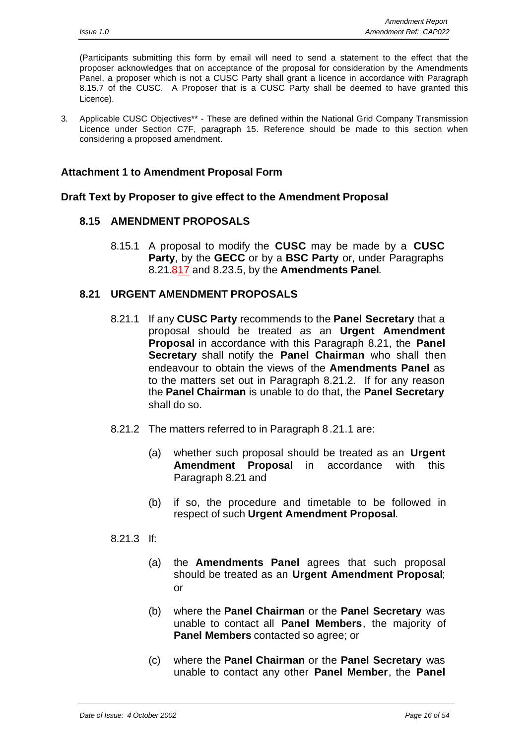(Participants submitting this form by email will need to send a statement to the effect that the proposer acknowledges that on acceptance of the proposal for consideration by the Amendments Panel, a proposer which is not a CUSC Party shall grant a licence in accordance with Paragraph 8.15.7 of the CUSC. A Proposer that is a CUSC Party shall be deemed to have granted this Licence).

3. Applicable CUSC Objectives** - These are defined within the National Grid Company Transmission Licence under Section C7F, paragraph 15. Reference should be made to this section when considering a proposed amendment.

## Attachment 1 to Amendment Proposal Form

## Draft Text by Proposer to give effect to the Amendment Proposal

### 8.15 AMENDMENT PROPOSALS

8.15.1 A proposal to modify the **CUSC** may be made by a **CUSC Party**, by the **GECC** or by a **BSC Party** or, under Paragraphs 8.21.~~8~~17 and 8.23.5, by the **Amendments Panel**.

### 8.21 URGENT AMENDMENT PROPOSALS

8.21.1 If any **CUSC Party** recommends to the **Panel Secretary** that a proposal should be treated as an **Urgent Amendment Proposal** in accordance with this Paragraph 8.21, the **Panel Secretary** shall notify the **Panel Chairman** who shall then endeavour to obtain the views of the **Amendments Panel** as to the matters set out in Paragraph 8.21.2. If for any reason the **Panel Chairman** is unable to do that, the **Panel Secretary** shall do so.

8.21.2 The matters referred to in Paragraph 8 .21.1 are:

(a) whether such proposal should be treated as an **Urgent Amendment Proposal** in accordance with this Paragraph 8.21 and

(b) if so, the procedure and timetable to be followed in respect of such **Urgent Amendment Proposal**.

8.21.3 If:

(a) the **Amendments Panel** agrees that such proposal should be treated as an **Urgent Amendment Proposal**; or

(b) where the **Panel Chairman** or the **Panel Secretary** was unable to contact all **Panel Members**, the majority of **Panel Members** contacted so agree; or

(c) where the **Panel Chairman** or the **Panel Secretary** was unable to contact any other **Panel Member**, the **Panel**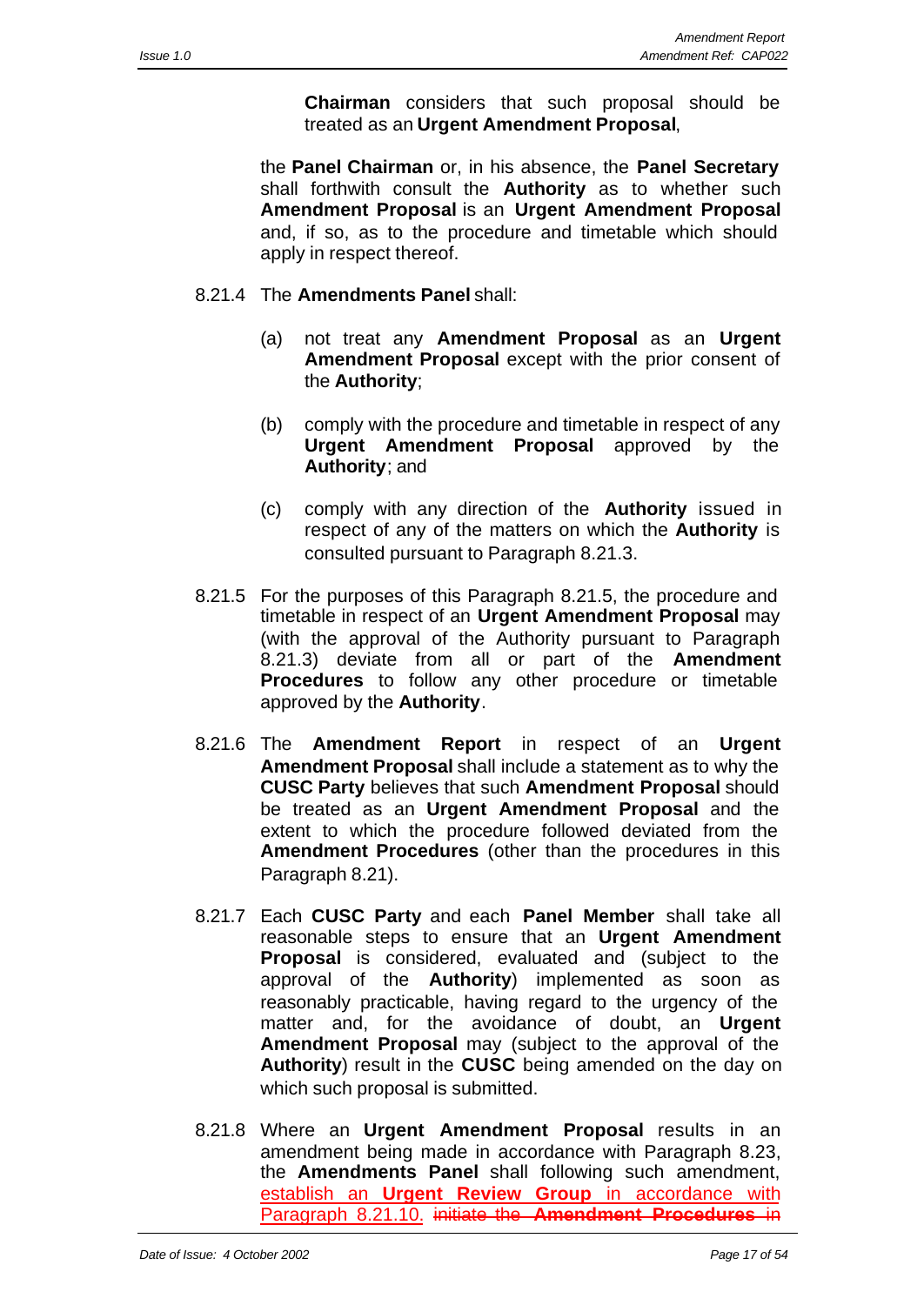**Chairman** considers that such proposal should be treated as an **Urgent Amendment Proposal**,

the **Panel Chairman** or, in his absence, the **Panel Secretary** shall forthwith consult the **Authority** as to whether such **Amendment Proposal** is an **Urgent Amendment Proposal** and, if so, as to the procedure and timetable which should apply in respect thereof.

8.21.4 The **Amendments Panel** shall:

(a) not treat any **Amendment Proposal** as an **Urgent Amendment Proposal** except with the prior consent of the **Authority**;

(b) comply with the procedure and timetable in respect of any **Urgent Amendment Proposal** approved by the **Authority**; and

(c) comply with any direction of the **Authority** issued in respect of any of the matters on which the **Authority** is consulted pursuant to Paragraph 8.21.3.

8.21.5 For the purposes of this Paragraph 8.21.5, the procedure and timetable in respect of an **Urgent Amendment Proposal** may (with the approval of the Authority pursuant to Paragraph 8.21.3) deviate from all or part of the **Amendment Procedures** to follow any other procedure or timetable approved by the **Authority**.

8.21.6 The **Amendment Report** in respect of an **Urgent Amendment Proposal** shall include a statement as to why the **CUSC Party** believes that such **Amendment Proposal** should be treated as an **Urgent Amendment Proposal** and the extent to which the procedure followed deviated from the **Amendment Procedures** (other than the procedures in this Paragraph 8.21).

8.21.7 Each **CUSC Party** and each **Panel Member** shall take all reasonable steps to ensure that an **Urgent Amendment Proposal** is considered, evaluated and (subject to the approval of the **Authority**) implemented as soon as reasonably practicable, having regard to the urgency of the matter and, for the avoidance of doubt, an **Urgent Amendment Proposal** may (subject to the approval of the **Authority**) result in the **CUSC** being amended on the day on which such proposal is submitted.

8.21.8 Where an **Urgent Amendment Proposal** results in an amendment being made in accordance with Paragraph 8.23, the **Amendments Panel** shall following such amendment, establish an **Urgent Review Group** in accordance with Paragraph 8.21.10. ~~initiate the **Amendment Procedures** in~~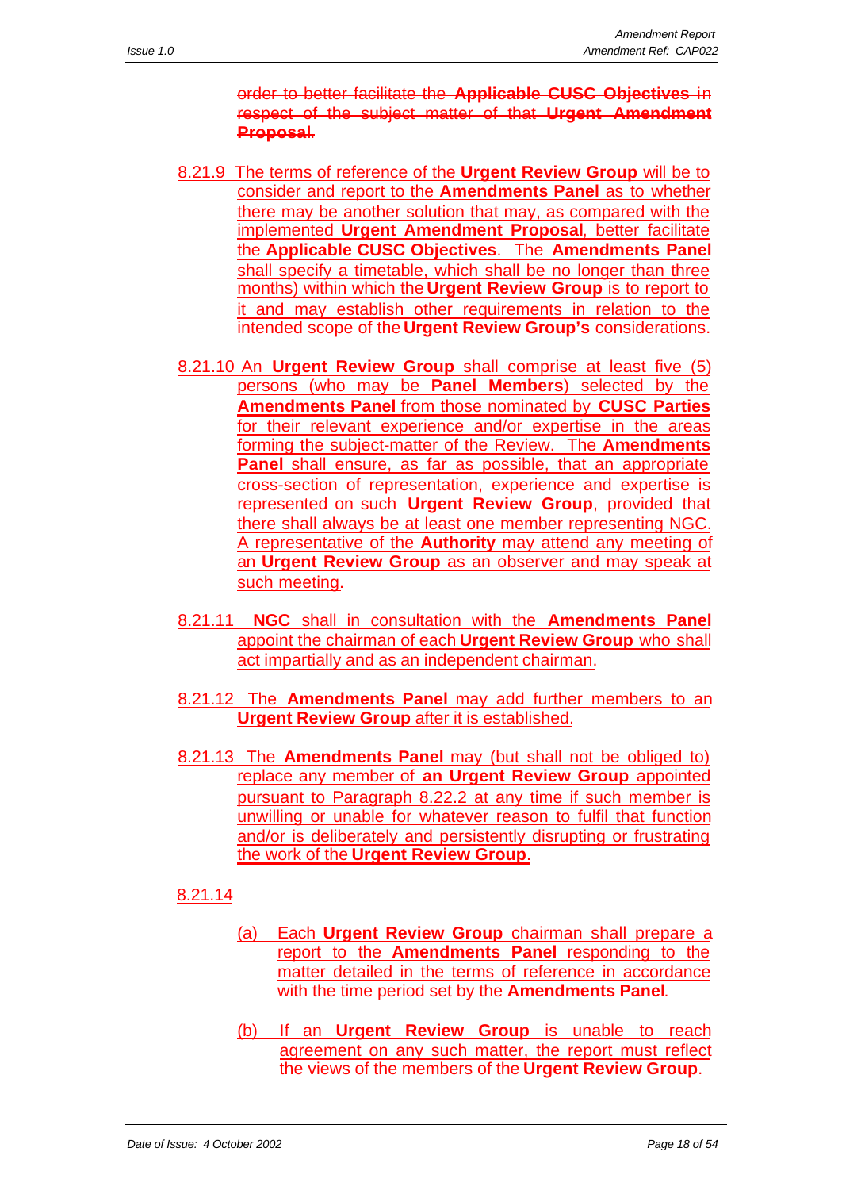~~order to better facilitate the **Applicable CUSC Objectives** in respect of the subject matter of that **Urgent Amendment Proposal**.~~

8.21.9 The terms of reference of the **Urgent Review Group** will be to consider and report to the **Amendments Panel** as to whether there may be another solution that may, as compared with the implemented **Urgent Amendment Proposal**, better facilitate the **Applicable CUSC Objectives**. The **Amendments Panel** shall specify a timetable, which shall be no longer than three months) within which the **Urgent Review Group** is to report to it and may establish other requirements in relation to the intended scope of the **Urgent Review Group's** considerations.

8.21.10 An **Urgent Review Group** shall comprise at least five (5) persons (who may be **Panel Members**) selected by the **Amendments Panel** from those nominated by **CUSC Parties** for their relevant experience and/or expertise in the areas forming the subject-matter of the Review. The **Amendments Panel** shall ensure, as far as possible, that an appropriate cross-section of representation, experience and expertise is represented on such **Urgent Review Group**, provided that there shall always be at least one member representing NGC. A representative of the **Authority** may attend any meeting of an **Urgent Review Group** as an observer and may speak at such meeting.

8.21.11 **NGC** shall in consultation with the **Amendments Panel** appoint the chairman of each **Urgent Review Group** who shall act impartially and as an independent chairman.

8.21.12 The **Amendments Panel** may add further members to an **Urgent Review Group** after it is established.

8.21.13 The **Amendments Panel** may (but shall not be obliged to) replace any member of **an Urgent Review Group** appointed pursuant to Paragraph 8.22.2 at any time if such member is unwilling or unable for whatever reason to fulfil that function and/or is deliberately and persistently disrupting or frustrating the work of the **Urgent Review Group**.

8.21.14

(a) Each **Urgent Review Group** chairman shall prepare a report to the **Amendments Panel** responding to the matter detailed in the terms of reference in accordance with the time period set by the **Amendments Panel**.

(b) If an **Urgent Review Group** is unable to reach agreement on any such matter, the report must reflect the views of the members of the **Urgent Review Group**.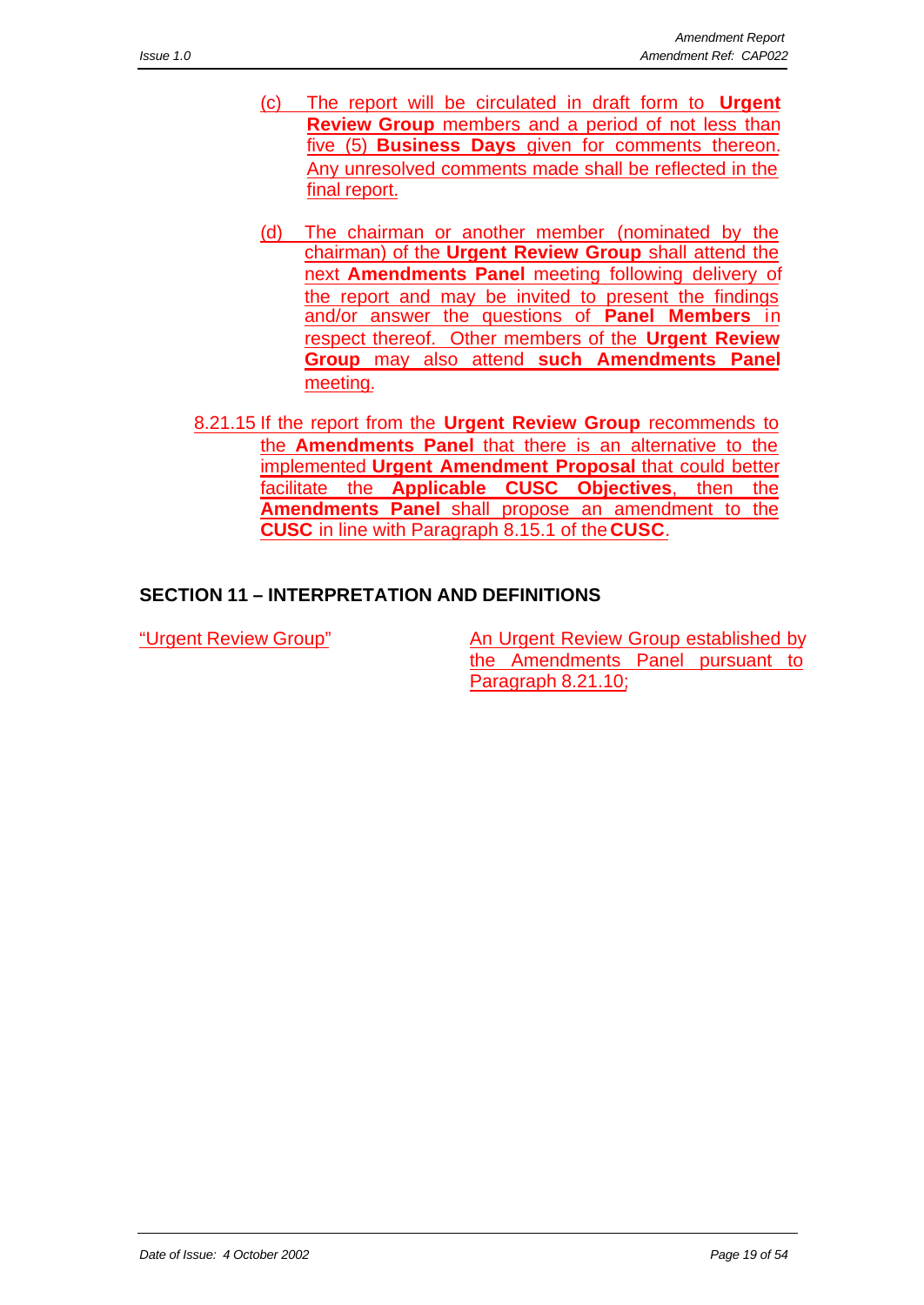(c) The report will be circulated in draft form to **Urgent Review Group** members and a period of not less than five (5) **Business Days** given for comments thereon. Any unresolved comments made shall be reflected in the final report.

(d) The chairman or another member (nominated by the chairman) of the **Urgent Review Group** shall attend the next **Amendments Panel** meeting following delivery of the report and may be invited to present the findings and/or answer the questions of **Panel Members** in respect thereof. Other members of the **Urgent Review Group** may also attend **such Amendments Panel** meeting.

8.21.15 If the report from the **Urgent Review Group** recommends to the **Amendments Panel** that there is an alternative to the implemented **Urgent Amendment Proposal** that could better facilitate the **Applicable CUSC Objectives**, then the **Amendments Panel** shall propose an amendment to the **CUSC** in line with Paragraph 8.15.1 of the **CUSC**.

## SECTION 11 – INTERPRETATION AND DEFINITIONS

| | |
|---|---|
| "Urgent Review Group" | An Urgent Review Group established by the Amendments Panel pursuant to Paragraph 8.21.10; |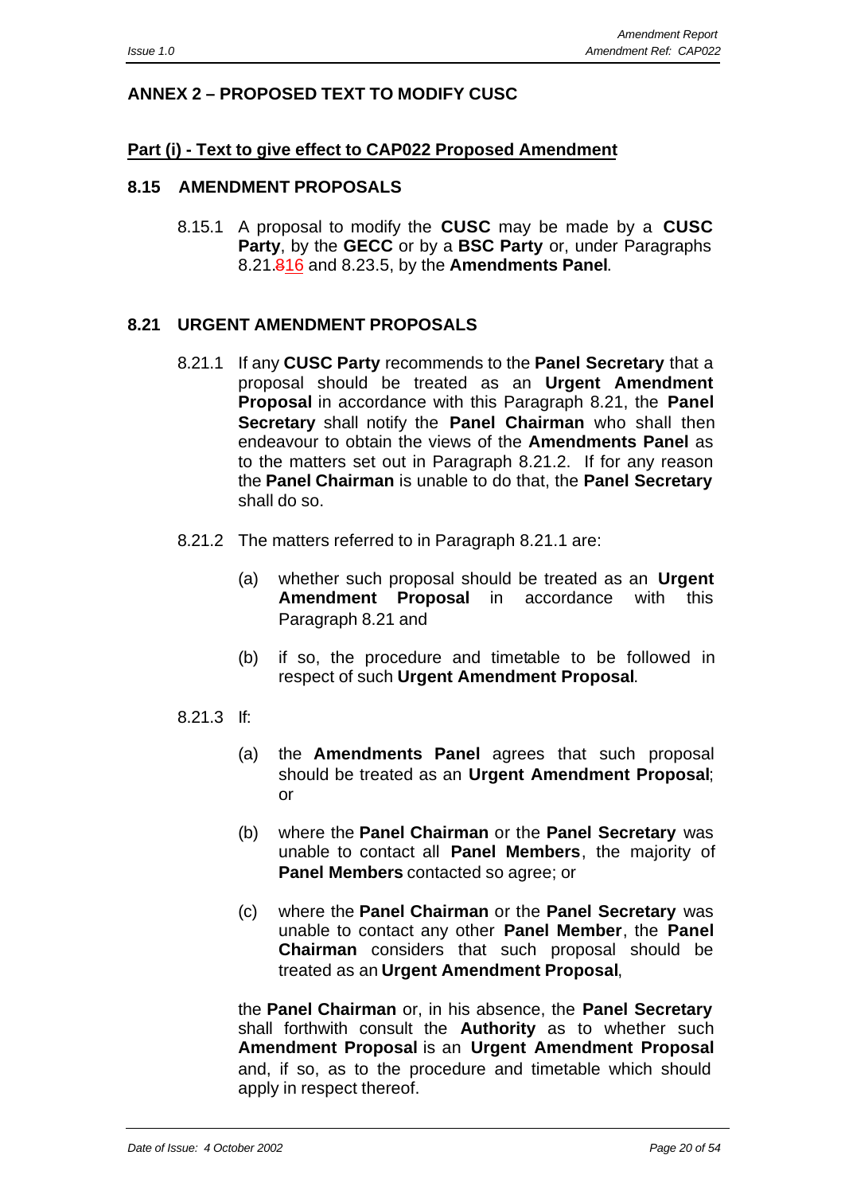## ANNEX 2 – PROPOSED TEXT TO MODIFY CUSC

### Part (i) - Text to give effect to CAP022 Proposed Amendment

### 8.15 AMENDMENT PROPOSALS

8.15.1 A proposal to modify the **CUSC** may be made by a **CUSC Party**, by the **GECC** or by a **BSC Party** or, under Paragraphs 8.21.~~8~~16 and 8.23.5, by the **Amendments Panel**.

### 8.21 URGENT AMENDMENT PROPOSALS

8.21.1 If any **CUSC Party** recommends to the **Panel Secretary** that a proposal should be treated as an **Urgent Amendment Proposal** in accordance with this Paragraph 8.21, the **Panel Secretary** shall notify the **Panel Chairman** who shall then endeavour to obtain the views of the **Amendments Panel** as to the matters set out in Paragraph 8.21.2. If for any reason the **Panel Chairman** is unable to do that, the **Panel Secretary** shall do so.

8.21.2 The matters referred to in Paragraph 8.21.1 are:

(a) whether such proposal should be treated as an **Urgent Amendment Proposal** in accordance with this Paragraph 8.21 and

(b) if so, the procedure and timetable to be followed in respect of such **Urgent Amendment Proposal**.

8.21.3 If:

(a) the **Amendments Panel** agrees that such proposal should be treated as an **Urgent Amendment Proposal**; or

(b) where the **Panel Chairman** or the **Panel Secretary** was unable to contact all **Panel Members**, the majority of **Panel Members** contacted so agree; or

(c) where the **Panel Chairman** or the **Panel Secretary** was unable to contact any other **Panel Member**, the **Panel Chairman** considers that such proposal should be treated as an **Urgent Amendment Proposal**,

the **Panel Chairman** or, in his absence, the **Panel Secretary** shall forthwith consult the **Authority** as to whether such **Amendment Proposal** is an **Urgent Amendment Proposal** and, if so, as to the procedure and timetable which should apply in respect thereof.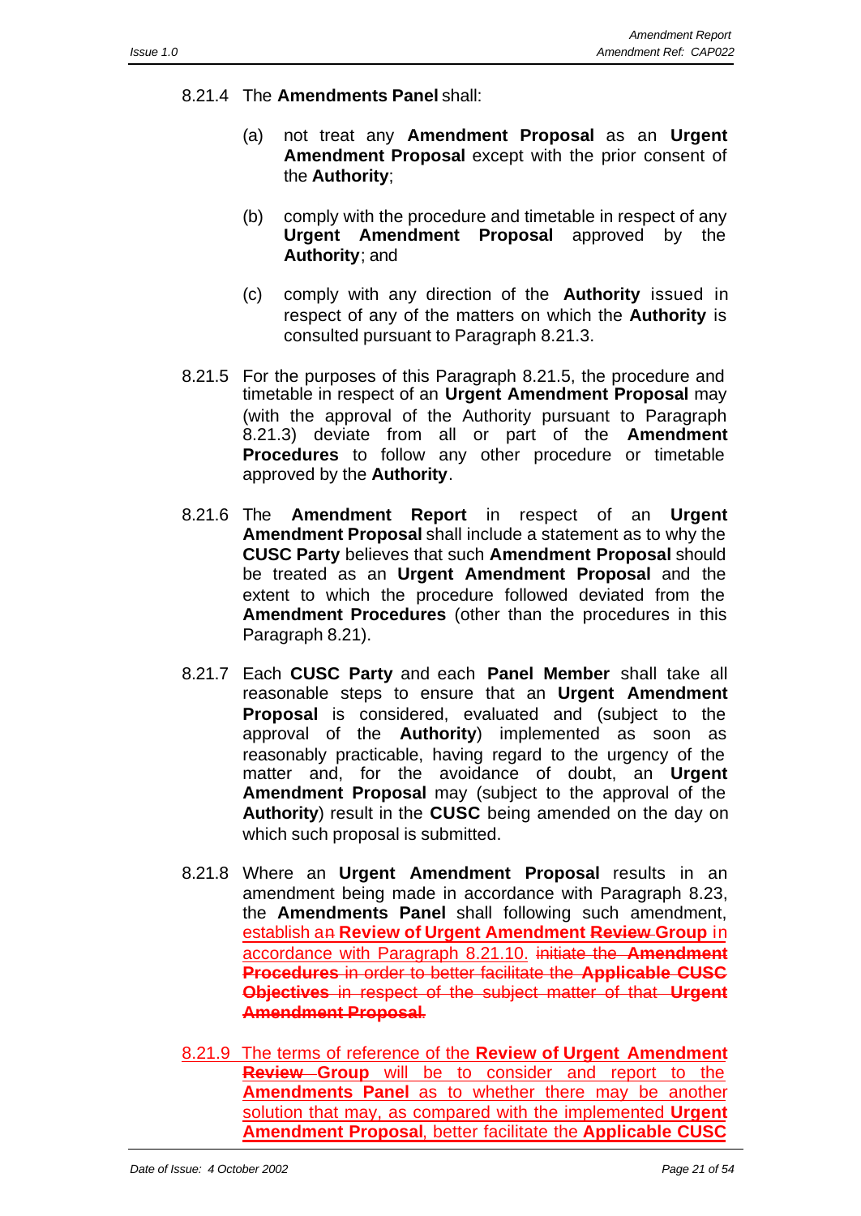8.21.4 The **Amendments Panel** shall:

(a) not treat any **Amendment Proposal** as an **Urgent Amendment Proposal** except with the prior consent of the **Authority**;

(b) comply with the procedure and timetable in respect of any **Urgent Amendment Proposal** approved by the **Authority**; and

(c) comply with any direction of the **Authority** issued in respect of any of the matters on which the **Authority** is consulted pursuant to Paragraph 8.21.3.

8.21.5 For the purposes of this Paragraph 8.21.5, the procedure and timetable in respect of an **Urgent Amendment Proposal** may (with the approval of the Authority pursuant to Paragraph 8.21.3) deviate from all or part of the **Amendment Procedures** to follow any other procedure or timetable approved by the **Authority**.

8.21.6 The **Amendment Report** in respect of an **Urgent Amendment Proposal** shall include a statement as to why the **CUSC Party** believes that such **Amendment Proposal** should be treated as an **Urgent Amendment Proposal** and the extent to which the procedure followed deviated from the **Amendment Procedures** (other than the procedures in this Paragraph 8.21).

8.21.7 Each **CUSC Party** and each **Panel Member** shall take all reasonable steps to ensure that an **Urgent Amendment Proposal** is considered, evaluated and (subject to the approval of the **Authority**) implemented as soon as reasonably practicable, having regard to the urgency of the matter and, for the avoidance of doubt, an **Urgent Amendment Proposal** may (subject to the approval of the **Authority**) result in the **CUSC** being amended on the day on which such proposal is submitted.

8.21.8 Where an **Urgent Amendment Proposal** results in an amendment being made in accordance with Paragraph 8.23, the **Amendments Panel** shall following such amendment, establish a~~n~~ **Review of Urgent Amendment ~~Review~~ Group** in accordance with Paragraph 8.21.10. ~~initiate the **Amendment Procedures** in order to better facilitate the **Applicable CUSC Objectives** in respect of the subject matter of that **Urgent Amendment Proposal**.~~

8.21.9 The terms of reference of the **Review of Urgent Amendment ~~Review~~ Group** will be to consider and report to the **Amendments Panel** as to whether there may be another solution that may, as compared with the implemented **Urgent Amendment Proposal**, better facilitate the **Applicable CUSC**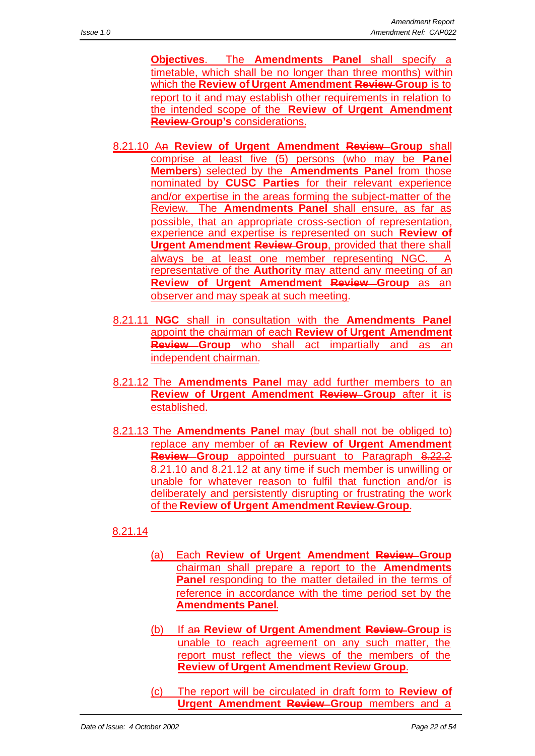**Objectives**. The **Amendments Panel** shall specify a timetable, which shall be no longer than three months) within which the **Review of Urgent Amendment ~~Review~~ Group** is to report to it and may establish other requirements in relation to the intended scope of the **Review of Urgent Amendment ~~Review~~ Group's** considerations.

8.21.10 A~~n~~ **Review of Urgent Amendment ~~Review~~ Group** shall comprise at least five (5) persons (who may be **Panel Members**) selected by the **Amendments Panel** from those nominated by **CUSC Parties** for their relevant experience and/or expertise in the areas forming the subject-matter of the Review. The **Amendments Panel** shall ensure, as far as possible, that an appropriate cross-section of representation, experience and expertise is represented on such **Review of Urgent Amendment ~~Review~~ Group**, provided that there shall always be at least one member representing NGC. A representative of the **Authority** may attend any meeting of an **Review of Urgent Amendment ~~Review~~ Group** as an observer and may speak at such meeting.

8.21.11 **NGC** shall in consultation with the **Amendments Panel** appoint the chairman of each **Review of Urgent Amendment ~~Review~~ Group** who shall act impartially and as an independent chairman.

8.21.12 The **Amendments Panel** may add further members to an **Review of Urgent Amendment ~~Review~~ Group** after it is established.

8.21.13 The **Amendments Panel** may (but shall not be obliged to) replace any member of a~~n~~ **Review of Urgent Amendment ~~Review~~ Group** appointed pursuant to Paragraph ~~8.22.2~~ 8.21.10 and 8.21.12 at any time if such member is unwilling or unable for whatever reason to fulfil that function and/or is deliberately and persistently disrupting or frustrating the work of the **Review of Urgent Amendment ~~Review~~ Group**.

8.21.14

(a) Each **Review of Urgent Amendment ~~Review~~ Group** chairman shall prepare a report to the **Amendments Panel** responding to the matter detailed in the terms of reference in accordance with the time period set by the **Amendments Panel**.

(b) If a~~n~~ **Review of Urgent Amendment ~~Review~~ Group** is unable to reach agreement on any such matter, the report must reflect the views of the members of the **Review of Urgent Amendment Review Group**.

(c) The report will be circulated in draft form to **Review of Urgent Amendment ~~Review~~ Group** members and a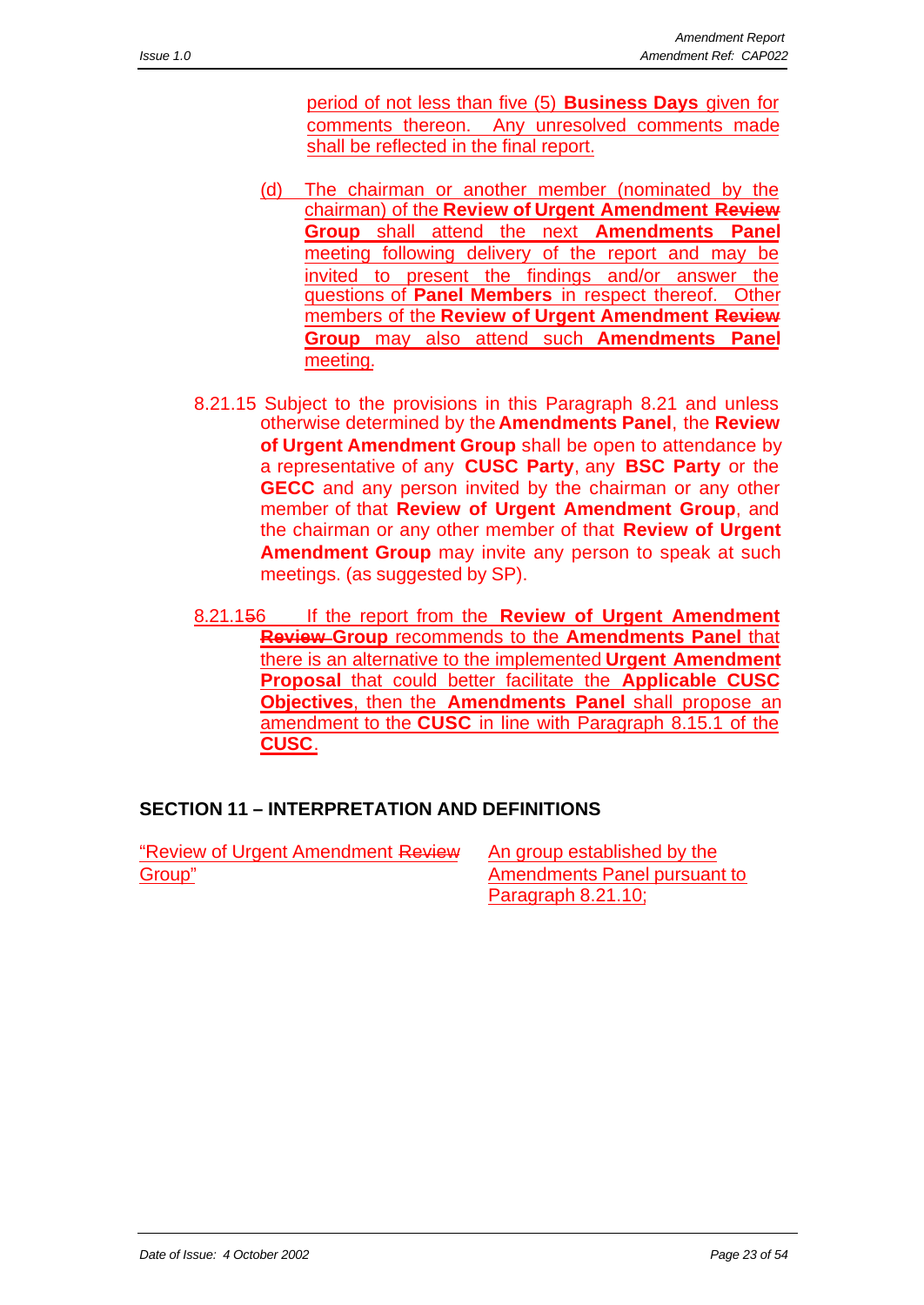period of not less than five (5) **Business Days** given for comments thereon. Any unresolved comments made shall be reflected in the final report.

(d) The chairman or another member (nominated by the chairman) of the **Review of Urgent Amendment ~~Review~~ Group** shall attend the next **Amendments Panel** meeting following delivery of the report and may be invited to present the findings and/or answer the questions of **Panel Members** in respect thereof. Other members of the **Review of Urgent Amendment ~~Review~~ Group** may also attend such **Amendments Panel** meeting.

8.21.15 Subject to the provisions in this Paragraph 8.21 and unless otherwise determined by the **Amendments Panel**, the **Review of Urgent Amendment Group** shall be open to attendance by a representative of any **CUSC Party**, any **BSC Party** or the **GECC** and any person invited by the chairman or any other member of that **Review of Urgent Amendment Group**, and the chairman or any other member of that **Review of Urgent Amendment Group** may invite any person to speak at such meetings. (as suggested by SP).

8.21.1~~5~~6 If the report from the **Review of Urgent Amendment ~~Review~~ Group** recommends to the **Amendments Panel** that there is an alternative to the implemented **Urgent Amendment Proposal** that could better facilitate the **Applicable CUSC Objectives**, then the **Amendments Panel** shall propose an amendment to the **CUSC** in line with Paragraph 8.15.1 of the **CUSC**.

## SECTION 11 – INTERPRETATION AND DEFINITIONS

| | |
|---|---|
| "Review of Urgent Amendment ~~Review~~ Group" | An group established by the Amendments Panel pursuant to Paragraph 8.21.10; |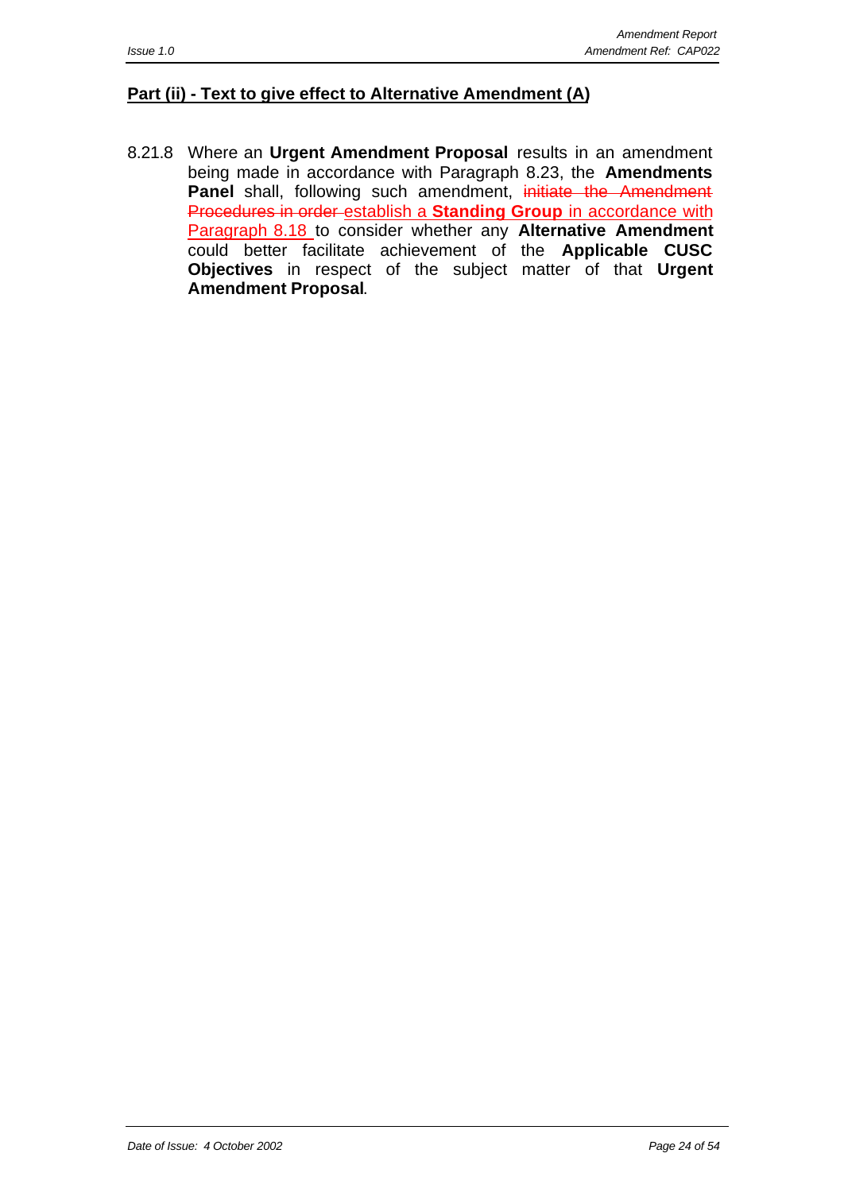**Part (ii) - Text to give effect to Alternative Amendment (A)**

8.21.8 Where an **Urgent Amendment Proposal** results in an amendment being made in accordance with Paragraph 8.23, the **Amendments Panel** shall, following such amendment, ~~initiate the Amendment Procedures in order~~ establish a **Standing Group** in accordance with Paragraph 8.18 to consider whether any **Alternative Amendment** could better facilitate achievement of the **Applicable CUSC Objectives** in respect of the subject matter of that **Urgent Amendment Proposal**.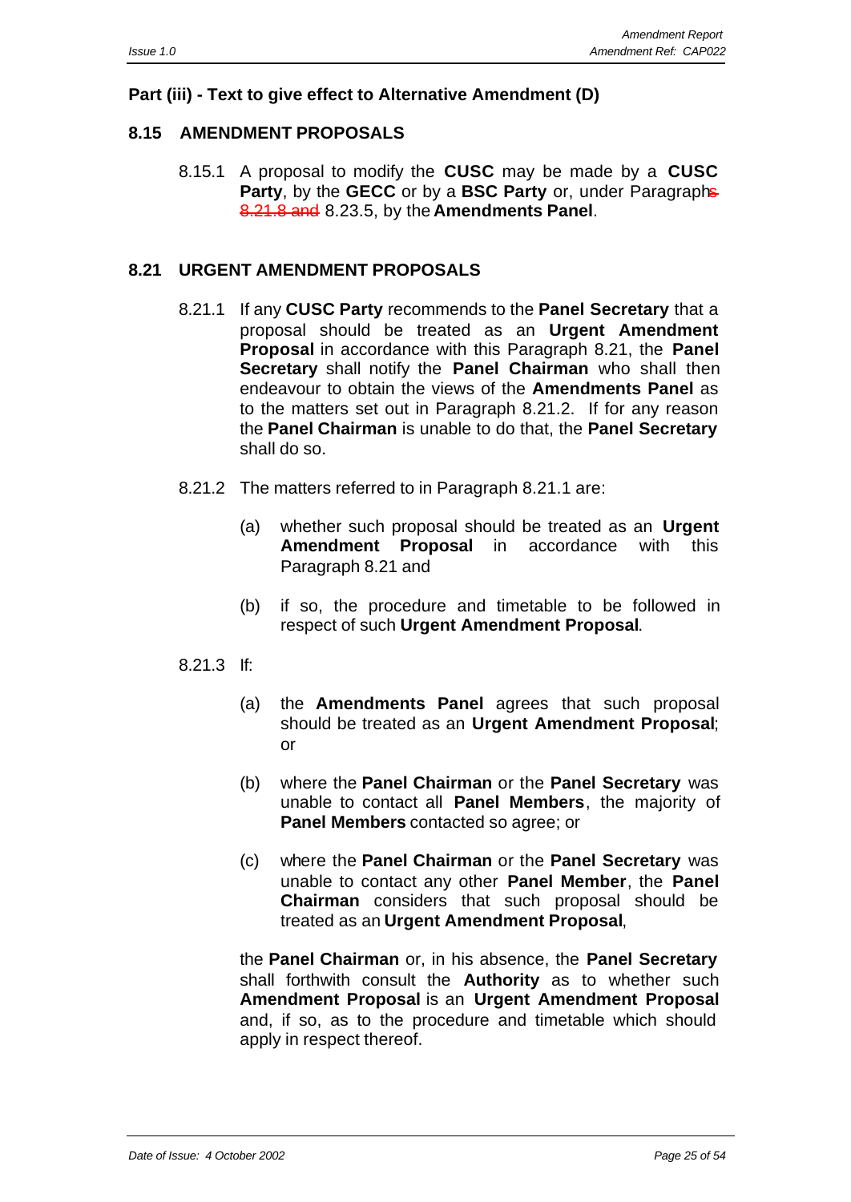## Part (iii) - Text to give effect to Alternative Amendment (D)

### 8.15 AMENDMENT PROPOSALS

8.15.1 A proposal to modify the **CUSC** may be made by a **CUSC Party**, by the **GECC** or by a **BSC Party** or, under Paragraph~~s~~ ~~8.21.8 and~~ 8.23.5, by the **Amendments Panel**.

### 8.21 URGENT AMENDMENT PROPOSALS

8.21.1 If any **CUSC Party** recommends to the **Panel Secretary** that a proposal should be treated as an **Urgent Amendment Proposal** in accordance with this Paragraph 8.21, the **Panel Secretary** shall notify the **Panel Chairman** who shall then endeavour to obtain the views of the **Amendments Panel** as to the matters set out in Paragraph 8.21.2. If for any reason the **Panel Chairman** is unable to do that, the **Panel Secretary** shall do so.

8.21.2 The matters referred to in Paragraph 8.21.1 are:

(a) whether such proposal should be treated as an **Urgent Amendment Proposal** in accordance with this Paragraph 8.21 and

(b) if so, the procedure and timetable to be followed in respect of such **Urgent Amendment Proposal**.

8.21.3 If:

(a) the **Amendments Panel** agrees that such proposal should be treated as an **Urgent Amendment Proposal**; or

(b) where the **Panel Chairman** or the **Panel Secretary** was unable to contact all **Panel Members**, the majority of **Panel Members** contacted so agree; or

(c) where the **Panel Chairman** or the **Panel Secretary** was unable to contact any other **Panel Member**, the **Panel Chairman** considers that such proposal should be treated as an **Urgent Amendment Proposal**,

the **Panel Chairman** or, in his absence, the **Panel Secretary** shall forthwith consult the **Authority** as to whether such **Amendment Proposal** is an **Urgent Amendment Proposal** and, if so, as to the procedure and timetable which should apply in respect thereof.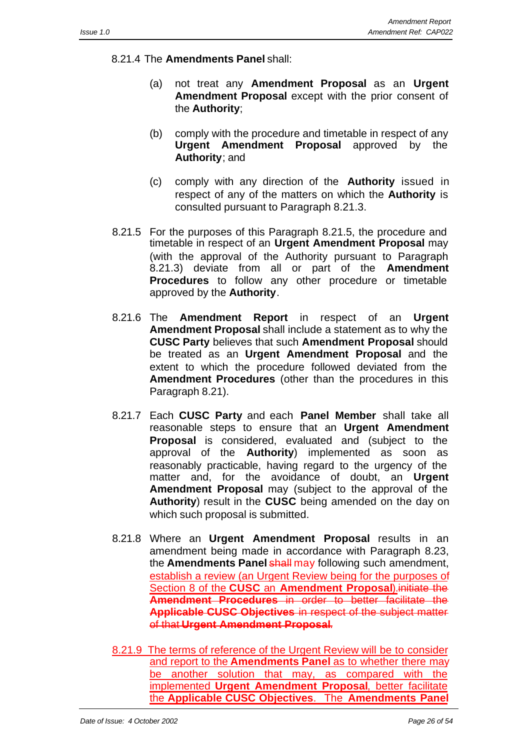8.21.4 The **Amendments Panel** shall:

(a) not treat any **Amendment Proposal** as an **Urgent Amendment Proposal** except with the prior consent of the **Authority**;

(b) comply with the procedure and timetable in respect of any **Urgent Amendment Proposal** approved by the **Authority**; and

(c) comply with any direction of the **Authority** issued in respect of any of the matters on which the **Authority** is consulted pursuant to Paragraph 8.21.3.

8.21.5 For the purposes of this Paragraph 8.21.5, the procedure and timetable in respect of an **Urgent Amendment Proposal** may (with the approval of the Authority pursuant to Paragraph 8.21.3) deviate from all or part of the **Amendment Procedures** to follow any other procedure or timetable approved by the **Authority**.

8.21.6 The **Amendment Report** in respect of an **Urgent Amendment Proposal** shall include a statement as to why the **CUSC Party** believes that such **Amendment Proposal** should be treated as an **Urgent Amendment Proposal** and the extent to which the procedure followed deviated from the **Amendment Procedures** (other than the procedures in this Paragraph 8.21).

8.21.7 Each **CUSC Party** and each **Panel Member** shall take all reasonable steps to ensure that an **Urgent Amendment Proposal** is considered, evaluated and (subject to the approval of the **Authority**) implemented as soon as reasonably practicable, having regard to the urgency of the matter and, for the avoidance of doubt, an **Urgent Amendment Proposal** may (subject to the approval of the **Authority**) result in the **CUSC** being amended on the day on which such proposal is submitted.

8.21.8 Where an **Urgent Amendment Proposal** results in an amendment being made in accordance with Paragraph 8.23, the **Amendments Panel** ~~shall~~ may following such amendment, establish a review (an Urgent Review being for the purposes of Section 8 of the **CUSC** an **Amendment Proposal**).~~initiate the **Amendment Procedures** in order to better facilitate the **Applicable CUSC Objectives** in respect of the subject matter of that **Urgent Amendment Proposal**.~~

8.21.9 The terms of reference of the Urgent Review will be to consider and report to the **Amendments Panel** as to whether there may be another solution that may, as compared with the implemented **Urgent Amendment Proposal**, better facilitate the **Applicable CUSC Objectives**. The **Amendments Panel**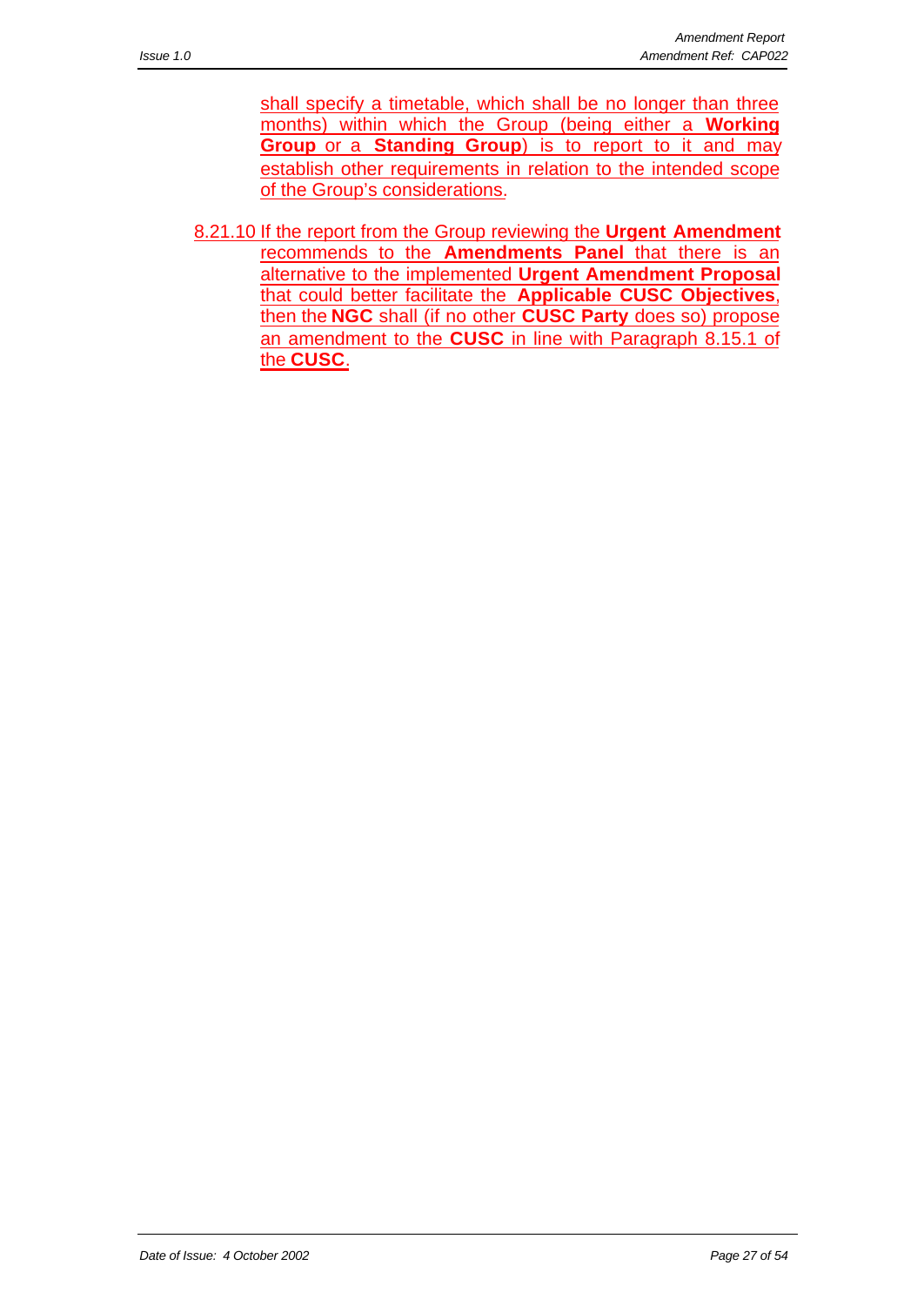shall specify a timetable, which shall be no longer than three months) within which the Group (being either a **Working Group** or a **Standing Group**) is to report to it and may establish other requirements in relation to the intended scope of the Group's considerations.

8.21.10 If the report from the Group reviewing the **Urgent Amendment** recommends to the **Amendments Panel** that there is an alternative to the implemented **Urgent Amendment Proposal** that could better facilitate the **Applicable CUSC Objectives**, then the **NGC** shall (if no other **CUSC Party** does so) propose an amendment to the **CUSC** in line with Paragraph 8.15.1 of the **CUSC**.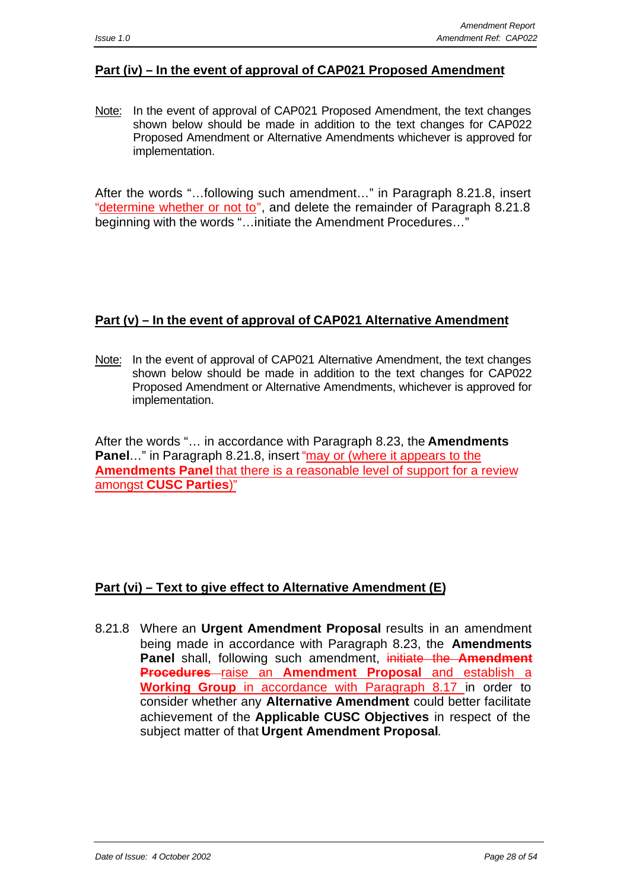## Part (iv) – In the event of approval of CAP021 Proposed Amendment

Note: In the event of approval of CAP021 Proposed Amendment, the text changes shown below should be made in addition to the text changes for CAP022 Proposed Amendment or Alternative Amendments whichever is approved for implementation.

After the words "…following such amendment…" in Paragraph 8.21.8, insert "determine whether or not to", and delete the remainder of Paragraph 8.21.8 beginning with the words "…initiate the Amendment Procedures…"

## Part (v) – In the event of approval of CAP021 Alternative Amendment

Note: In the event of approval of CAP021 Alternative Amendment, the text changes shown below should be made in addition to the text changes for CAP022 Proposed Amendment or Alternative Amendments, whichever is approved for implementation.

After the words "… in accordance with Paragraph 8.23, the **Amendments Panel**…" in Paragraph 8.21.8, insert "may or (where it appears to the **Amendments Panel** that there is a reasonable level of support for a review amongst **CUSC Parties**)"

## Part (vi) – Text to give effect to Alternative Amendment (E)

8.21.8 Where an **Urgent Amendment Proposal** results in an amendment being made in accordance with Paragraph 8.23, the **Amendments Panel** shall, following such amendment, ~~initiate the **Amendment Procedures**~~ raise an **Amendment Proposal** and establish a **Working Group** in accordance with Paragraph 8.17 in order to consider whether any **Alternative Amendment** could better facilitate achievement of the **Applicable CUSC Objectives** in respect of the subject matter of that **Urgent Amendment Proposal**.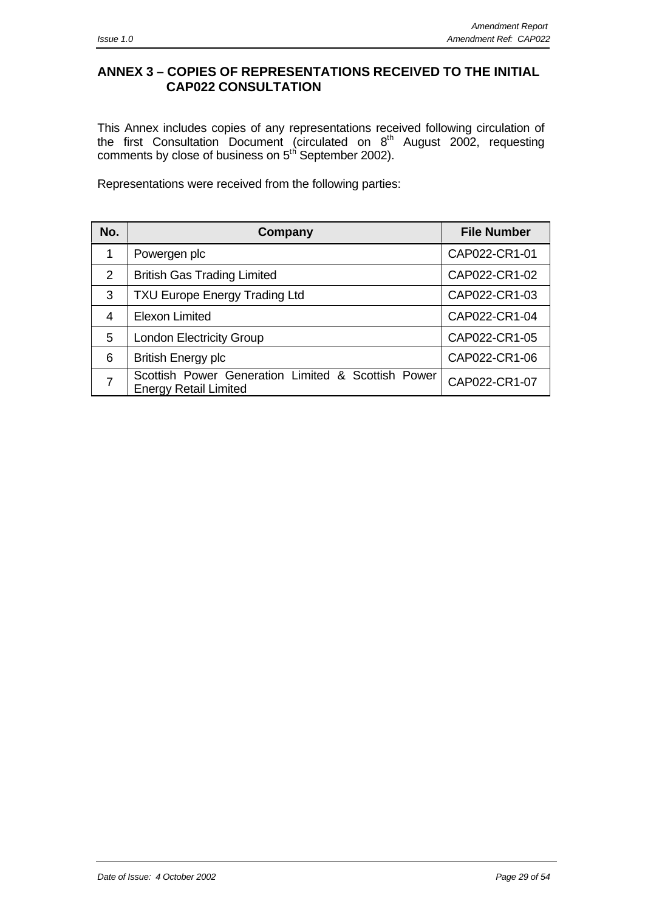## ANNEX 3 – COPIES OF REPRESENTATIONS RECEIVED TO THE INITIAL CAP022 CONSULTATION

This Annex includes copies of any representations received following circulation of the first Consultation Document (circulated on 8th August 2002, requesting comments by close of business on 5th September 2002).

Representations were received from the following parties:

| No. | Company | File Number |
|---|---|---|
| 1 | Powergen plc | CAP022-CR1-01 |
| 2 | British Gas Trading Limited | CAP022-CR1-02 |
| 3 | TXU Europe Energy Trading Ltd | CAP022-CR1-03 |
| 4 | Elexon Limited | CAP022-CR1-04 |
| 5 | London Electricity Group | CAP022-CR1-05 |
| 6 | British Energy plc | CAP022-CR1-06 |
| 7 | Scottish Power Generation Limited & Scottish Power Energy Retail Limited | CAP022-CR1-07 |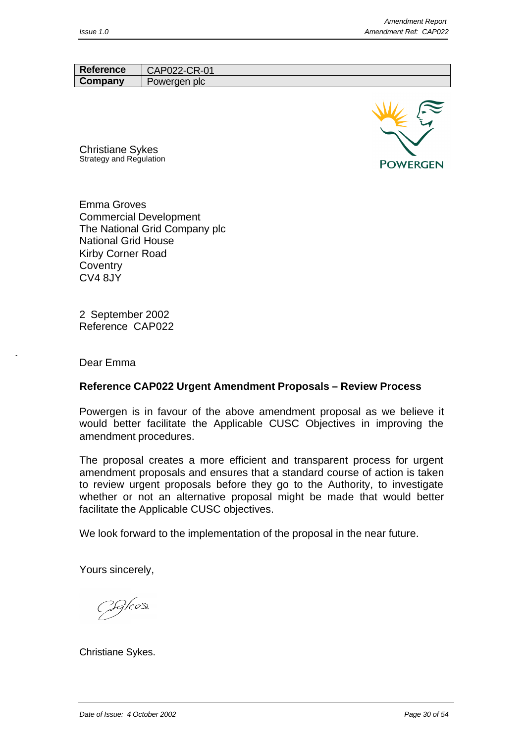| Reference | CAP022-CR-01 |
| --- | --- |
| Company | Powergen plc |

Christiane Sykes
Strategy and Regulation

POWERGEN

Emma Groves
Commercial Development
The National Grid Company plc
National Grid House
Kirby Corner Road
Coventry
CV4 8JY

2 September 2002
Reference CAP022

Dear Emma

**Reference CAP022 Urgent Amendment Proposals – Review Process**

Powergen is in favour of the above amendment proposal as we believe it would better facilitate the Applicable CUSC Objectives in improving the amendment procedures.

The proposal creates a more efficient and transparent process for urgent amendment proposals and ensures that a standard course of action is taken to review urgent proposals before they go to the Authority, to investigate whether or not an alternative proposal might be made that would better facilitate the Applicable CUSC objectives.

We look forward to the implementation of the proposal in the near future.

Yours sincerely,

Christiane Sykes.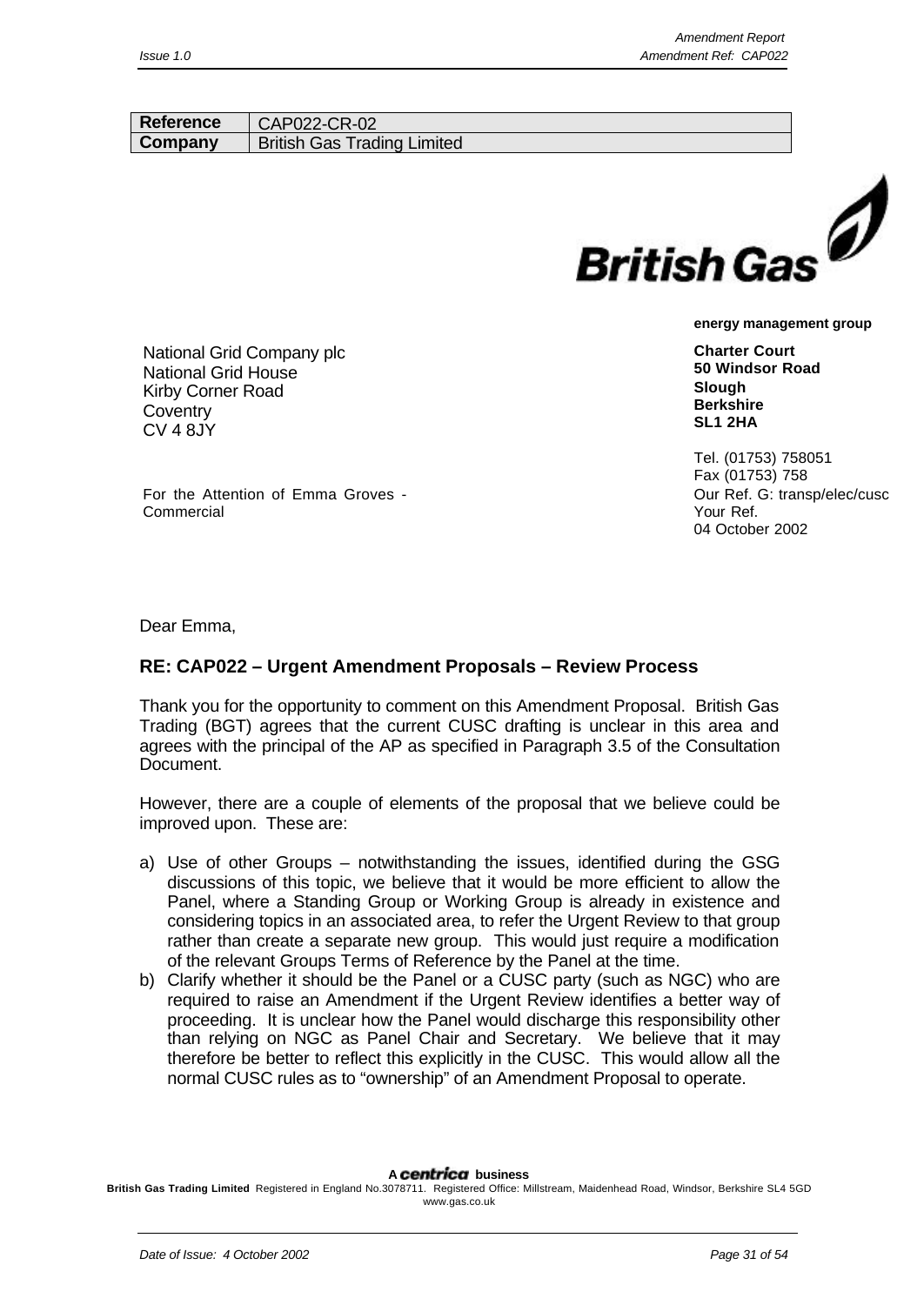| Reference | CAP022-CR-02 |
| --- | --- |
| Company | British Gas Trading Limited |

**British Gas**

**energy management group**

National Grid Company plc
National Grid House
Kirby Corner Road
Coventry
CV 4 8JY

**Charter Court**
**50 Windsor Road**
**Slough**
**Berkshire**
**SL1 2HA**

Tel. (01753) 758051
Fax (01753) 758
Our Ref. G: transp/elec/cusc
Your Ref.
04 October 2002

For the Attention of Emma Groves - Commercial

Dear Emma,

## RE: CAP022 – Urgent Amendment Proposals – Review Process

Thank you for the opportunity to comment on this Amendment Proposal. British Gas Trading (BGT) agrees that the current CUSC drafting is unclear in this area and agrees with the principal of the AP as specified in Paragraph 3.5 of the Consultation Document.

However, there are a couple of elements of the proposal that we believe could be improved upon. These are:

a) Use of other Groups – notwithstanding the issues, identified during the GSG discussions of this topic, we believe that it would be more efficient to allow the Panel, where a Standing Group or Working Group is already in existence and considering topics in an associated area, to refer the Urgent Review to that group rather than create a separate new group. This would just require a modification of the relevant Groups Terms of Reference by the Panel at the time.
b) Clarify whether it should be the Panel or a CUSC party (such as NGC) who are required to raise an Amendment if the Urgent Review identifies a better way of proceeding. It is unclear how the Panel would discharge this responsibility other than relying on NGC as Panel Chair and Secretary. We believe that it may therefore be better to reflect this explicitly in the CUSC. This would allow all the normal CUSC rules as to "ownership" of an Amendment Proposal to operate.

A *centrica* business
**British Gas Trading Limited** Registered in England No.3078711. Registered Office: Millstream, Maidenhead Road, Windsor, Berkshire SL4 5GD
www.gas.co.uk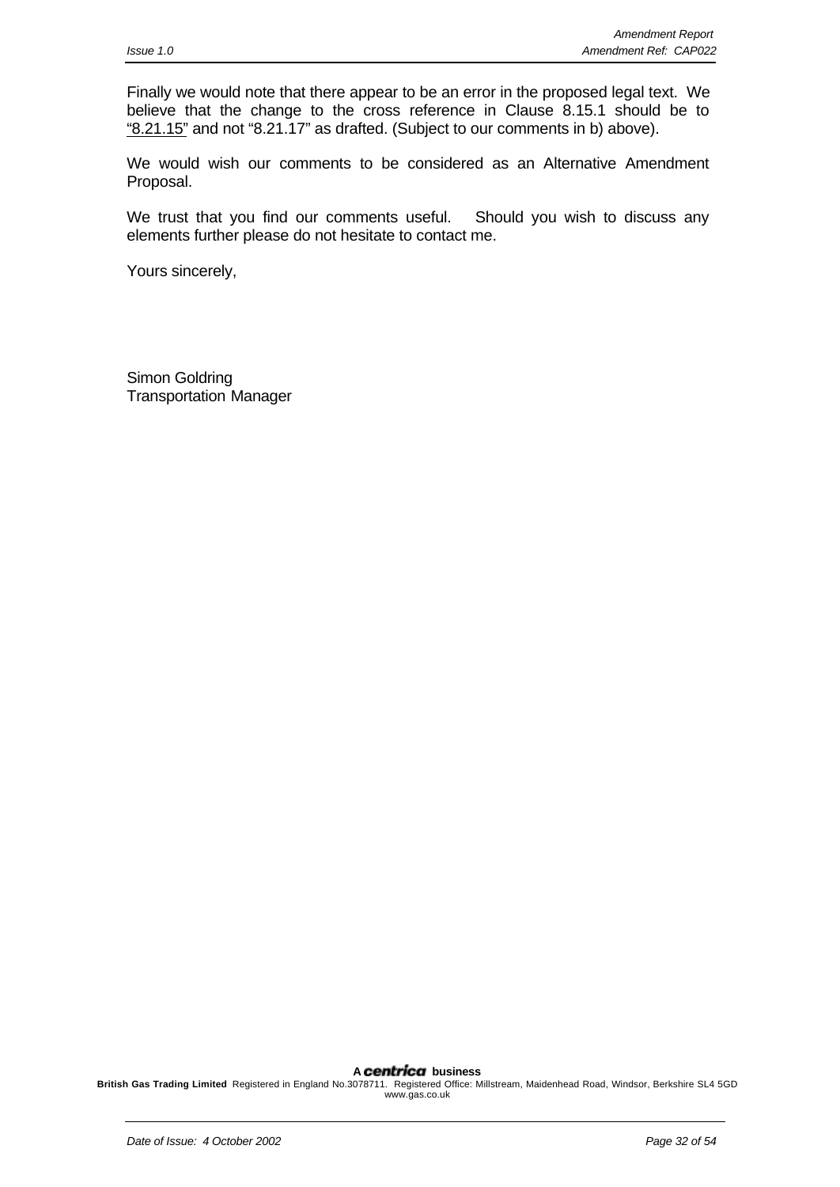Finally we would note that there appear to be an error in the proposed legal text. We believe that the change to the cross reference in Clause 8.15.1 should be to "8.21.15" and not "8.21.17" as drafted. (Subject to our comments in b) above).

We would wish our comments to be considered as an Alternative Amendment Proposal.

We trust that you find our comments useful. Should you wish to discuss any elements further please do not hesitate to contact me.

Yours sincerely,

Simon Goldring
Transportation Manager

A centrica business

**British Gas Trading Limited** Registered in England No.3078711. Registered Office: Millstream, Maidenhead Road, Windsor, Berkshire SL4 5GD
www.gas.co.uk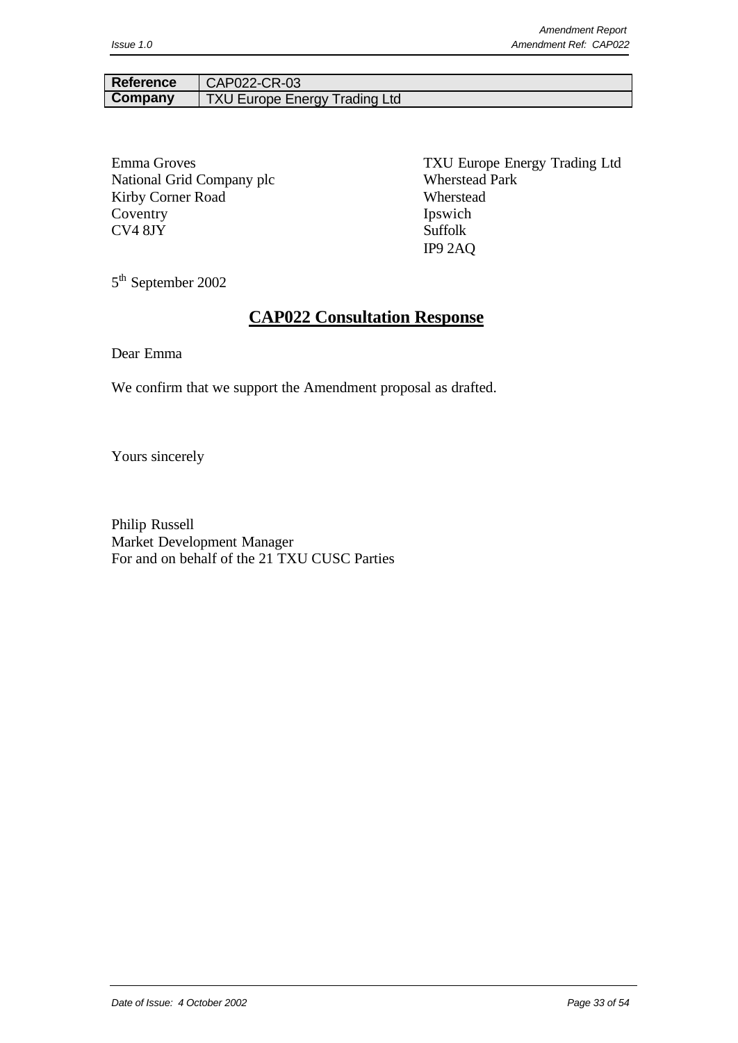| **Reference** | CAP022-CR-03 |
| --- | --- |
| **Company** | TXU Europe Energy Trading Ltd |

Emma Groves
National Grid Company plc
Kirby Corner Road
Coventry
CV4 8JY

TXU Europe Energy Trading Ltd
Wherstead Park
Wherstead
Ipswich
Suffolk
IP9 2AQ

5th September 2002

# **CAP022 Consultation Response**

Dear Emma

We confirm that we support the Amendment proposal as drafted.

Yours sincerely

Philip Russell
Market Development Manager
For and on behalf of the 21 TXU CUSC Parties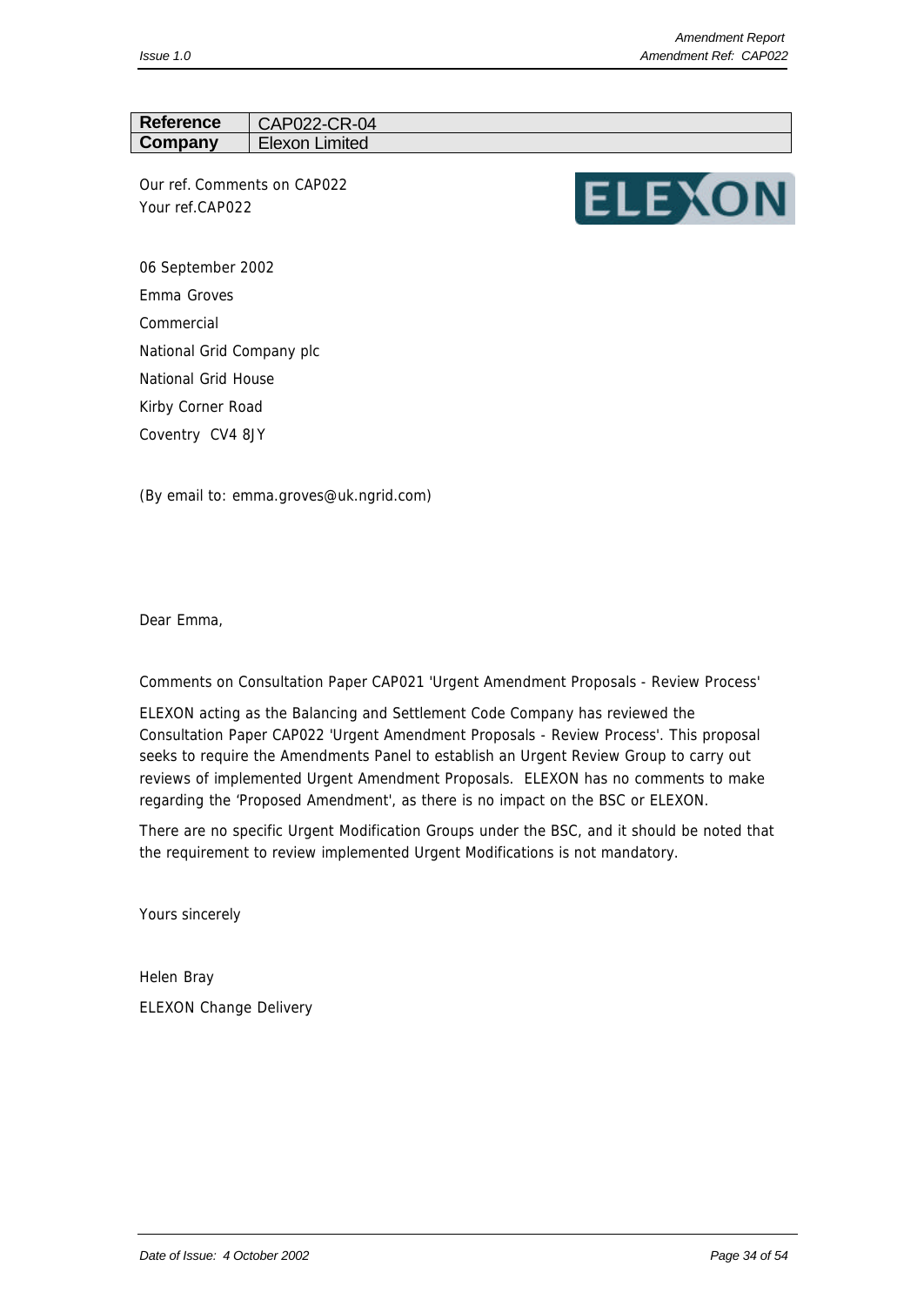| Reference | CAP022-CR-04 |
|---|---|
| Company | Elexon Limited |

Our ref. Comments on CAP022
Your ref.CAP022

06 September 2002

Emma Groves

Commercial

National Grid Company plc

National Grid House

Kirby Corner Road

Coventry CV4 8JY

(By email to: emma.groves@uk.ngrid.com)

Dear Emma,

Comments on Consultation Paper CAP021 'Urgent Amendment Proposals - Review Process'

ELEXON acting as the Balancing and Settlement Code Company has reviewed the Consultation Paper CAP022 'Urgent Amendment Proposals - Review Process'. This proposal seeks to require the Amendments Panel to establish an Urgent Review Group to carry out reviews of implemented Urgent Amendment Proposals. ELEXON has no comments to make regarding the 'Proposed Amendment', as there is no impact on the BSC or ELEXON.

There are no specific Urgent Modification Groups under the BSC, and it should be noted that the requirement to review implemented Urgent Modifications is not mandatory.

Yours sincerely

Helen Bray

ELEXON Change Delivery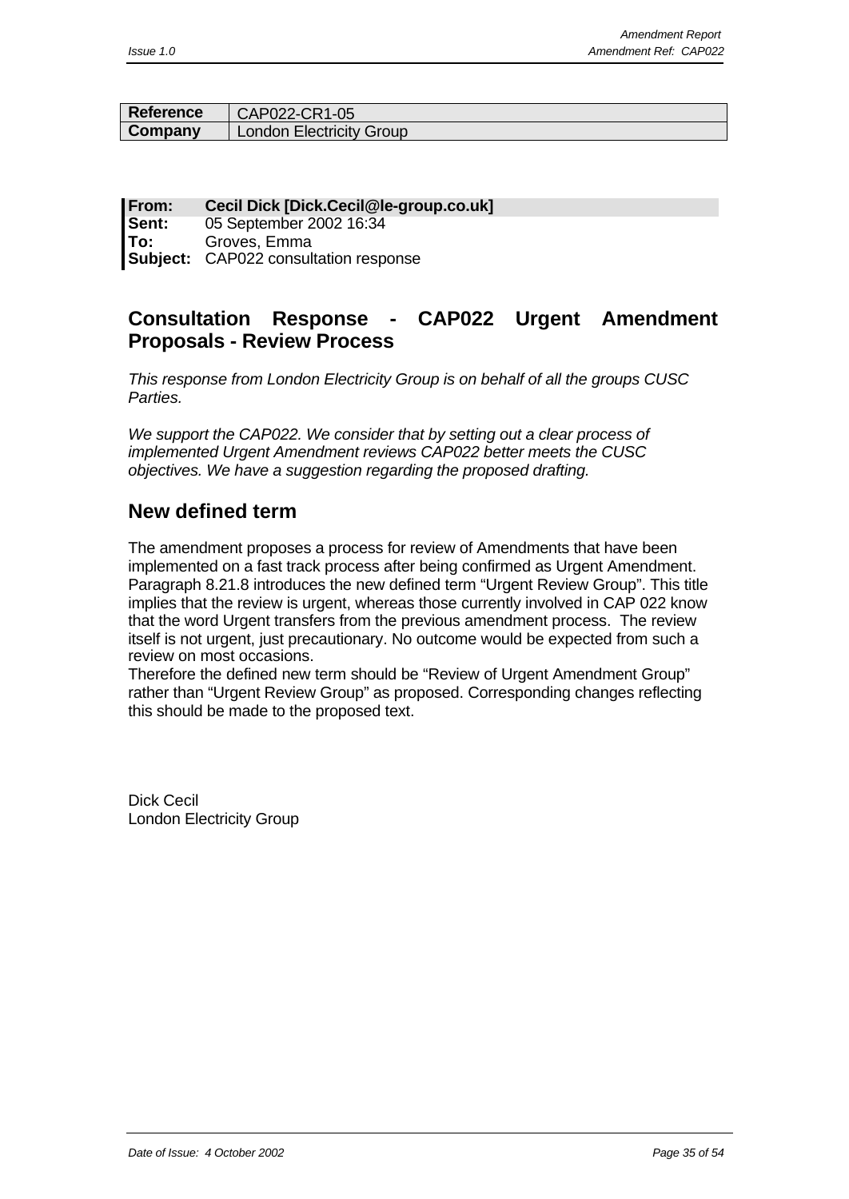| Reference | CAP022-CR1-05 |
| --- | --- |
| Company | London Electricity Group |

**From:** **Cecil Dick [Dick.Cecil@le-group.co.uk]**
**Sent:** 05 September 2002 16:34
**To:** Groves, Emma
**Subject:** CAP022 consultation response

## Consultation Response - CAP022 Urgent Amendment Proposals - Review Process

*This response from London Electricity Group is on behalf of all the groups CUSC Parties.*

*We support the CAP022. We consider that by setting out a clear process of implemented Urgent Amendment reviews CAP022 better meets the CUSC objectives. We have a suggestion regarding the proposed drafting.*

## New defined term

The amendment proposes a process for review of Amendments that have been implemented on a fast track process after being confirmed as Urgent Amendment. Paragraph 8.21.8 introduces the new defined term "Urgent Review Group". This title implies that the review is urgent, whereas those currently involved in CAP 022 know that the word Urgent transfers from the previous amendment process. The review itself is not urgent, just precautionary. No outcome would be expected from such a review on most occasions.

Therefore the defined new term should be "Review of Urgent Amendment Group" rather than "Urgent Review Group" as proposed. Corresponding changes reflecting this should be made to the proposed text.

Dick Cecil
London Electricity Group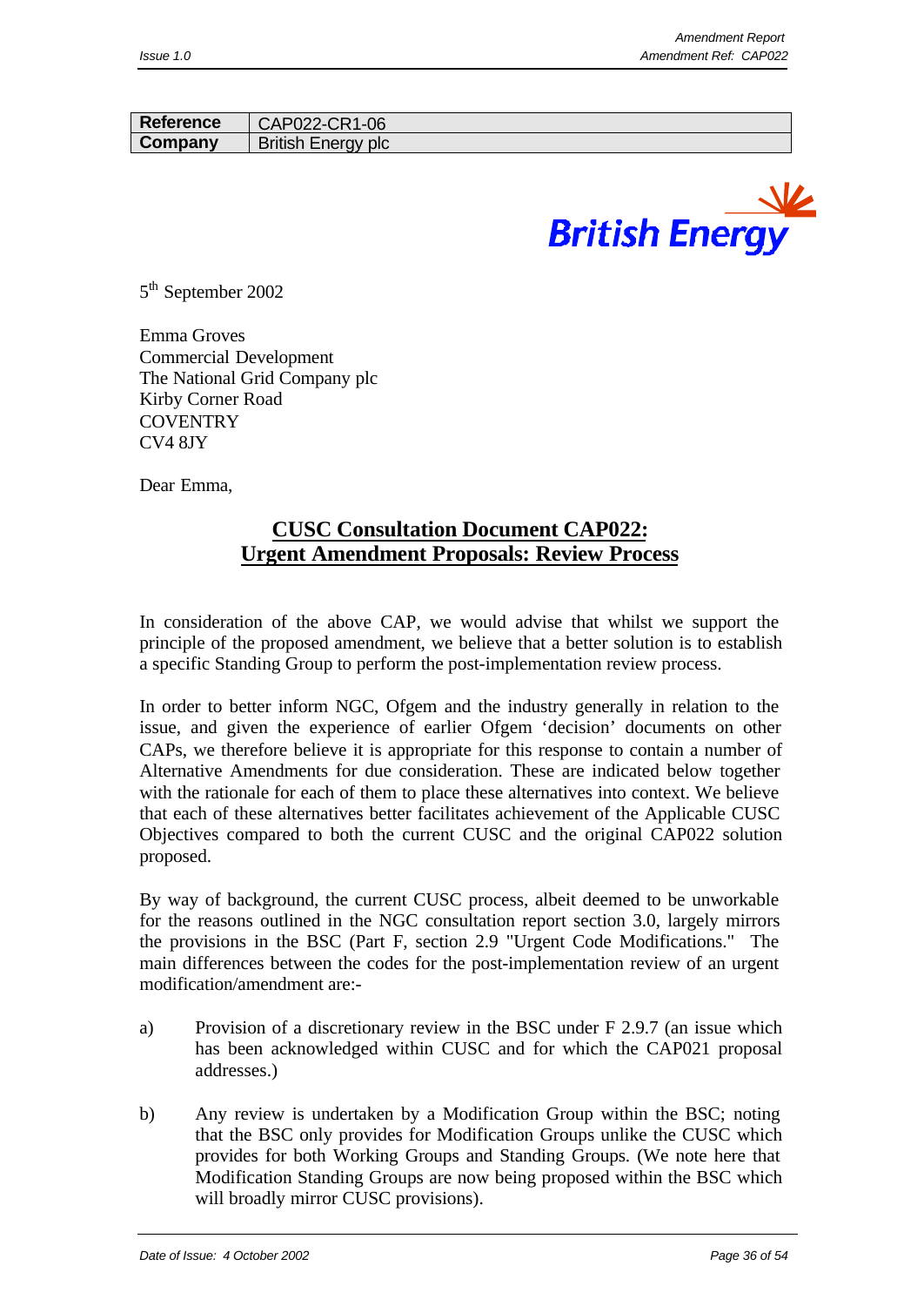| Reference | CAP022-CR1-06 |
|---|---|
| Company | British Energy plc |

5th September 2002

Emma Groves
Commercial Development
The National Grid Company plc
Kirby Corner Road
COVENTRY
CV4 8JY

Dear Emma,

## CUSC Consultation Document CAP022: Urgent Amendment Proposals: Review Process

In consideration of the above CAP, we would advise that whilst we support the principle of the proposed amendment, we believe that a better solution is to establish a specific Standing Group to perform the post-implementation review process.

In order to better inform NGC, Ofgem and the industry generally in relation to the issue, and given the experience of earlier Ofgem 'decision' documents on other CAPs, we therefore believe it is appropriate for this response to contain a number of Alternative Amendments for due consideration. These are indicated below together with the rationale for each of them to place these alternatives into context. We believe that each of these alternatives better facilitates achievement of the Applicable CUSC Objectives compared to both the current CUSC and the original CAP022 solution proposed.

By way of background, the current CUSC process, albeit deemed to be unworkable for the reasons outlined in the NGC consultation report section 3.0, largely mirrors the provisions in the BSC (Part F, section 2.9 "Urgent Code Modifications." The main differences between the codes for the post-implementation review of an urgent modification/amendment are:-

a) Provision of a discretionary review in the BSC under F 2.9.7 (an issue which has been acknowledged within CUSC and for which the CAP021 proposal addresses.)

b) Any review is undertaken by a Modification Group within the BSC; noting that the BSC only provides for Modification Groups unlike the CUSC which provides for both Working Groups and Standing Groups. (We note here that Modification Standing Groups are now being proposed within the BSC which will broadly mirror CUSC provisions).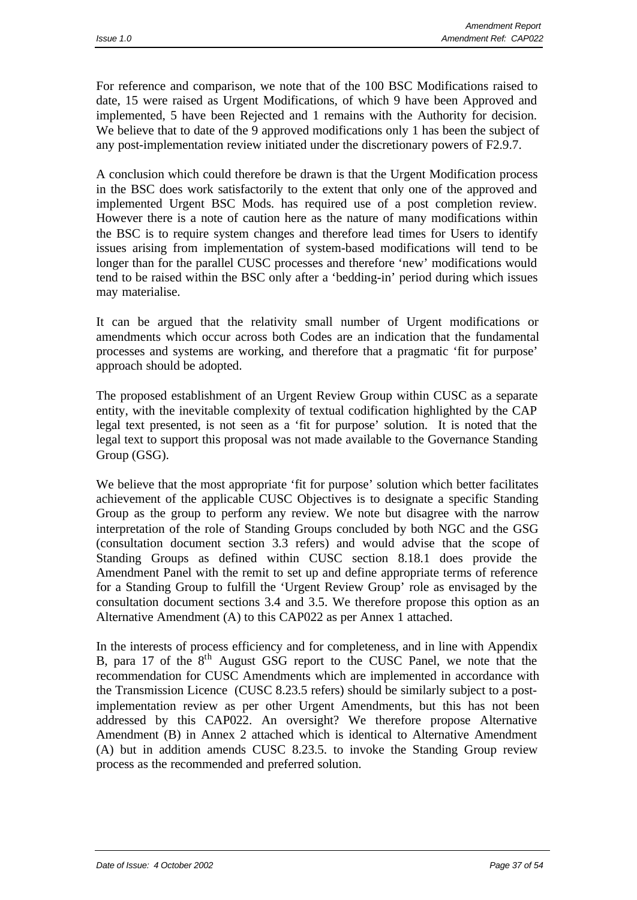For reference and comparison, we note that of the 100 BSC Modifications raised to date, 15 were raised as Urgent Modifications, of which 9 have been Approved and implemented, 5 have been Rejected and 1 remains with the Authority for decision. We believe that to date of the 9 approved modifications only 1 has been the subject of any post-implementation review initiated under the discretionary powers of F2.9.7.

A conclusion which could therefore be drawn is that the Urgent Modification process in the BSC does work satisfactorily to the extent that only one of the approved and implemented Urgent BSC Mods. has required use of a post completion review. However there is a note of caution here as the nature of many modifications within the BSC is to require system changes and therefore lead times for Users to identify issues arising from implementation of system-based modifications will tend to be longer than for the parallel CUSC processes and therefore 'new' modifications would tend to be raised within the BSC only after a 'bedding-in' period during which issues may materialise.

It can be argued that the relativity small number of Urgent modifications or amendments which occur across both Codes are an indication that the fundamental processes and systems are working, and therefore that a pragmatic 'fit for purpose' approach should be adopted.

The proposed establishment of an Urgent Review Group within CUSC as a separate entity, with the inevitable complexity of textual codification highlighted by the CAP legal text presented, is not seen as a 'fit for purpose' solution. It is noted that the legal text to support this proposal was not made available to the Governance Standing Group (GSG).

We believe that the most appropriate 'fit for purpose' solution which better facilitates achievement of the applicable CUSC Objectives is to designate a specific Standing Group as the group to perform any review. We note but disagree with the narrow interpretation of the role of Standing Groups concluded by both NGC and the GSG (consultation document section 3.3 refers) and would advise that the scope of Standing Groups as defined within CUSC section 8.18.1 does provide the Amendment Panel with the remit to set up and define appropriate terms of reference for a Standing Group to fulfill the 'Urgent Review Group' role as envisaged by the consultation document sections 3.4 and 3.5. We therefore propose this option as an Alternative Amendment (A) to this CAP022 as per Annex 1 attached.

In the interests of process efficiency and for completeness, and in line with Appendix B, para 17 of the 8th August GSG report to the CUSC Panel, we note that the recommendation for CUSC Amendments which are implemented in accordance with the Transmission Licence (CUSC 8.23.5 refers) should be similarly subject to a post-implementation review as per other Urgent Amendments, but this has not been addressed by this CAP022. An oversight? We therefore propose Alternative Amendment (B) in Annex 2 attached which is identical to Alternative Amendment (A) but in addition amends CUSC 8.23.5. to invoke the Standing Group review process as the recommended and preferred solution.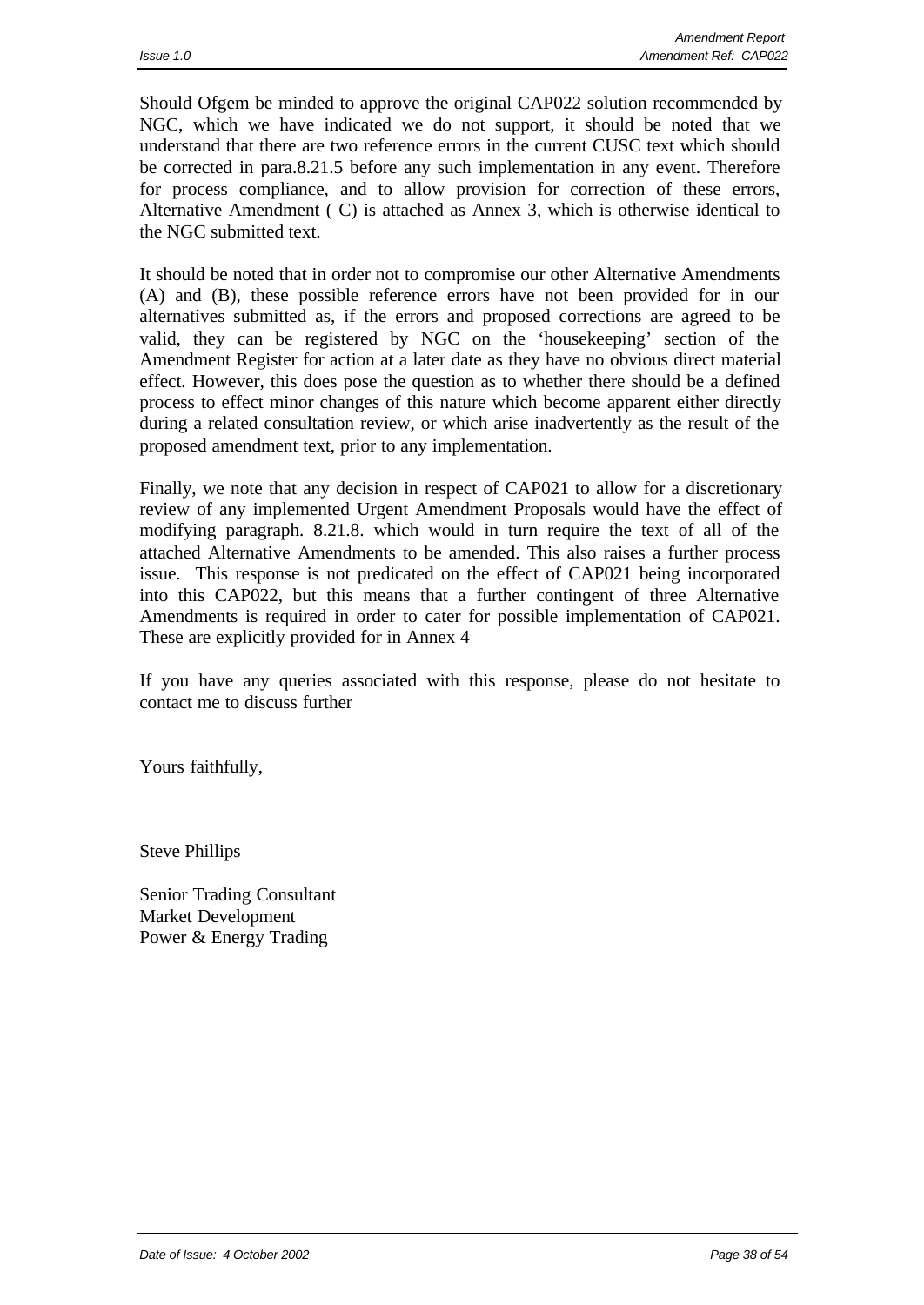Should Ofgem be minded to approve the original CAP022 solution recommended by NGC, which we have indicated we do not support, it should be noted that we understand that there are two reference errors in the current CUSC text which should be corrected in para.8.21.5 before any such implementation in any event. Therefore for process compliance, and to allow provision for correction of these errors, Alternative Amendment ( C) is attached as Annex 3, which is otherwise identical to the NGC submitted text.

It should be noted that in order not to compromise our other Alternative Amendments (A) and (B), these possible reference errors have not been provided for in our alternatives submitted as, if the errors and proposed corrections are agreed to be valid, they can be registered by NGC on the 'housekeeping' section of the Amendment Register for action at a later date as they have no obvious direct material effect. However, this does pose the question as to whether there should be a defined process to effect minor changes of this nature which become apparent either directly during a related consultation review, or which arise inadvertently as the result of the proposed amendment text, prior to any implementation.

Finally, we note that any decision in respect of CAP021 to allow for a discretionary review of any implemented Urgent Amendment Proposals would have the effect of modifying paragraph. 8.21.8. which would in turn require the text of all of the attached Alternative Amendments to be amended. This also raises a further process issue. This response is not predicated on the effect of CAP021 being incorporated into this CAP022, but this means that a further contingent of three Alternative Amendments is required in order to cater for possible implementation of CAP021. These are explicitly provided for in Annex 4

If you have any queries associated with this response, please do not hesitate to contact me to discuss further

Yours faithfully,

Steve Phillips

Senior Trading Consultant
Market Development
Power & Energy Trading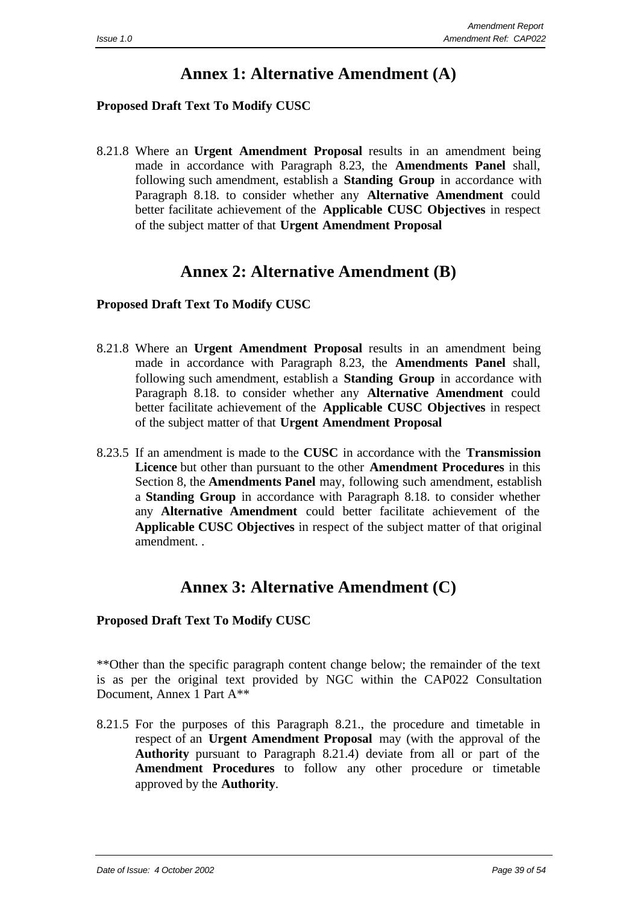# Annex 1: Alternative Amendment (A)

**Proposed Draft Text To Modify CUSC**

8.21.8 Where an **Urgent Amendment Proposal** results in an amendment being made in accordance with Paragraph 8.23, the **Amendments Panel** shall, following such amendment, establish a **Standing Group** in accordance with Paragraph 8.18. to consider whether any **Alternative Amendment** could better facilitate achievement of the **Applicable CUSC Objectives** in respect of the subject matter of that **Urgent Amendment Proposal**

# Annex 2: Alternative Amendment (B)

**Proposed Draft Text To Modify CUSC**

8.21.8 Where an **Urgent Amendment Proposal** results in an amendment being made in accordance with Paragraph 8.23, the **Amendments Panel** shall, following such amendment, establish a **Standing Group** in accordance with Paragraph 8.18. to consider whether any **Alternative Amendment** could better facilitate achievement of the **Applicable CUSC Objectives** in respect of the subject matter of that **Urgent Amendment Proposal**

8.23.5 If an amendment is made to the **CUSC** in accordance with the **Transmission Licence** but other than pursuant to the other **Amendment Procedures** in this Section 8, the **Amendments Panel** may, following such amendment, establish a **Standing Group** in accordance with Paragraph 8.18. to consider whether any **Alternative Amendment** could better facilitate achievement of the **Applicable CUSC Objectives** in respect of the subject matter of that original amendment. .

# Annex 3: Alternative Amendment (C)

**Proposed Draft Text To Modify CUSC**

**Other than the specific paragraph content change below; the remainder of the text is as per the original text provided by NGC within the CAP022 Consultation Document, Annex 1 Part A**

8.21.5 For the purposes of this Paragraph 8.21., the procedure and timetable in respect of an **Urgent Amendment Proposal** may (with the approval of the **Authority** pursuant to Paragraph 8.21.4) deviate from all or part of the **Amendment Procedures** to follow any other procedure or timetable approved by the **Authority**.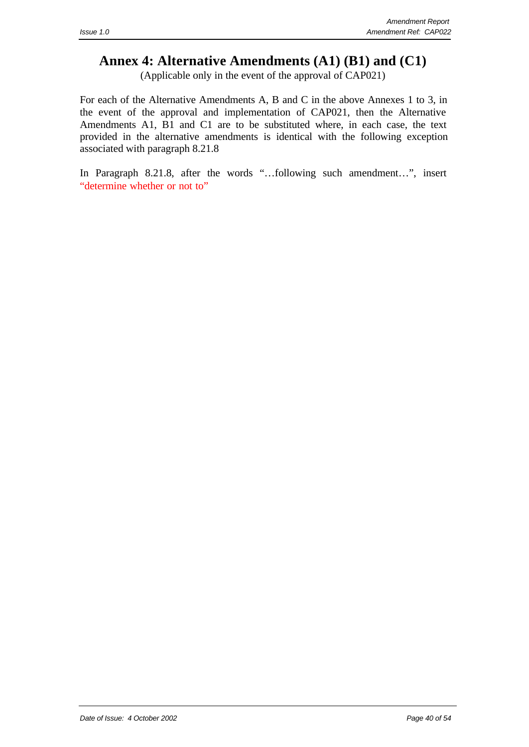# Annex 4: Alternative Amendments (A1) (B1) and (C1)

(Applicable only in the event of the approval of CAP021)

For each of the Alternative Amendments A, B and C in the above Annexes 1 to 3, in the event of the approval and implementation of CAP021, then the Alternative Amendments A1, B1 and C1 are to be substituted where, in each case, the text provided in the alternative amendments is identical with the following exception associated with paragraph 8.21.8

In Paragraph 8.21.8, after the words "…following such amendment…", insert "determine whether or not to"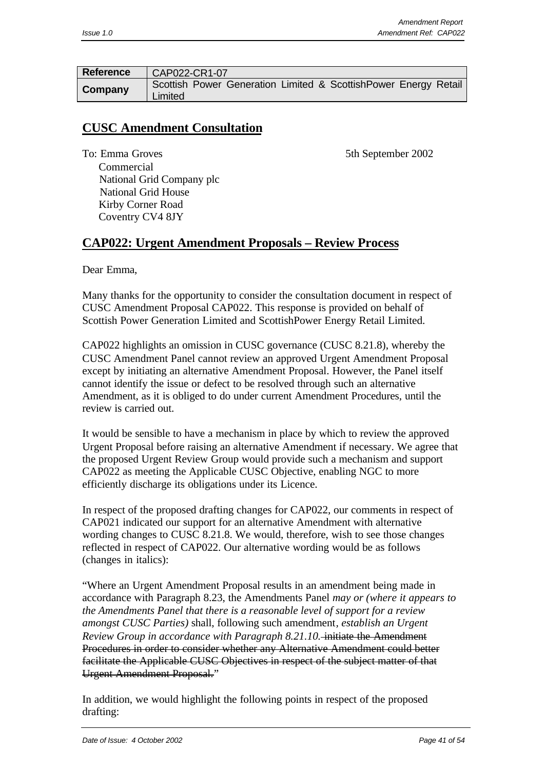| Reference | CAP022-CR1-07 |
|---|---|
| Company | Scottish Power Generation Limited & ScottishPower Energy Retail Limited |

## CUSC Amendment Consultation

To: Emma Groves
Commercial
National Grid Company plc
National Grid House
Kirby Corner Road
Coventry CV4 8JY

5th September 2002

## CAP022: Urgent Amendment Proposals – Review Process

Dear Emma,

Many thanks for the opportunity to consider the consultation document in respect of CUSC Amendment Proposal CAP022. This response is provided on behalf of Scottish Power Generation Limited and ScottishPower Energy Retail Limited.

CAP022 highlights an omission in CUSC governance (CUSC 8.21.8), whereby the CUSC Amendment Panel cannot review an approved Urgent Amendment Proposal except by initiating an alternative Amendment Proposal. However, the Panel itself cannot identify the issue or defect to be resolved through such an alternative Amendment, as it is obliged to do under current Amendment Procedures, until the review is carried out.

It would be sensible to have a mechanism in place by which to review the approved Urgent Proposal before raising an alternative Amendment if necessary. We agree that the proposed Urgent Review Group would provide such a mechanism and support CAP022 as meeting the Applicable CUSC Objective, enabling NGC to more efficiently discharge its obligations under its Licence.

In respect of the proposed drafting changes for CAP022, our comments in respect of CAP021 indicated our support for an alternative Amendment with alternative wording changes to CUSC 8.21.8. We would, therefore, wish to see those changes reflected in respect of CAP022. Our alternative wording would be as follows (changes in italics):

"Where an Urgent Amendment Proposal results in an amendment being made in accordance with Paragraph 8.23, the Amendments Panel *may or (where it appears to the Amendments Panel that there is a reasonable level of support for a review amongst CUSC Parties)* shall, following such amendment, *establish an Urgent Review Group in accordance with Paragraph 8.21.10.* ~~initiate the Amendment Procedures in order to consider whether any Alternative Amendment could better facilitate the Applicable CUSC Objectives in respect of the subject matter of that Urgent Amendment Proposal.~~"

In addition, we would highlight the following points in respect of the proposed drafting: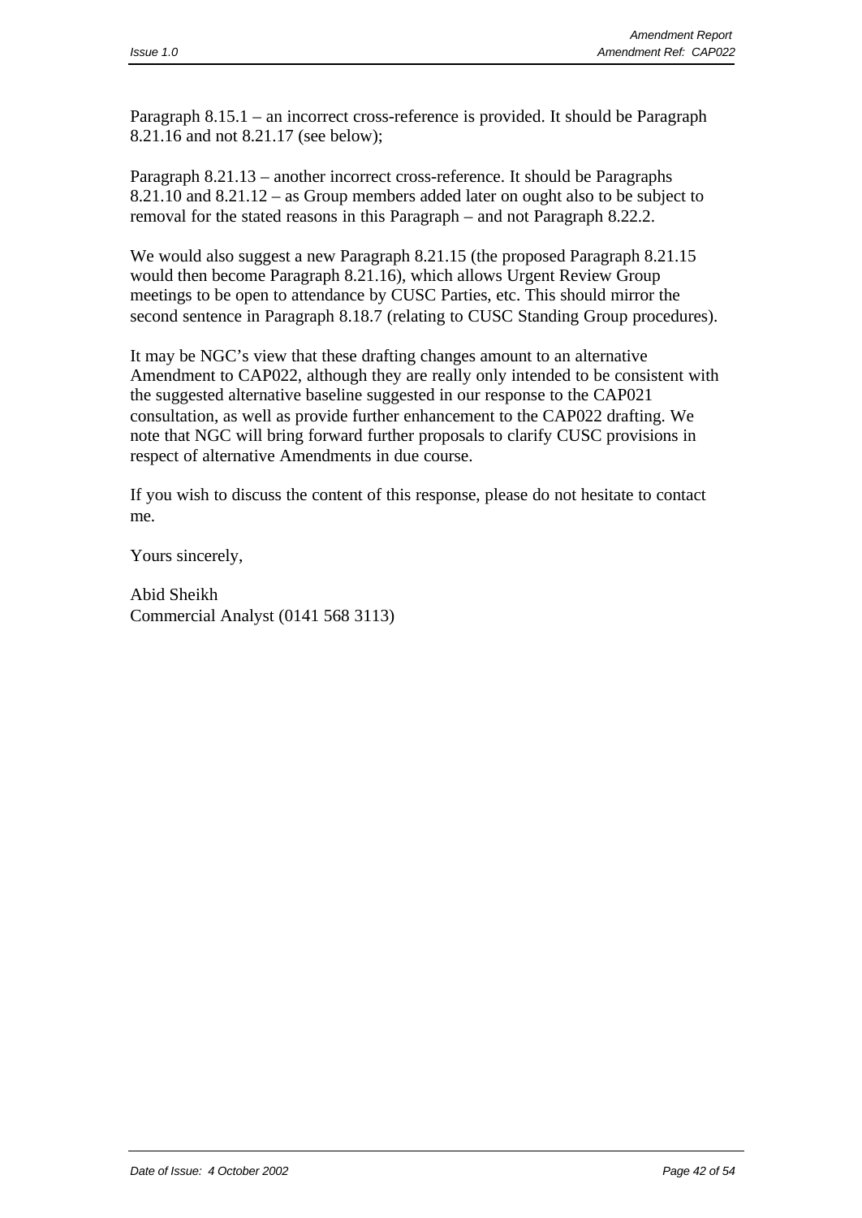Paragraph 8.15.1 – an incorrect cross-reference is provided. It should be Paragraph 8.21.16 and not 8.21.17 (see below);

Paragraph 8.21.13 – another incorrect cross-reference. It should be Paragraphs 8.21.10 and 8.21.12 – as Group members added later on ought also to be subject to removal for the stated reasons in this Paragraph – and not Paragraph 8.22.2.

We would also suggest a new Paragraph 8.21.15 (the proposed Paragraph 8.21.15 would then become Paragraph 8.21.16), which allows Urgent Review Group meetings to be open to attendance by CUSC Parties, etc. This should mirror the second sentence in Paragraph 8.18.7 (relating to CUSC Standing Group procedures).

It may be NGC's view that these drafting changes amount to an alternative Amendment to CAP022, although they are really only intended to be consistent with the suggested alternative baseline suggested in our response to the CAP021 consultation, as well as provide further enhancement to the CAP022 drafting. We note that NGC will bring forward further proposals to clarify CUSC provisions in respect of alternative Amendments in due course.

If you wish to discuss the content of this response, please do not hesitate to contact me.

Yours sincerely,

Abid Sheikh
Commercial Analyst (0141 568 3113)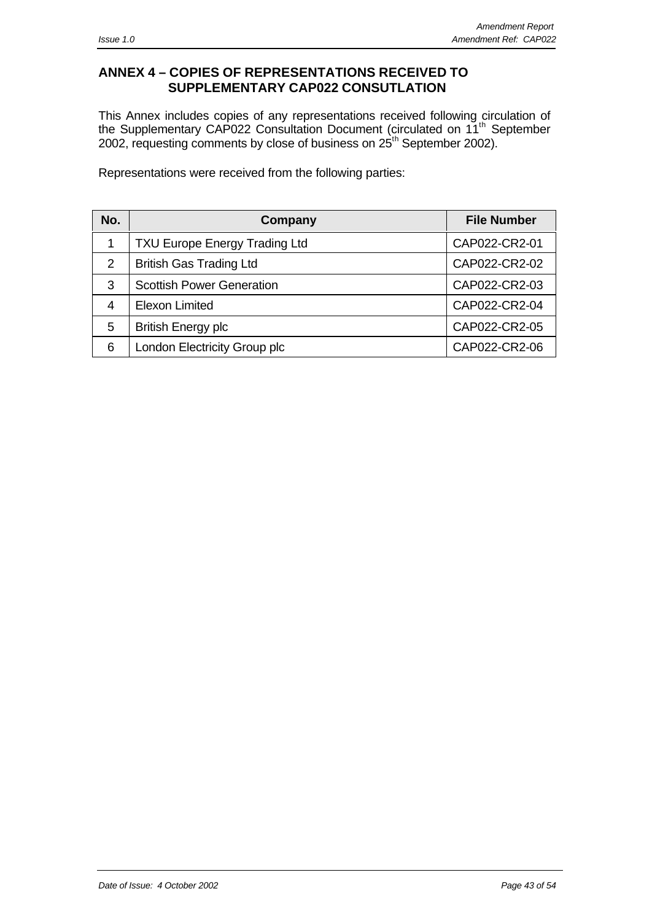## ANNEX 4 – COPIES OF REPRESENTATIONS RECEIVED TO SUPPLEMENTARY CAP022 CONSUTLATION

This Annex includes copies of any representations received following circulation of the Supplementary CAP022 Consultation Document (circulated on 11th September 2002, requesting comments by close of business on 25th September 2002).

Representations were received from the following parties:

| No. | Company | File Number |
|---|---|---|
| 1 | TXU Europe Energy Trading Ltd | CAP022-CR2-01 |
| 2 | British Gas Trading Ltd | CAP022-CR2-02 |
| 3 | Scottish Power Generation | CAP022-CR2-03 |
| 4 | Elexon Limited | CAP022-CR2-04 |
| 5 | British Energy plc | CAP022-CR2-05 |
| 6 | London Electricity Group plc | CAP022-CR2-06 |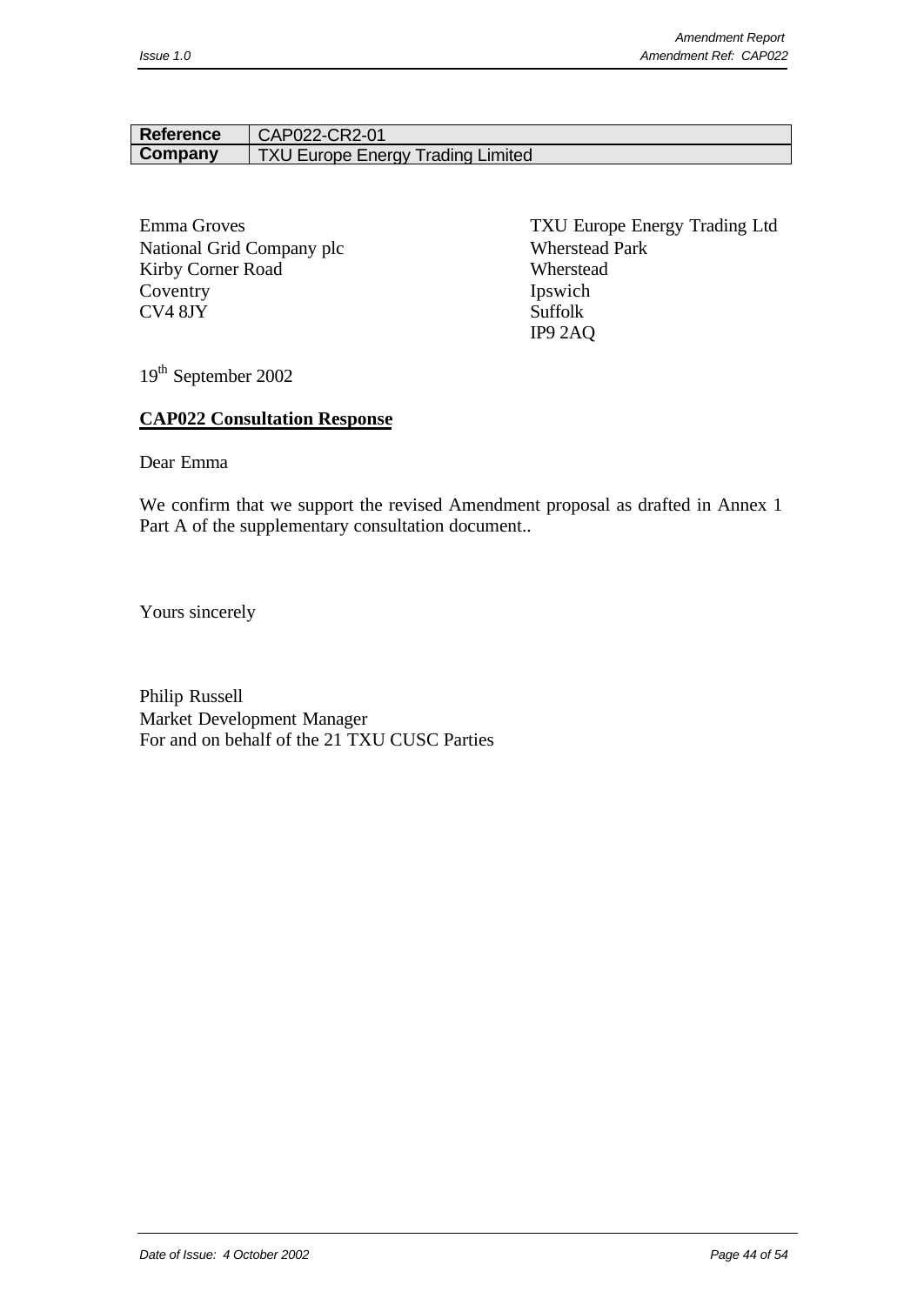| Reference | CAP022-CR2-01 |
| --- | --- |
| Company | TXU Europe Energy Trading Limited |

Emma Groves
National Grid Company plc
Kirby Corner Road
Coventry
CV4 8JY

TXU Europe Energy Trading Ltd
Wherstead Park
Wherstead
Ipswich
Suffolk
IP9 2AQ

19th September 2002

**CAP022 Consultation Response**

Dear Emma

We confirm that we support the revised Amendment proposal as drafted in Annex 1 Part A of the supplementary consultation document..

Yours sincerely

Philip Russell
Market Development Manager
For and on behalf of the 21 TXU CUSC Parties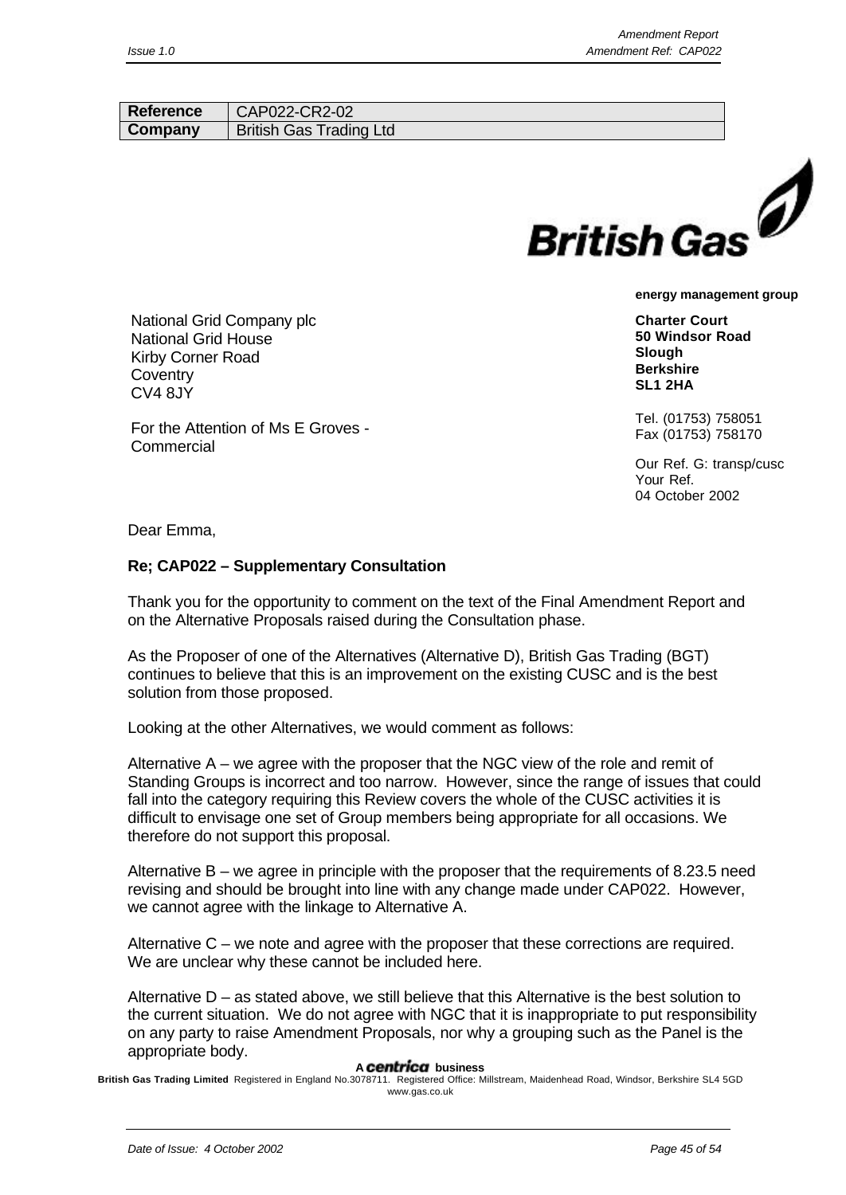| Reference | CAP022-CR2-02 |
| --- | --- |
| Company | British Gas Trading Ltd |

**British Gas**

**energy management group**

National Grid Company plc
National Grid House
Kirby Corner Road
Coventry
CV4 8JY

For the Attention of Ms E Groves - Commercial

**Charter Court**
**50 Windsor Road**
**Slough**
**Berkshire**
**SL1 2HA**

Tel. (01753) 758051
Fax (01753) 758170

Our Ref. G: transp/cusc
Your Ref.
04 October 2002

Dear Emma,

**Re; CAP022 – Supplementary Consultation**

Thank you for the opportunity to comment on the text of the Final Amendment Report and on the Alternative Proposals raised during the Consultation phase.

As the Proposer of one of the Alternatives (Alternative D), British Gas Trading (BGT) continues to believe that this is an improvement on the existing CUSC and is the best solution from those proposed.

Looking at the other Alternatives, we would comment as follows:

Alternative A – we agree with the proposer that the NGC view of the role and remit of Standing Groups is incorrect and too narrow. However, since the range of issues that could fall into the category requiring this Review covers the whole of the CUSC activities it is difficult to envisage one set of Group members being appropriate for all occasions. We therefore do not support this proposal.

Alternative B – we agree in principle with the proposer that the requirements of 8.23.5 need revising and should be brought into line with any change made under CAP022. However, we cannot agree with the linkage to Alternative A.

Alternative C – we note and agree with the proposer that these corrections are required. We are unclear why these cannot be included here.

Alternative D – as stated above, we still believe that this Alternative is the best solution to the current situation. We do not agree with NGC that it is inappropriate to put responsibility on any party to raise Amendment Proposals, nor why a grouping such as the Panel is the appropriate body.

A **centrica** business
**British Gas Trading Limited** Registered in England No.3078711. Registered Office: Millstream, Maidenhead Road, Windsor, Berkshire SL4 5GD
www.gas.co.uk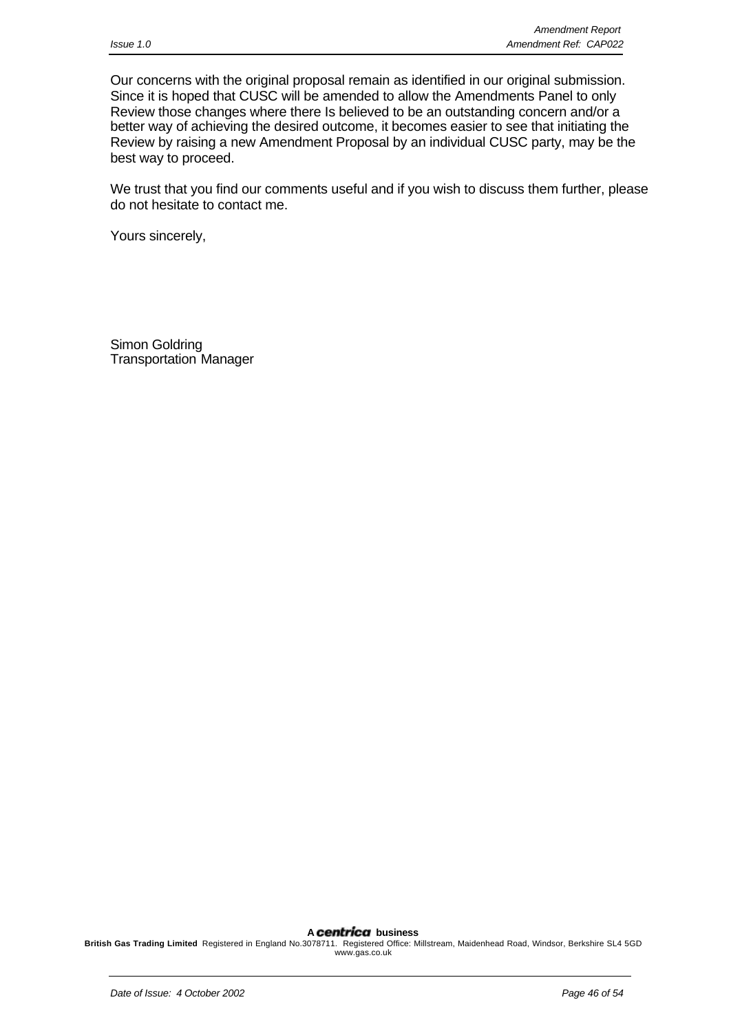Our concerns with the original proposal remain as identified in our original submission. Since it is hoped that CUSC will be amended to allow the Amendments Panel to only Review those changes where there Is believed to be an outstanding concern and/or a better way of achieving the desired outcome, it becomes easier to see that initiating the Review by raising a new Amendment Proposal by an individual CUSC party, may be the best way to proceed.

We trust that you find our comments useful and if you wish to discuss them further, please do not hesitate to contact me.

Yours sincerely,

Simon Goldring
Transportation Manager

A **centrica** business

**British Gas Trading Limited** Registered in England No.3078711. Registered Office: Millstream, Maidenhead Road, Windsor, Berkshire SL4 5GD
www.gas.co.uk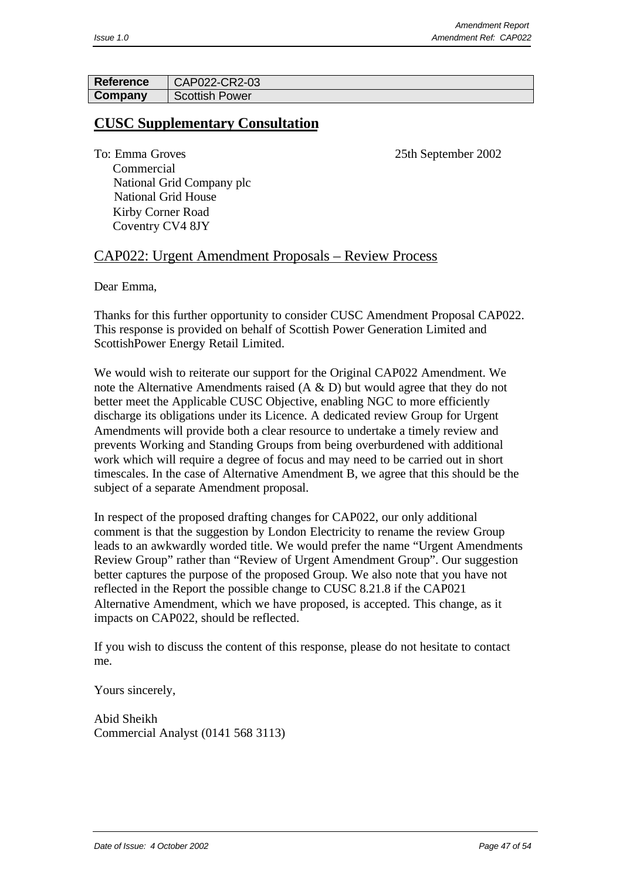| Reference | CAP022-CR2-03 |
|---|---|
| Company | Scottish Power |

## CUSC Supplementary Consultation

To: Emma Groves
Commercial
National Grid Company plc
National Grid House
Kirby Corner Road
Coventry CV4 8JY

25th September 2002

### CAP022: Urgent Amendment Proposals – Review Process

Dear Emma,

Thanks for this further opportunity to consider CUSC Amendment Proposal CAP022. This response is provided on behalf of Scottish Power Generation Limited and ScottishPower Energy Retail Limited.

We would wish to reiterate our support for the Original CAP022 Amendment. We note the Alternative Amendments raised (A & D) but would agree that they do not better meet the Applicable CUSC Objective, enabling NGC to more efficiently discharge its obligations under its Licence. A dedicated review Group for Urgent Amendments will provide both a clear resource to undertake a timely review and prevents Working and Standing Groups from being overburdened with additional work which will require a degree of focus and may need to be carried out in short timescales. In the case of Alternative Amendment B, we agree that this should be the subject of a separate Amendment proposal.

In respect of the proposed drafting changes for CAP022, our only additional comment is that the suggestion by London Electricity to rename the review Group leads to an awkwardly worded title. We would prefer the name "Urgent Amendments Review Group" rather than "Review of Urgent Amendment Group". Our suggestion better captures the purpose of the proposed Group. We also note that you have not reflected in the Report the possible change to CUSC 8.21.8 if the CAP021 Alternative Amendment, which we have proposed, is accepted. This change, as it impacts on CAP022, should be reflected.

If you wish to discuss the content of this response, please do not hesitate to contact me.

Yours sincerely,

Abid Sheikh
Commercial Analyst (0141 568 3113)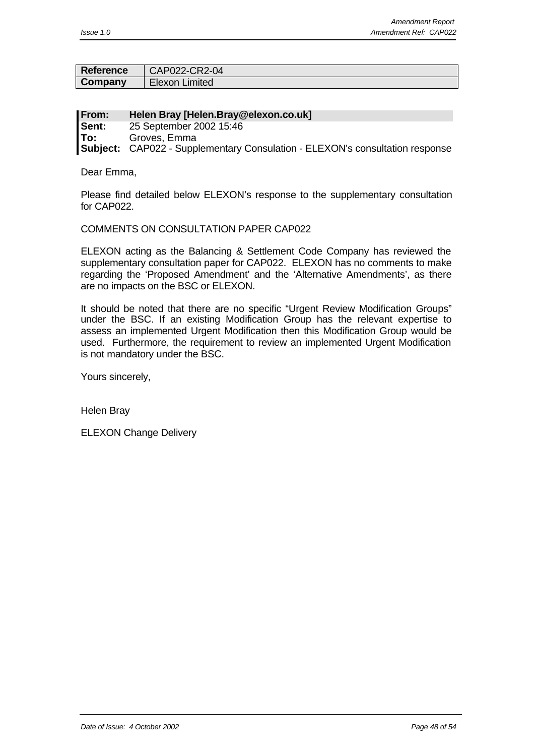| Reference | CAP022-CR2-04 |
| --- | --- |
| Company | Elexon Limited |

**From:** **Helen Bray [Helen.Bray@elexon.co.uk]**
**Sent:** 25 September 2002 15:46
**To:** Groves, Emma
**Subject:** CAP022 - Supplementary Consulation - ELEXON's consultation response

Dear Emma,

Please find detailed below ELEXON's response to the supplementary consultation for CAP022.

COMMENTS ON CONSULTATION PAPER CAP022

ELEXON acting as the Balancing & Settlement Code Company has reviewed the supplementary consultation paper for CAP022. ELEXON has no comments to make regarding the 'Proposed Amendment' and the 'Alternative Amendments', as there are no impacts on the BSC or ELEXON.

It should be noted that there are no specific "Urgent Review Modification Groups" under the BSC. If an existing Modification Group has the relevant expertise to assess an implemented Urgent Modification then this Modification Group would be used. Furthermore, the requirement to review an implemented Urgent Modification is not mandatory under the BSC.

Yours sincerely,

Helen Bray

ELEXON Change Delivery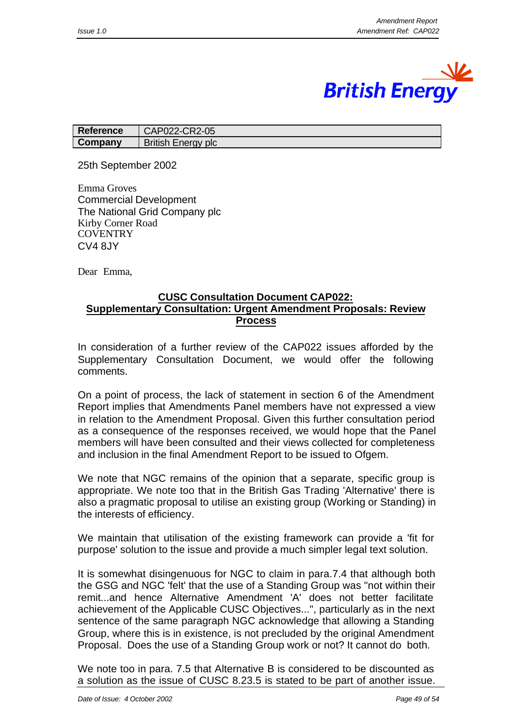| Reference | CAP022-CR2-05 |
|---|---|
| Company | British Energy plc |

25th September 2002

Emma Groves
Commercial Development
The National Grid Company plc
Kirby Corner Road
COVENTRY
CV4 8JY

Dear Emma,

**CUSC Consultation Document CAP022:**
**Supplementary Consultation: Urgent Amendment Proposals: Review Process**

In consideration of a further review of the CAP022 issues afforded by the Supplementary Consultation Document, we would offer the following comments.

On a point of process, the lack of statement in section 6 of the Amendment Report implies that Amendments Panel members have not expressed a view in relation to the Amendment Proposal. Given this further consultation period as a consequence of the responses received, we would hope that the Panel members will have been consulted and their views collected for completeness and inclusion in the final Amendment Report to be issued to Ofgem.

We note that NGC remains of the opinion that a separate, specific group is appropriate. We note too that in the British Gas Trading 'Alternative' there is also a pragmatic proposal to utilise an existing group (Working or Standing) in the interests of efficiency.

We maintain that utilisation of the existing framework can provide a 'fit for purpose' solution to the issue and provide a much simpler legal text solution.

It is somewhat disingenuous for NGC to claim in para.7.4 that although both the GSG and NGC 'felt' that the use of a Standing Group was "not within their remit...and hence Alternative Amendment 'A' does not better facilitate achievement of the Applicable CUSC Objectives...", particularly as in the next sentence of the same paragraph NGC acknowledge that allowing a Standing Group, where this is in existence, is not precluded by the original Amendment Proposal. Does the use of a Standing Group work or not? It cannot do both.

We note too in para. 7.5 that Alternative B is considered to be discounted as a solution as the issue of CUSC 8.23.5 is stated to be part of another issue.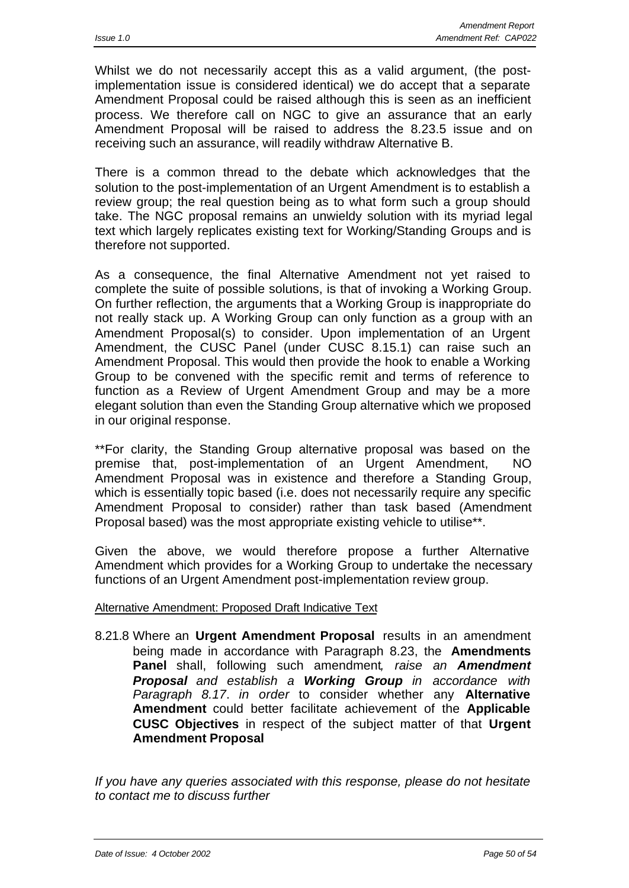Whilst we do not necessarily accept this as a valid argument, (the post-implementation issue is considered identical) we do accept that a separate Amendment Proposal could be raised although this is seen as an inefficient process. We therefore call on NGC to give an assurance that an early Amendment Proposal will be raised to address the 8.23.5 issue and on receiving such an assurance, will readily withdraw Alternative B.

There is a common thread to the debate which acknowledges that the solution to the post-implementation of an Urgent Amendment is to establish a review group; the real question being as to what form such a group should take. The NGC proposal remains an unwieldy solution with its myriad legal text which largely replicates existing text for Working/Standing Groups and is therefore not supported.

As a consequence, the final Alternative Amendment not yet raised to complete the suite of possible solutions, is that of invoking a Working Group. On further reflection, the arguments that a Working Group is inappropriate do not really stack up. A Working Group can only function as a group with an Amendment Proposal(s) to consider. Upon implementation of an Urgent Amendment, the CUSC Panel (under CUSC 8.15.1) can raise such an Amendment Proposal. This would then provide the hook to enable a Working Group to be convened with the specific remit and terms of reference to function as a Review of Urgent Amendment Group and may be a more elegant solution than even the Standing Group alternative which we proposed in our original response.

**For clarity, the Standing Group alternative proposal was based on the premise that, post-implementation of an Urgent Amendment, NO Amendment Proposal was in existence and therefore a Standing Group, which is essentially topic based (i.e. does not necessarily require any specific Amendment Proposal to consider) rather than task based (Amendment Proposal based) was the most appropriate existing vehicle to utilise**.

Given the above, we would therefore propose a further Alternative Amendment which provides for a Working Group to undertake the necessary functions of an Urgent Amendment post-implementation review group.

Alternative Amendment: Proposed Draft Indicative Text

8.21.8 Where an **Urgent Amendment Proposal** results in an amendment being made in accordance with Paragraph 8.23, the **Amendments Panel** shall, following such amendment*, raise an **Amendment Proposal** and establish a **Working Group** in accordance with Paragraph 8.17*. *in order* to consider whether any **Alternative Amendment** could better facilitate achievement of the **Applicable CUSC Objectives** in respect of the subject matter of that **Urgent Amendment Proposal**

*If you have any queries associated with this response, please do not hesitate to contact me to discuss further*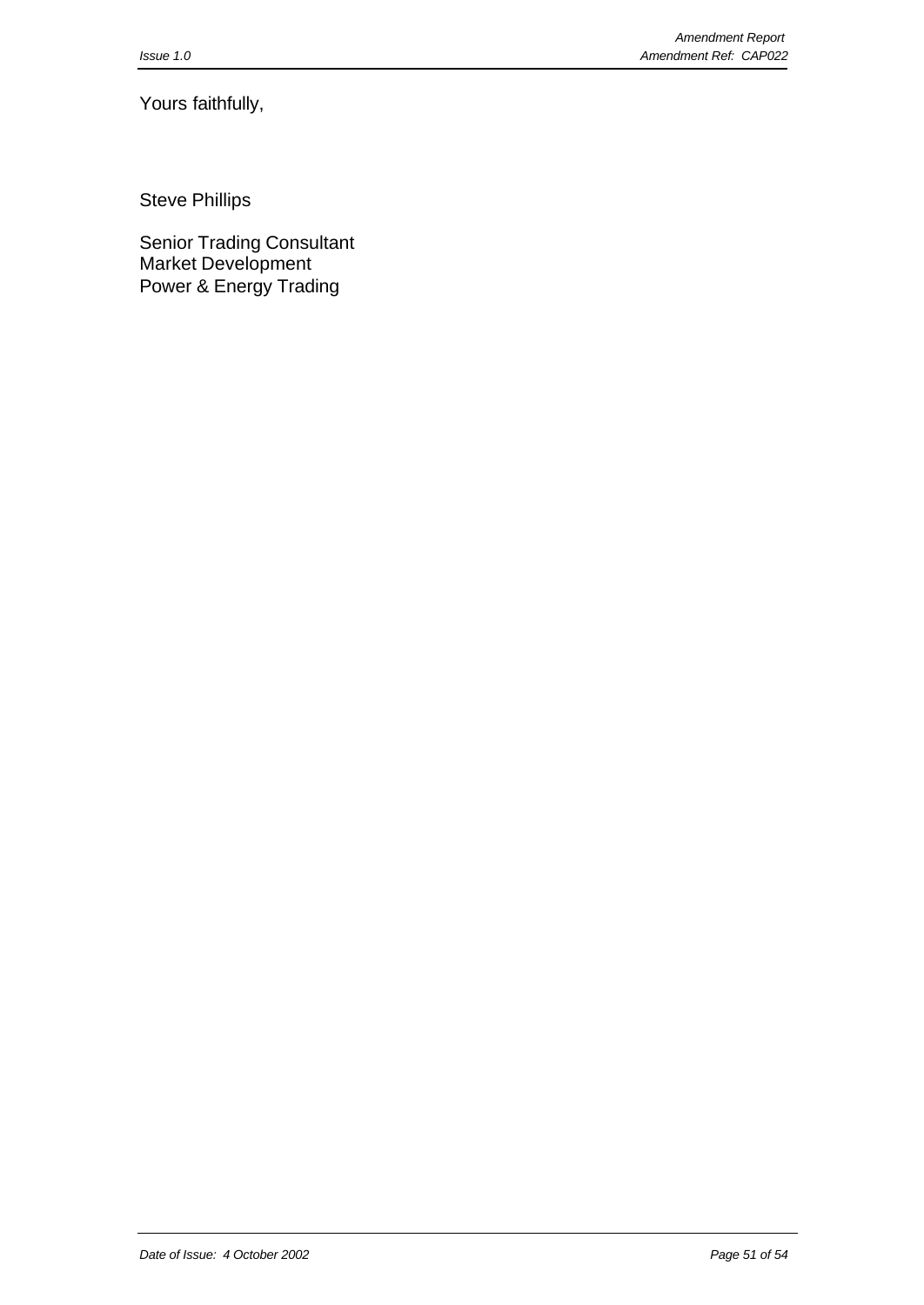Yours faithfully,

Steve Phillips

Senior Trading Consultant
Market Development
Power & Energy Trading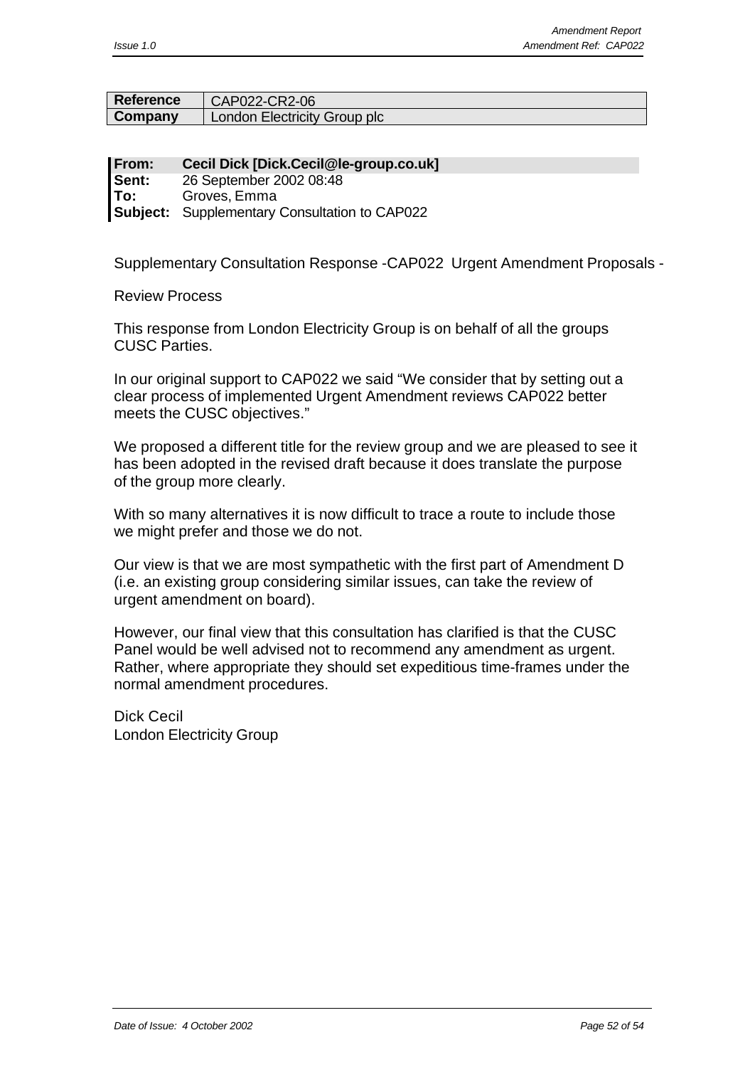| Reference | CAP022-CR2-06 |
| --- | --- |
| Company | London Electricity Group plc |

**From:** **Cecil Dick [Dick.Cecil@le-group.co.uk]**
**Sent:** 26 September 2002 08:48
**To:** Groves, Emma
**Subject:** Supplementary Consultation to CAP022

Supplementary Consultation Response -CAP022 Urgent Amendment Proposals -

Review Process

This response from London Electricity Group is on behalf of all the groups CUSC Parties.

In our original support to CAP022 we said "We consider that by setting out a clear process of implemented Urgent Amendment reviews CAP022 better meets the CUSC objectives."

We proposed a different title for the review group and we are pleased to see it has been adopted in the revised draft because it does translate the purpose of the group more clearly.

With so many alternatives it is now difficult to trace a route to include those we might prefer and those we do not.

Our view is that we are most sympathetic with the first part of Amendment D (i.e. an existing group considering similar issues, can take the review of urgent amendment on board).

However, our final view that this consultation has clarified is that the CUSC Panel would be well advised not to recommend any amendment as urgent. Rather, where appropriate they should set expeditious time-frames under the normal amendment procedures.

Dick Cecil
London Electricity Group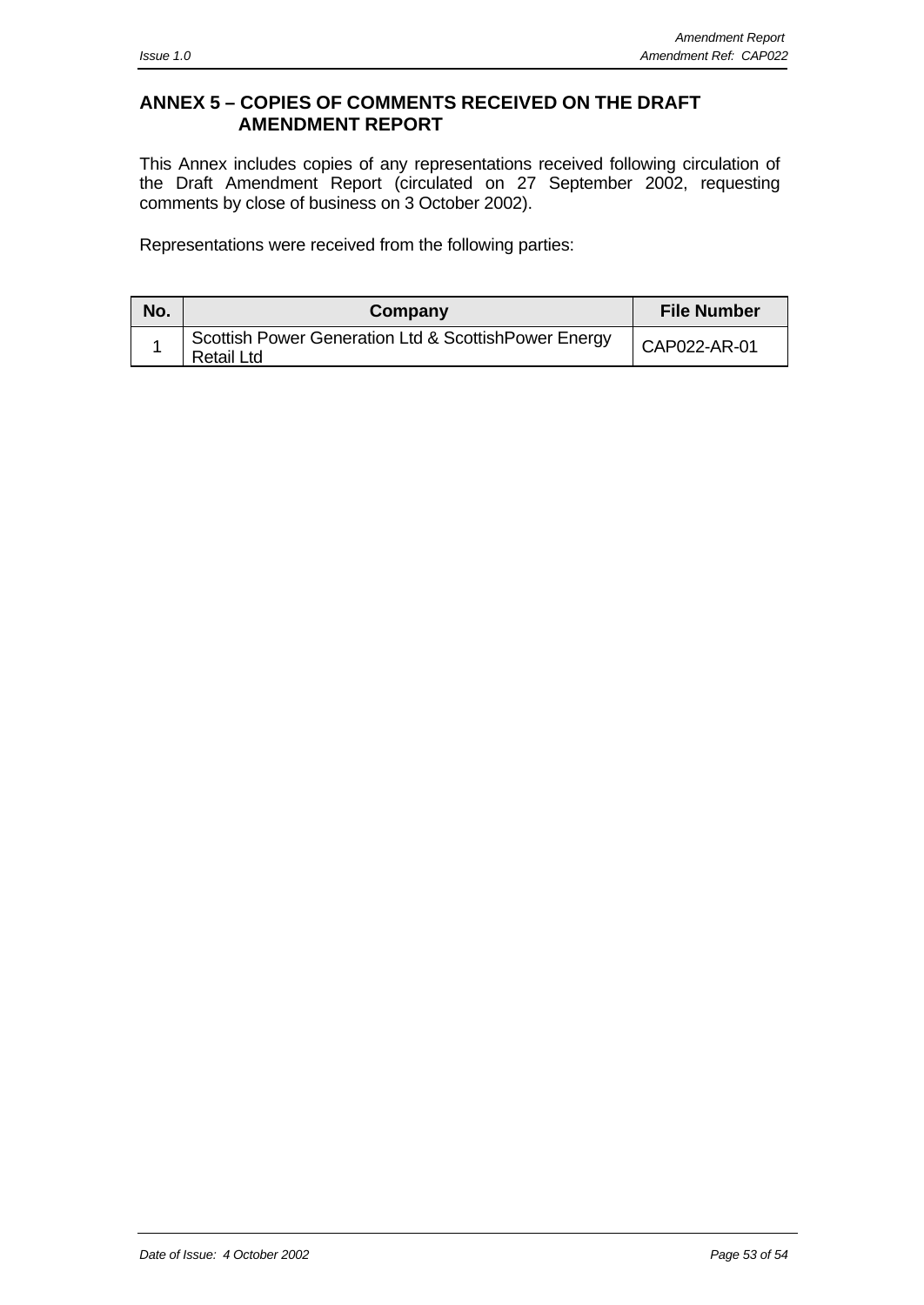## ANNEX 5 – COPIES OF COMMENTS RECEIVED ON THE DRAFT AMENDMENT REPORT

This Annex includes copies of any representations received following circulation of the Draft Amendment Report (circulated on 27 September 2002, requesting comments by close of business on 3 October 2002).

Representations were received from the following parties:

| No. | Company | File Number |
|---|---|---|
| 1 | Scottish Power Generation Ltd & ScottishPower Energy Retail Ltd | CAP022-AR-01 |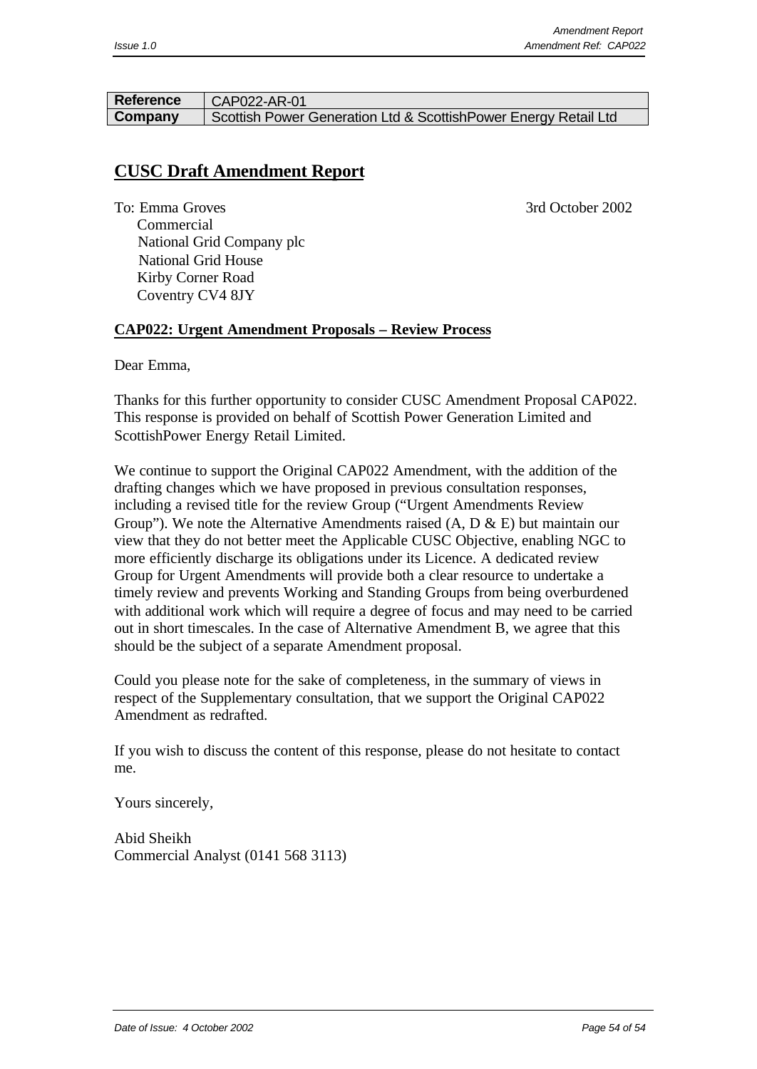| | |
|---|---|
| **Reference** | CAP022-AR-01 |
| **Company** | Scottish Power Generation Ltd & ScottishPower Energy Retail Ltd |

## CUSC Draft Amendment Report

To: Emma Groves
Commercial
National Grid Company plc
National Grid House
Kirby Corner Road
Coventry CV4 8JY

3rd October 2002

**CAP022: Urgent Amendment Proposals – Review Process**

Dear Emma,

Thanks for this further opportunity to consider CUSC Amendment Proposal CAP022. This response is provided on behalf of Scottish Power Generation Limited and ScottishPower Energy Retail Limited.

We continue to support the Original CAP022 Amendment, with the addition of the drafting changes which we have proposed in previous consultation responses, including a revised title for the review Group ("Urgent Amendments Review Group"). We note the Alternative Amendments raised (A, D & E) but maintain our view that they do not better meet the Applicable CUSC Objective, enabling NGC to more efficiently discharge its obligations under its Licence. A dedicated review Group for Urgent Amendments will provide both a clear resource to undertake a timely review and prevents Working and Standing Groups from being overburdened with additional work which will require a degree of focus and may need to be carried out in short timescales. In the case of Alternative Amendment B, we agree that this should be the subject of a separate Amendment proposal.

Could you please note for the sake of completeness, in the summary of views in respect of the Supplementary consultation, that we support the Original CAP022 Amendment as redrafted.

If you wish to discuss the content of this response, please do not hesitate to contact me.

Yours sincerely,

Abid Sheikh
Commercial Analyst (0141 568 3113)